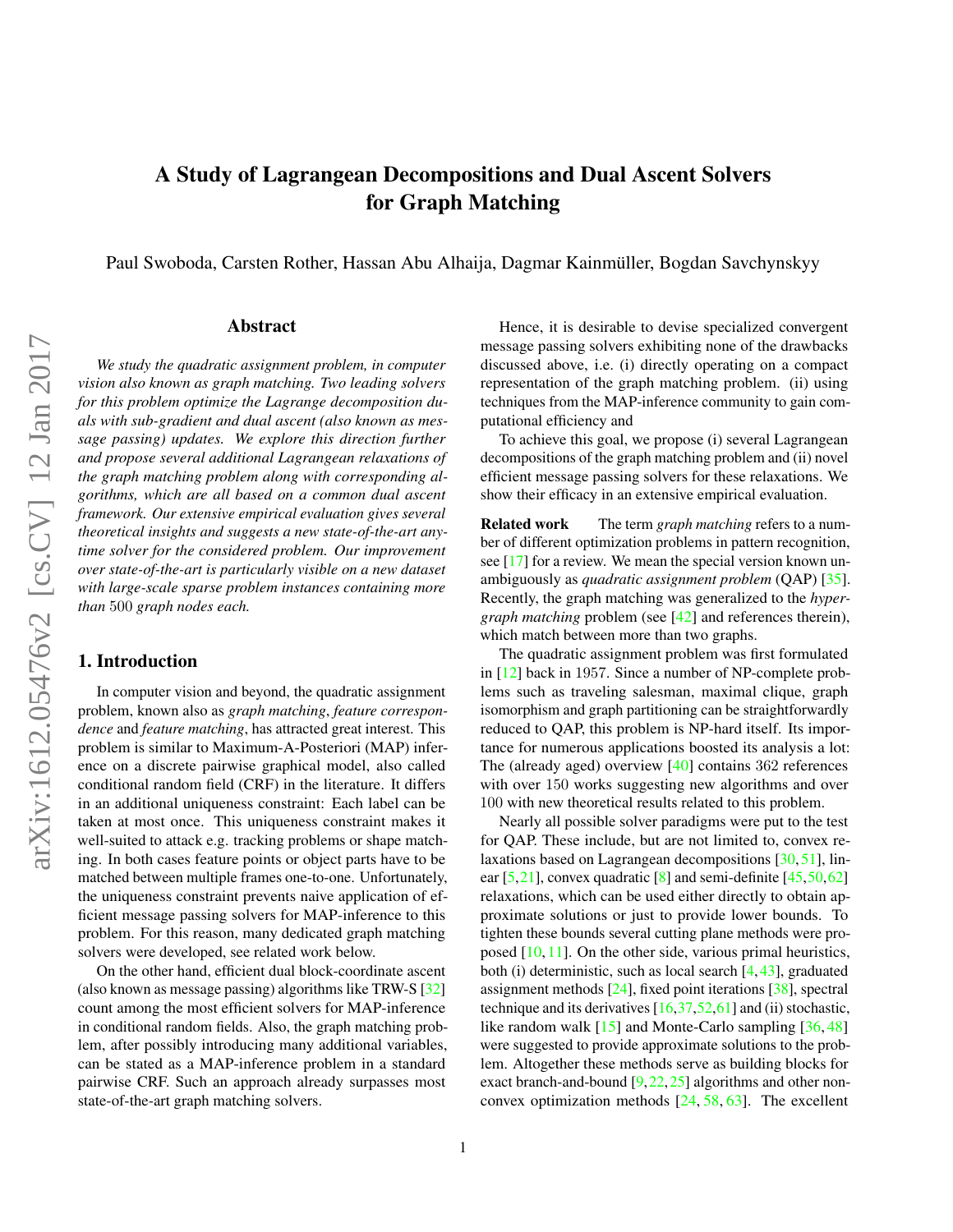# A Study of Lagrangean Decompositions and Dual Ascent Solvers for Graph Matching

Paul Swoboda, Carsten Rother, Hassan Abu Alhaija, Dagmar Kainmüller, Bogdan Savchynskyy

## Abstract

*We study the quadratic assignment problem, in computer vision also known as graph matching. Two leading solvers for this problem optimize the Lagrange decomposition duals with sub-gradient and dual ascent (also known as message passing) updates. We explore this direction further and propose several additional Lagrangean relaxations of the graph matching problem along with corresponding algorithms, which are all based on a common dual ascent framework. Our extensive empirical evaluation gives several theoretical insights and suggests a new state-of-the-art anytime solver for the considered problem. Our improvement over state-of-the-art is particularly visible on a new dataset with large-scale sparse problem instances containing more than* 500 *graph nodes each.*

## 1. Introduction

In computer vision and beyond, the quadratic assignment problem, known also as *graph matching*, *feature correspondence* and *feature matching*, has attracted great interest. This problem is similar to Maximum-A-Posteriori (MAP) inference on a discrete pairwise graphical model, also called conditional random field (CRF) in the literature. It differs in an additional uniqueness constraint: Each label can be taken at most once. This uniqueness constraint makes it well-suited to attack e.g. tracking problems or shape matching. In both cases feature points or object parts have to be matched between multiple frames one-to-one. Unfortunately, the uniqueness constraint prevents naive application of efficient message passing solvers for MAP-inference to this problem. For this reason, many dedicated graph matching solvers were developed, see related work below.

On the other hand, efficient dual block-coordinate ascent (also known as message passing) algorithms like TRW-S [32] count among the most efficient solvers for MAP-inference in conditional random fields. Also, the graph matching problem, after possibly introducing many additional variables, can be stated as a MAP-inference problem in a standard pairwise CRF. Such an approach already surpasses most state-of-the-art graph matching solvers.

Hence, it is desirable to devise specialized convergent message passing solvers exhibiting none of the drawbacks discussed above, i.e. (i) directly operating on a compact representation of the graph matching problem. (ii) using techniques from the MAP-inference community to gain computational efficiency and

To achieve this goal, we propose (i) several Lagrangean decompositions of the graph matching problem and (ii) novel efficient message passing solvers for these relaxations. We show their efficacy in an extensive empirical evaluation.

**Related work** The term *graph matching* refers to a number of different optimization problems in pattern recognition, see [17] for a review. We mean the special version known unambiguously as *quadratic assignment problem* (QAP) [35]. Recently, the graph matching was generalized to the *hypergraph matching* problem (see [42] and references therein), which match between more than two graphs.

The quadratic assignment problem was first formulated in [12] back in 1957. Since a number of NP-complete problems such as traveling salesman, maximal clique, graph isomorphism and graph partitioning can be straightforwardly reduced to QAP, this problem is NP-hard itself. Its importance for numerous applications boosted its analysis a lot: The (already aged) overview [40] contains 362 references with over 150 works suggesting new algorithms and over 100 with new theoretical results related to this problem.

Nearly all possible solver paradigms were put to the test for QAP. These include, but are not limited to, convex relaxations based on Lagrangean decompositions [30, 51], linear [5, 21], convex quadratic [8] and semi-definite [45, 50, 62] relaxations, which can be used either directly to obtain approximate solutions or just to provide lower bounds. To tighten these bounds several cutting plane methods were proposed [10, 11]. On the other side, various primal heuristics, both (i) deterministic, such as local search [4, 43], graduated assignment methods [24], fixed point iterations [38], spectral technique and its derivatives [16, 37, 52, 61] and (ii) stochastic, like random walk [15] and Monte-Carlo sampling [36, 48] were suggested to provide approximate solutions to the problem. Altogether these methods serve as building blocks for exact branch-and-bound [9, 22, 25] algorithms and other non-convex optimization methods [24, 58, 63]. The excellent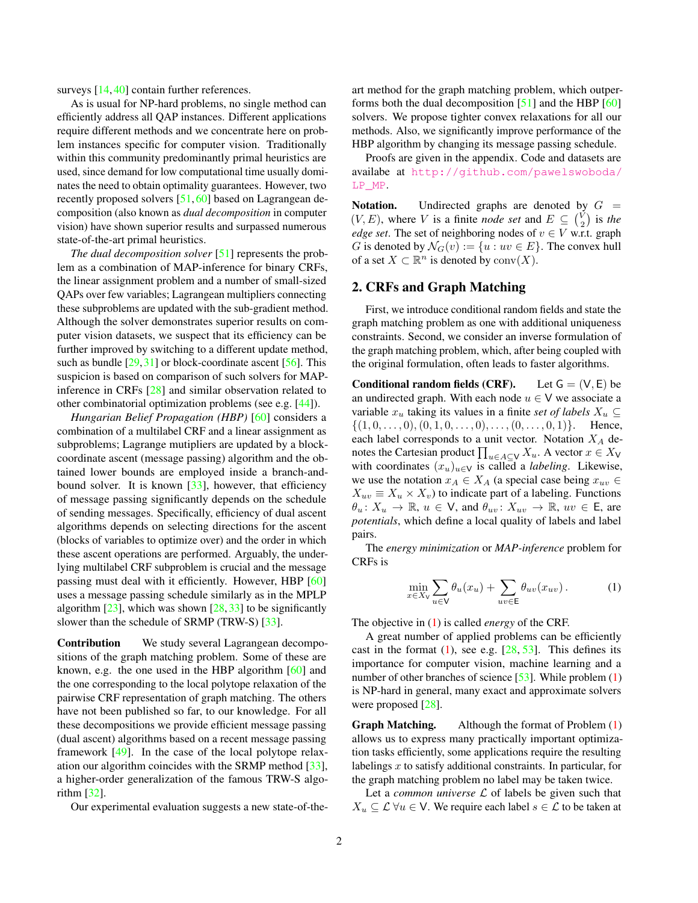surveys [14, 40] contain further references.

As is usual for NP-hard problems, no single method can efficiently address all QAP instances. Different applications require different methods and we concentrate here on problem instances specific for computer vision. Traditionally within this community predominantly primal heuristics are used, since demand for low computational time usually dominates the need to obtain optimality guarantees. However, two recently proposed solvers [51, 60] based on Lagrangean decomposition (also known as *dual decomposition* in computer vision) have shown superior results and surpassed numerous state-of-the-art primal heuristics.

*The dual decomposition solver* [51] represents the problem as a combination of MAP-inference for binary CRFs, the linear assignment problem and a number of small-sized QAPs over few variables; Lagrangean multipliers connecting these subproblems are updated with the sub-gradient method. Although the solver demonstrates superior results on computer vision datasets, we suspect that its efficiency can be further improved by switching to a different update method, such as bundle [29, 31] or block-coordinate ascent [56]. This suspicion is based on comparison of such solvers for MAP-inference in CRFs [28] and similar observation related to other combinatorial optimization problems (see e.g. [44]).

*Hungarian Belief Propagation (HBP)* [60] considers a combination of a multilabel CRF and a linear assignment as subproblems; Lagrange mutipliers are updated by a block-coordinate ascent (message passing) algorithm and the obtained lower bounds are employed inside a branch-and-bound solver. It is known [33], however, that efficiency of message passing significantly depends on the schedule of sending messages. Specifically, efficiency of dual ascent algorithms depends on selecting directions for the ascent (blocks of variables to optimize over) and the order in which these ascent operations are performed. Arguably, the underlying multilabel CRF subproblem is crucial and the message passing must deal with it efficiently. However, HBP [60] uses a message passing schedule similarly as in the MPLP algorithm [23], which was shown [28, 33] to be significantly slower than the schedule of SRMP (TRW-S) [33].

**Contribution** We study several Lagrangean decompositions of the graph matching problem. Some of these are known, e.g. the one used in the HBP algorithm [60] and the one corresponding to the local polytope relaxation of the pairwise CRF representation of graph matching. The others have not been published so far, to our knowledge. For all these decompositions we provide efficient message passing (dual ascent) algorithms based on a recent message passing framework [49]. In the case of the local polytope relaxation our algorithm coincides with the SRMP method [33], a higher-order generalization of the famous TRW-S algorithm [32].

Our experimental evaluation suggests a new state-of-the-art method for the graph matching problem, which outperforms both the dual decomposition [51] and the HBP [60] solvers. We propose tighter convex relaxations for all our methods. Also, we significantly improve performance of the HBP algorithm by changing its message passing schedule.

Proofs are given in the appendix. Code and datasets are availabe at http://github.com/pawelswoboda/LP_MP.

**Notation.** Undirected graphs are denoted by $G = (V, E)$, where $V$ is a finite *node set* and $E \subseteq \binom{V}{2}$ is *the edge set*. The set of neighboring nodes of $v \in V$ w.r.t. graph $G$ is denoted by $\mathcal{N}_G(v) := \{u : uv \in E\}$. The convex hull of a set $X \subset \mathbb{R}^n$ is denoted by $\operatorname{conv}(X)$.

## 2. CRFs and Graph Matching

First, we introduce conditional random fields and state the graph matching problem as one with additional uniqueness constraints. Second, we consider an inverse formulation of the graph matching problem, which, after being coupled with the original formulation, often leads to faster algorithms.

**Conditional random fields (CRF).** Let $\mathsf{G} = (\mathsf{V}, \mathsf{E})$ be an undirected graph. With each node $u \in \mathsf{V}$ we associate a variable $x_u$ taking its values in a finite *set of labels* $X_u \subseteq \{(1, 0, \ldots, 0), (0, 1, 0, \ldots, 0), \ldots, (0, \ldots, 0, 1)\}$. Hence, each label corresponds to a unit vector. Notation $X_A$ denotes the Cartesian product $\prod_{u \in A \subseteq \mathsf{V}} X_u$. A vector $x \in X_{\mathsf{V}}$ with coordinates $(x_u)_{u \in \mathsf{V}}$ is called a *labeling*. Likewise, we use the notation $x_A \in X_A$ (a special case being $x_{uv} \in X_{uv} \equiv X_u \times X_v$) to indicate part of a labeling. Functions $\theta_u \colon X_u \to \mathbb{R}$, $u \in \mathsf{V}$, and $\theta_{uv} \colon X_{uv} \to \mathbb{R}$, $uv \in \mathsf{E}$, are *potentials*, which define a local quality of labels and label pairs.

The *energy minimization* or *MAP-inference* problem for CRFs is

$$\min_{x \in X_{\mathsf{V}}} \sum_{u \in \mathsf{V}} \theta_u(x_u) + \sum_{uv \in \mathsf{E}} \theta_{uv}(x_{uv}) \,. \tag{1}$$

The objective in (1) is called *energy* of the CRF.

A great number of applied problems can be efficiently cast in the format (1), see e.g. [28, 53]. This defines its importance for computer vision, machine learning and a number of other branches of science [53]. While problem (1) is NP-hard in general, many exact and approximate solvers were proposed [28].

**Graph Matching.** Although the format of Problem (1) allows us to express many practically important optimization tasks efficiently, some applications require the resulting labelings $x$ to satisfy additional constraints. In particular, for the graph matching problem no label may be taken twice.

Let a *common universe* $\mathcal{L}$ of labels be given such that $X_u \subseteq \mathcal{L} \; \forall u \in \mathsf{V}$. We require each label $s \in \mathcal{L}$ to be taken at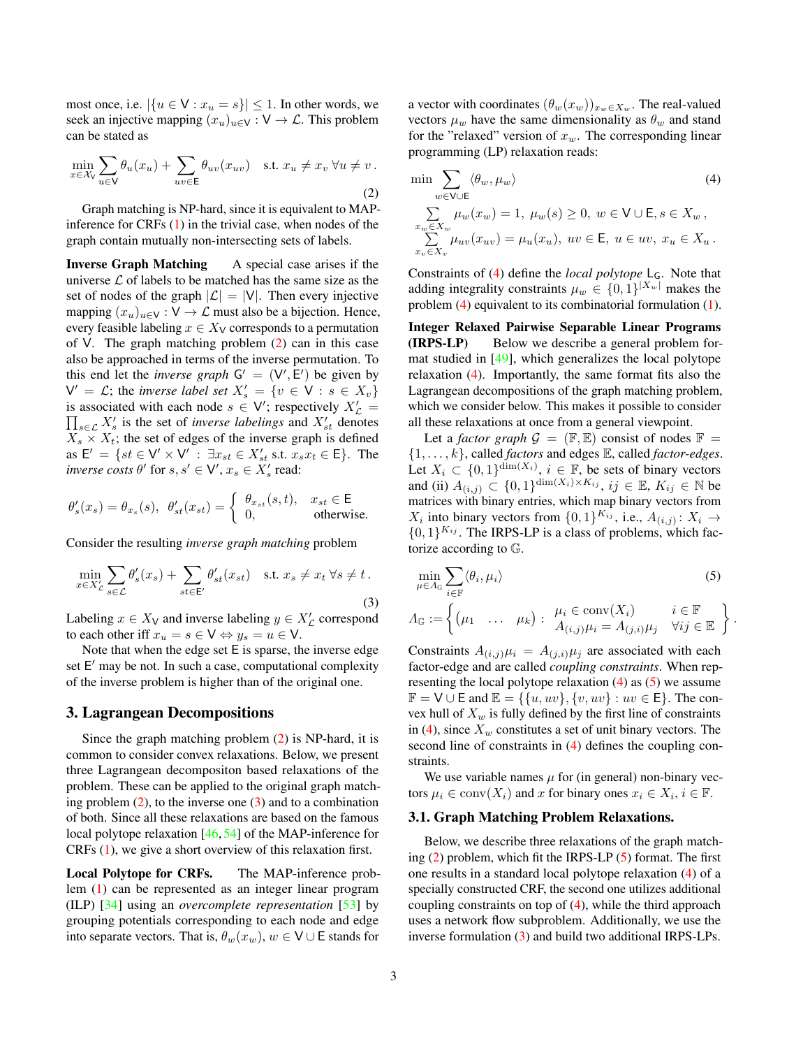most once, i.e. $|\{u \in \mathsf{V} : x_u = s\}| \leq 1$. In other words, we seek an injective mapping $(x_u)_{u \in \mathsf{V}} : \mathsf{V} \to \mathcal{L}$. This problem can be stated as

$$\min_{x \in \mathcal{X}_{\mathsf{V}}} \sum_{u \in \mathsf{V}} \theta_u(x_u) + \sum_{uv \in \mathsf{E}} \theta_{uv}(x_{uv}) \quad \text{s.t. } x_u \neq x_v \ \forall u \neq v\,. \tag{2}$$

Graph matching is NP-hard, since it is equivalent to MAP-inference for CRFs (1) in the trivial case, when nodes of the graph contain mutually non-intersecting sets of labels.

**Inverse Graph Matching** A special case arises if the universe $\mathcal{L}$ of labels to be matched has the same size as the set of nodes of the graph $|\mathcal{L}| = |\mathsf{V}|$. Then every injective mapping $(x_u)_{u \in \mathsf{V}} : \mathsf{V} \to \mathcal{L}$ must also be a bijection. Hence, every feasible labeling $x \in X_{\mathsf{V}}$ corresponds to a permutation of $\mathsf{V}$. The graph matching problem (2) can in this case also be approached in terms of the inverse permutation. To this end let the *inverse graph* $\mathsf{G}' = (\mathsf{V}', \mathsf{E}')$ be given by $\mathsf{V}' = \mathcal{L}$; the *inverse label set* $X'_s = \{v \in \mathsf{V} : s \in X_v\}$ is associated with each node $s \in \mathsf{V}'$; respectively $X'_{\mathcal{L}} = \prod_{s \in \mathcal{L}} X'_s$ is the set of *inverse labelings* and $X'_{st}$ denotes $X_s \times X_t$; the set of edges of the inverse graph is defined as $\mathsf{E}' = \{st \in \mathsf{V}' \times \mathsf{V}' : \exists x_{st} \in X'_{st} \text{ s.t. } x_s x_t \in \mathsf{E}\}$. The *inverse costs* $\theta'$ for $s, s' \in \mathsf{V}'$, $x_s \in X'_s$ read:

$$\theta'_s(x_s) = \theta_{x_s}(s), \quad \theta'_{st}(x_{st}) = \begin{cases} \theta_{x_{st}}(s,t), & x_{st} \in \mathsf{E} \\ 0, & \text{otherwise.} \end{cases}$$

Consider the resulting *inverse graph matching* problem

$$\min_{x \in X'_{\mathcal{L}}} \sum_{s \in \mathcal{L}} \theta'_s(x_s) + \sum_{st \in \mathsf{E}'} \theta'_{st}(x_{st}) \quad \text{s.t. } x_s \neq x_t \ \forall s \neq t\,. \tag{3}$$

Labeling $x \in X_{\mathsf{V}}$ and inverse labeling $y \in X'_{\mathcal{L}}$ correspond to each other iff $x_u = s \in \mathsf{V} \Leftrightarrow y_s = u \in \mathsf{V}$.

Note that when the edge set $\mathsf{E}$ is sparse, the inverse edge set $\mathsf{E}'$ may be not. In such a case, computational complexity of the inverse problem is higher than of the original one.

## 3. Lagrangean Decompositions

Since the graph matching problem (2) is NP-hard, it is common to consider convex relaxations. Below, we present three Lagrangean decompositon based relaxations of the problem. These can be applied to the original graph matching problem (2), to the inverse one (3) and to a combination of both. Since all these relaxations are based on the famous local polytope relaxation [46, 54] of the MAP-inference for CRFs (1), we give a short overview of this relaxation first.

**Local Polytope for CRFs.** The MAP-inference problem (1) can be represented as an integer linear program (ILP) [34] using an *overcomplete representation* [53] by grouping potentials corresponding to each node and edge into separate vectors. That is, $\theta_w(x_w)$, $w \in \mathsf{V} \cup \mathsf{E}$ stands for a vector with coordinates $(\theta_w(x_w))_{x_w \in X_w}$. The real-valued vectors $\mu_w$ have the same dimensionality as $\theta_w$ and stand for the "relaxed" version of $x_w$. The corresponding linear programming (LP) relaxation reads:

$$\begin{aligned} &\min \sum_{w \in \mathsf{V} \cup \mathsf{E}} \langle \theta_w, \mu_w \rangle \\ &\sum_{x_w \in X_w} \mu_w(x_w) = 1,\ \mu_w(s) \geq 0,\ w \in \mathsf{V} \cup \mathsf{E}, s \in X_w\,, \\ &\sum_{x_v \in X_v} \mu_{uv}(x_{uv}) = \mu_u(x_u),\ uv \in \mathsf{E},\ u \in uv,\ x_u \in X_u\,. \end{aligned} \tag{4}$$

Constraints of (4) define the *local polytope* $\mathsf{L}_{\mathsf{G}}$. Note that adding integrality constraints $\mu_w \in \{0,1\}^{|X_w|}$ makes the problem (4) equivalent to its combinatorial formulation (1).

**Integer Relaxed Pairwise Separable Linear Programs (IRPS-LP)** Below we describe a general problem format studied in [49], which generalizes the local polytope relaxation (4). Importantly, the same format fits also the Lagrangean decompositions of the graph matching problem, which we consider below. This makes it possible to consider all these relaxations at once from a general viewpoint.

Let a *factor graph* $\mathcal{G} = (\mathbb{F}, \mathbb{E})$ consist of nodes $\mathbb{F} = \{1, \ldots, k\}$, called *factors* and edges $\mathbb{E}$, called *factor-edges*. Let $X_i \subset \{0,1\}^{\dim(X_i)}$, $i \in \mathbb{F}$, be sets of binary vectors and (ii) $A_{(i,j)} \subset \{0,1\}^{\dim(X_i) \times K_{ij}}$, $ij \in \mathbb{E}$, $K_{ij} \in \mathbb{N}$ be matrices with binary entries, which map binary vectors from $X_i$ into binary vectors from $\{0,1\}^{K_{ij}}$, i.e., $A_{(i,j)} \colon X_i \to \{0,1\}^{K_{ij}}$. The IRPS-LP is a class of problems, which factorize according to $\mathbb{G}$.

$$\min_{\mu \in \Lambda_{\mathbb{G}}} \sum_{i \in \mathbb{F}} \langle \theta_i, \mu_i \rangle \tag{5}$$

$$\Lambda_{\mathbb{G}} := \left\{ \begin{pmatrix} \mu_1 & \ldots & \mu_k \end{pmatrix} : \begin{array}{ll} \mu_i \in \operatorname{conv}(X_i) & i \in \mathbb{F} \\ A_{(i,j)}\mu_i = A_{(j,i)}\mu_j & \forall ij \in \mathbb{E} \end{array} \right\}.$$

Constraints $A_{(i,j)}\mu_i = A_{(j,i)}\mu_j$ are associated with each factor-edge and are called *coupling constraints*. When representing the local polytope relaxation (4) as (5) we assume $\mathbb{F} = \mathsf{V} \cup \mathsf{E}$ and $\mathbb{E} = \{\{u, uv\}, \{v, uv\} : uv \in \mathsf{E}\}$. The convex hull of $X_w$ is fully defined by the first line of constraints in (4), since $X_w$ constitutes a set of unit binary vectors. The second line of constraints in (4) defines the coupling constraints.

We use variable names $\mu$ for (in general) non-binary vectors $\mu_i \in \operatorname{conv}(X_i)$ and $x$ for binary ones $x_i \in X_i$, $i \in \mathbb{F}$.

### 3.1. Graph Matching Problem Relaxations.

Below, we describe three relaxations of the graph matching (2) problem, which fit the IRPS-LP (5) format. The first one results in a standard local polytope relaxation (4) of a specially constructed CRF, the second one utilizes additional coupling constraints on top of (4), while the third approach uses a network flow subproblem. Additionally, we use the inverse formulation (3) and build two additional IRPS-LPs.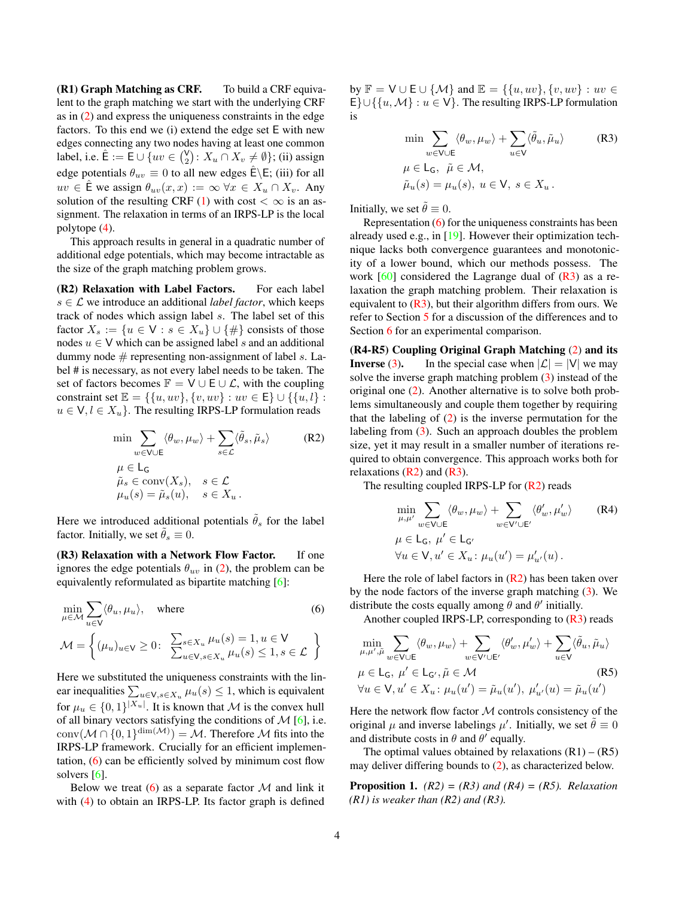**(R1) Graph Matching as CRF.** To build a CRF equivalent to the graph matching we start with the underlying CRF as in (2) and express the uniqueness constraints in the edge factors. To this end we (i) extend the edge set $\mathsf{E}$ with new edges connecting any two nodes having at least one common label, i.e. $\hat{\mathsf{E}} := \mathsf{E} \cup \{uv \in \binom{\mathsf{V}}{2} \colon X_u \cap X_v \neq \emptyset\}$; (ii) assign edge potentials $\theta_{uv} \equiv 0$ to all new edges $\hat{\mathsf{E}} \backslash \mathsf{E}$; (iii) for all $uv \in \hat{\mathsf{E}}$ we assign $\theta_{uv}(x,x) := \infty\ \forall x \in X_u \cap X_v$. Any solution of the resulting CRF (1) with cost $< \infty$ is an assignment. The relaxation in terms of an IRPS-LP is the local polytope (4).

This approach results in general in a quadratic number of additional edge potentials, which may become intractable as the size of the graph matching problem grows.

**(R2) Relaxation with Label Factors.** For each label $s \in \mathcal{L}$ we introduce an additional *label factor*, which keeps track of nodes which assign label $s$. The label set of this factor $X_s := \{u \in \mathsf{V} : s \in X_u\} \cup \{\#\}$ consists of those nodes $u \in \mathsf{V}$ which can be assigned label $s$ and an additional dummy node $\#$ representing non-assignment of label $s$. Label # is necessary, as not every label needs to be taken. The set of factors becomes $\mathbb{F} = \mathsf{V} \cup \mathsf{E} \cup \mathcal{L}$, with the coupling constraint set $\mathbb{E} = \{\{u, uv\}, \{v, uv\} : uv \in \mathsf{E}\} \cup \{\{u, l\} : u \in \mathsf{V}, l \in X_u\}$. The resulting IRPS-LP formulation reads

$$
\begin{aligned}
\min \sum_{w \in \mathsf{V} \cup \mathsf{E}} \langle \theta_w, \mu_w \rangle &+ \sum_{s \in \mathcal{L}} \langle \tilde{\theta}_s, \tilde{\mu}_s \rangle \qquad \text{(R2)} \\
\mu &\in \mathsf{L}_\mathsf{G} \\
\tilde{\mu}_s &\in \operatorname{conv}(X_s), \quad s \in \mathcal{L} \\
\mu_u(s) &= \tilde{\mu}_s(u), \quad s \in X_u \,.
\end{aligned}
$$

Here we introduced additional potentials $\tilde{\theta}_s$ for the label factor. Initially, we set $\tilde{\theta}_s \equiv 0$.

**(R3) Relaxation with a Network Flow Factor.** If one ignores the edge potentials $\theta_{uv}$ in (2), the problem can be equivalently reformulated as bipartite matching [6]:

$$
\min_{\mu \in \mathcal{M}} \sum_{u \in \mathsf{V}} \langle \theta_u, \mu_u \rangle, \quad \text{where} \qquad (6)
$$

$$
\mathcal{M} = \left\{ (\mu_u)_{u \in \mathsf{V}} \geq 0 \colon \begin{array}{l} \sum_{s \in X_u} \mu_u(s) = 1, u \in \mathsf{V} \\ \sum_{u \in \mathsf{V}, s \in X_u} \mu_u(s) \leq 1, s \in \mathcal{L} \end{array} \right\}
$$

Here we substituted the uniqueness constraints with the linear inequalities $\sum_{u \in \mathsf{V}, s \in X_u} \mu_u(s) \leq 1$, which is equivalent for $\mu_u \in \{0,1\}^{|X_u|}$. It is known that $\mathcal{M}$ is the convex hull of all binary vectors satisfying the conditions of $\mathcal{M}$ [6], i.e. $\operatorname{conv}(\mathcal{M} \cap \{0,1\}^{\dim(\mathcal{M})}) = \mathcal{M}$. Therefore $\mathcal{M}$ fits into the IRPS-LP framework. Crucially for an efficient implementation, (6) can be efficiently solved by minimum cost flow solvers [6].

Below we treat (6) as a separate factor $\mathcal{M}$ and link it with (4) to obtain an IRPS-LP. Its factor graph is defined by $\mathbb{F} = \mathsf{V} \cup \mathsf{E} \cup \{\mathcal{M}\}$ and $\mathbb{E} = \{\{u, uv\}, \{v, uv\} : uv \in \mathsf{E}\} \cup \{\{u, \mathcal{M}\} : u \in \mathsf{V}\}$. The resulting IRPS-LP formulation is

$$
\begin{aligned}
\min \sum_{w \in \mathsf{V} \cup \mathsf{E}} \langle \theta_w, \mu_w \rangle &+ \sum_{u \in \mathsf{V}} \langle \tilde{\theta}_u, \tilde{\mu}_u \rangle \qquad \text{(R3)} \\
\mu \in \mathsf{L}_\mathsf{G}, &\ \ \tilde{\mu} \in \mathcal{M}, \\
\tilde{\mu}_u(s) = \mu_u(s), &\ \ u \in \mathsf{V},\ s \in X_u \,.
\end{aligned}
$$

Initially, we set $\tilde{\theta} \equiv 0$.

Representation (6) for the uniqueness constraints has been already used e.g., in [19]. However their optimization technique lacks both convergence guarantees and monotonicity of a lower bound, which our methods possess. The work [60] considered the Lagrange dual of (R3) as a relaxation the graph matching problem. Their relaxation is equivalent to (R3), but their algorithm differs from ours. We refer to Section 5 for a discussion of the differences and to Section 6 for an experimental comparison.

**(R4-R5) Coupling Original Graph Matching (2) and its Inverse (3).** In the special case when $|\mathcal{L}| = |\mathsf{V}|$ we may solve the inverse graph matching problem (3) instead of the original one (2). Another alternative is to solve both problems simultaneously and couple them together by requiring that the labeling of (2) is the inverse permutation for the labeling from (3). Such an approach doubles the problem size, yet it may result in a smaller number of iterations required to obtain convergence. This approach works both for relaxations (R2) and (R3).

The resulting coupled IRPS-LP for (R2) reads

$$
\begin{aligned}
\min_{\mu, \mu'} \sum_{w \in \mathsf{V} \cup \mathsf{E}} \langle \theta_w, \mu_w \rangle &+ \sum_{w \in \mathsf{V}' \cup \mathsf{E}'} \langle \theta'_w, \mu'_w \rangle \qquad \text{(R4)} \\
\mu \in \mathsf{L}_\mathsf{G}, &\ \ \mu' \in \mathsf{L}_{\mathsf{G}'} \\
\forall u \in \mathsf{V}, u' \in X_u &\colon \mu_u(u') = \mu'_{u'}(u) \,.
\end{aligned}
$$

Here the role of label factors in (R2) has been taken over by the node factors of the inverse graph matching (3). We distribute the costs equally among $\theta$ and $\theta'$ initially.

Another coupled IRPS-LP, corresponding to (R3) reads

$$
\begin{aligned}
\min_{\mu, \mu', \tilde{\mu}} \sum_{w \in \mathsf{V} \cup \mathsf{E}} \langle \theta_w, \mu_w \rangle &+ \sum_{w \in \mathsf{V}' \cup \mathsf{E}'} \langle \theta'_w, \mu'_w \rangle + \sum_{u \in \mathsf{V}} \langle \tilde{\theta}_u, \tilde{\mu}_u \rangle \\
\mu \in \mathsf{L}_\mathsf{G},\ \mu' &\in \mathsf{L}_{\mathsf{G}'}, \tilde{\mu} \in \mathcal{M} \qquad \text{(R5)} \\
\forall u \in \mathsf{V}, u' \in X_u &\colon \mu_u(u') = \tilde{\mu}_u(u'),\ \mu'_{u'}(u) = \tilde{\mu}_u(u')
\end{aligned}
$$

Here the network flow factor $\mathcal{M}$ controls consistency of the original $\mu$ and inverse labelings $\mu'$. Initially, we set $\tilde{\theta} \equiv 0$ and distribute costs in $\theta$ and $\theta'$ equally.

The optimal values obtained by relaxations (R1) – (R5) may deliver differing bounds to (2), as characterized below.

**Proposition 1.** *(R2) = (R3) and (R4) = (R5). Relaxation (R1) is weaker than (R2) and (R3).*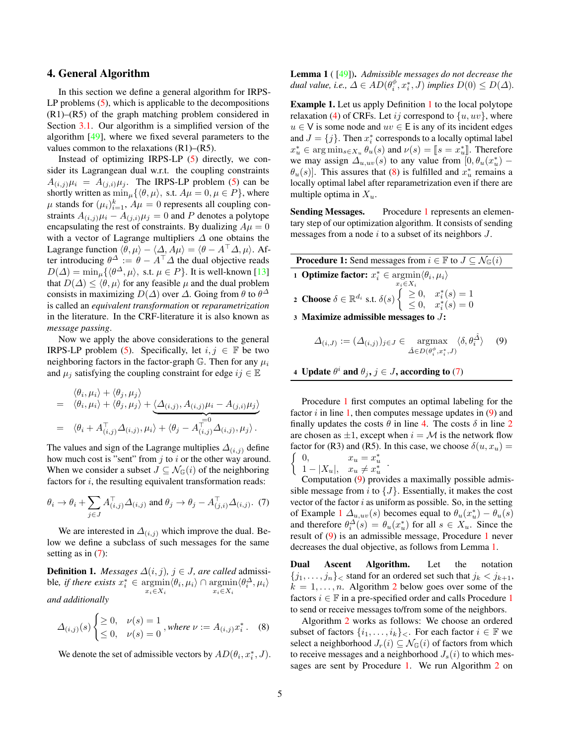## 4. General Algorithm

In this section we define a general algorithm for IRPS-LP problems (5), which is applicable to the decompositions (R1)–(R5) of the graph matching problem considered in Section 3.1. Our algorithm is a simplified version of the algorithm [49], where we fixed several parameters to the values common to the relaxations (R1)–(R5).

Instead of optimizing IRPS-LP (5) directly, we consider its Lagrangean dual w.r.t. the coupling constraints $A_{(i,j)}\mu_i = A_{(j,i)}\mu_j$. The IRPS-LP problem (5) can be shortly written as $\min_\mu\{\langle\theta,\mu\rangle, \text{ s.t. } A\mu = 0, \mu\in P\}$, where $\mu$ stands for $(\mu_i)_{i=1}^k$, $A\mu = 0$ represents all coupling constraints $A_{(i,j)}\mu_i - A_{(j,i)}\mu_j = 0$ and $P$ denotes a polytope encapsulating the rest of constraints. By dualizing $A\mu = 0$ with a vector of Lagrange multipliers $\Delta$ one obtains the Lagrange function $\langle\theta,\mu\rangle - \langle\Delta, A\mu\rangle = \langle\theta - A^\top\Delta,\mu\rangle$. After introducing $\theta^\Delta := \theta - A^\top\Delta$ the dual objective reads $D(\Delta) = \min_\mu\{\langle\theta^\Delta,\mu\rangle, \text{ s.t. } \mu\in P\}$. It is well-known [13] that $D(\Delta)\leq\langle\theta,\mu\rangle$ for any feasible $\mu$ and the dual problem consists in maximizing $D(\Delta)$ over $\Delta$. Going from $\theta$ to $\theta^\Delta$ is called an *equivalent transformation* or *reparametrization* in the literature. In the CRF-literature it is also known as *message passing*.

Now we apply the above considerations to the general IRPS-LP problem (5). Specifically, let $i, j \in \mathbb{F}$ be two neighboring factors in the factor-graph $\mathbb{G}$. Then for any $\mu_i$ and $\mu_j$ satisfying the coupling constraint for edge $ij\in\mathbb{E}$

$$
\begin{aligned}
&\langle\theta_i,\mu_i\rangle + \langle\theta_j,\mu_j\rangle \\
=\ &\langle\theta_i,\mu_i\rangle + \langle\theta_j,\mu_j\rangle + \underbrace{\langle\Delta_{(i,j)}, A_{(i,j)}\mu_i - A_{(j,i)}\mu_j\rangle}_{=0} \\
=\ &\langle\theta_i + A_{(i,j)}^\top\Delta_{(i,j)},\mu_i\rangle + \langle\theta_j - A_{(i,j)}^\top\Delta_{(i,j)},\mu_j\rangle\,.
\end{aligned}
$$

The values and sign of the Lagrange multipliers $\Delta_{(i,j)}$ define how much cost is "sent" from $j$ to $i$ or the other way around. When we consider a subset $J\subseteq\mathcal{N}_{\mathbb{G}}(i)$ of the neighboring factors for $i$, the resulting equivalent transformation reads:

$$
\theta_i \to \theta_i + \sum_{j\in J} A_{(i,j)}^\top\Delta_{(i,j)} \text{ and } \theta_j \to \theta_j - A_{(j,i)}^\top\Delta_{(i,j)}. \quad (7)
$$

We are interested in $\Delta_{(i,j)}$ which improve the dual. Below we define a subclass of such messages for the same setting as in (7):

**Definition 1.** *Messages $\Delta(i,j)$, $j\in J$, are called* admissible, *if there exists $x_i^* \in \operatorname{argmin}_{x_i\in X_i}\langle\theta_i,\mu_i\rangle \cap \operatorname{argmin}_{x_i\in X_i}\langle\theta_i^\Delta,\mu_i\rangle$ and additionally*

$$
\Delta_{(i,j)}(s)\begin{cases}\geq 0, & \nu(s) = 1\\ \leq 0, & \nu(s) = 0\end{cases}, \text{where } \nu := A_{(i,j)}x_i^*\,. \quad (8)
$$

We denote the set of admissible vectors by $AD(\theta_i, x_i^*, J)$.

**Lemma 1** ( [49]). *Admissible messages do not decrease the dual value, i.e., $\Delta\in AD(\theta_i^\phi, x_i^*, J)$ implies $D(0)\leq D(\Delta)$.*

**Example 1.** Let us apply Definition 1 to the local polytope relaxation (4) of CRFs. Let $ij$ correspond to $\{u, uv\}$, where $u\in\mathsf{V}$ is some node and $uv\in\mathsf{E}$ is any of its incident edges and $J = \{j\}$. Then $x_i^*$ corresponds to a locally optimal label $x_u^*\in\arg\min_{s\in X_u}\theta_u(s)$ and $\nu(s) = [\![s = x_u^*]\!]$. Therefore we may assign $\Delta_{u,uv}(s)$ to any value from $[0, \theta_u(x_u^*) - \theta_u(s)]$. This assures that (8) is fulfilled and $x_u^*$ remains a locally optimal label after reparametrization even if there are multiple optima in $X_u$.

**Sending Messages.** Procedure 1 represents an elementary step of our optimization algorithm. It consists of sending messages from a node $i$ to a subset of its neighbors $J$.

---

**Procedure 1:** Send messages from $i\in\mathbb{F}$ to $J\subseteq\mathcal{N}_{\mathbb{G}}(i)$

1. **Optimize factor:** $x_i^*\in\operatorname{argmin}_{x_i\in X_i}\langle\theta_i,\mu_i\rangle$
2. **Choose** $\delta\in\mathbb{R}^{d_i}$ s.t. $\delta(s)\begin{cases}\geq 0, & x_i^*(s) = 1\\ \leq 0, & x_i^*(s) = 0\end{cases}$
3. **Maximize admissible messages to** $J$:
$$
\Delta_{(i,J)} := (\Delta_{(i,j)})_{j\in J} \in \operatorname*{argmax}_{\hat\Delta\in D(\theta_i^\phi, x_i^*, J)} \langle\delta, \theta_i^{\hat\Delta}\rangle \quad (9)
$$
4. **Update** $\theta^i$ **and** $\theta_j$, $j\in J$, **according to** (7)

---

Procedure 1 first computes an optimal labeling for the factor $i$ in line 1, then computes message updates in (9) and finally updates the costs $\theta$ in line 4. The costs $\delta$ in line 2 are chosen as $\pm1$, except when $i = \mathcal{M}$ is the network flow factor for (R3) and (R5). In this case, we choose $\delta(u, x_u) = \begin{cases}0, & x_u = x_u^*\\ 1 - |X_u|, & x_u\neq x_u^*\end{cases}$.

Computation (9) provides a maximally possible admissible message from $i$ to $\{J\}$. Essentially, it makes the cost vector of the factor $i$ as uniform as possible. So, in the setting of Example 1 $\Delta_{u,uv}(s)$ becomes equal to $\theta_u(x_u^*) - \theta_u(s)$ and therefore $\theta_i^\Delta(s) = \theta_u(x_u^*)$ for all $s\in X_u$. Since the result of (9) is an admissible message, Procedure 1 never decreases the dual objective, as follows from Lemma 1.

**Dual Ascent Algorithm.** Let the notation $\{j_1,\ldots,j_n\}_<$ stand for an ordered set such that $j_k < j_{k+1}$, $k = 1,\ldots,n$. Algorithm 2 below goes over some of the factors $i\in\mathbb{F}$ in a pre-specified order and calls Procedure 1 to send or receive messages to/from some of the neighbors.

Algorithm 2 works as follows: We choose an ordered subset of factors $\{i_1,\ldots,i_k\}_<$. For each factor $i\in\mathbb{F}$ we select a neighborhood $J_r(i)\subseteq\mathcal{N}_{\mathbb{G}}(i)$ of factors from which to receive messages and a neighborhood $J_s(i)$ to which messages are sent by Procedure 1. We run Algorithm 2 on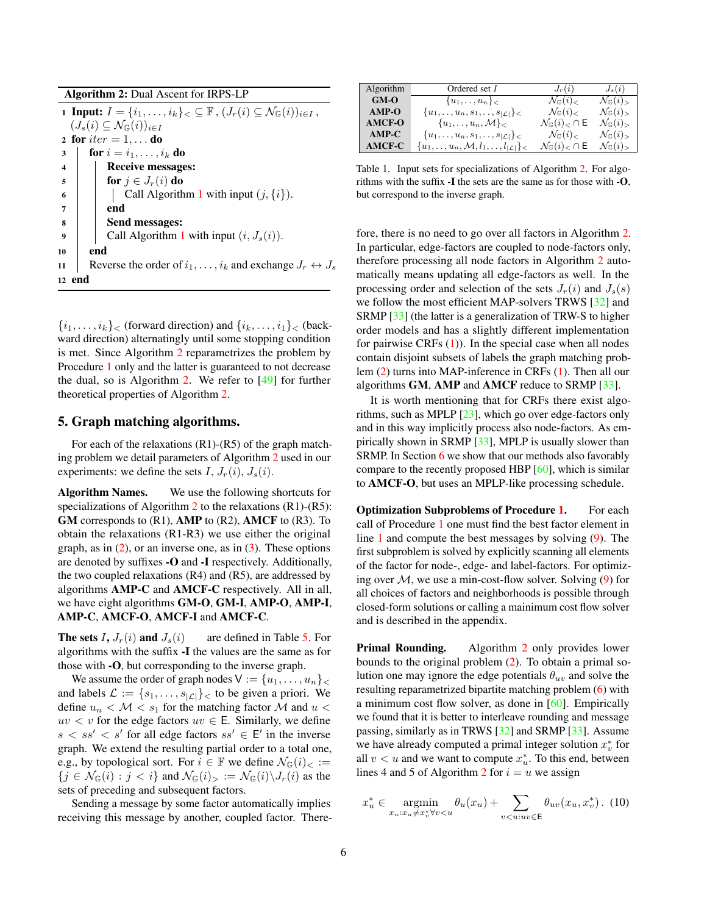**Algorithm 2:** Dual Ascent for IRPS-LP

```
1  Input: I = {i_1,...,i_k}_< ⊆ F, (J_r(i) ⊆ N_G(i))_{i∈I},
   (J_s(i) ⊆ N_G(i))_{i∈I}
2  for iter = 1,... do
3      for i = i_1,...,i_k do
4          Receive messages:
5          for j ∈ J_r(i) do
6              Call Algorithm 1 with input (j, {i}).
7          end
8          Send messages:
9          Call Algorithm 1 with input (i, J_s(i)).
10     end
11     Reverse the order of i_1,...,i_k and exchange J_r ↔ J_s
12 end
```

$\{i_1,\ldots,i_k\}_<$ (forward direction) and $\{i_k,\ldots,i_1\}_<$ (backward direction) alternatingly until some stopping condition is met. Since Algorithm 2 reparametrizes the problem by Procedure 1 only and the latter is guaranteed to not decrease the dual, so is Algorithm 2. We refer to [49] for further theoretical properties of Algorithm 2.

## 5. Graph matching algorithms.

For each of the relaxations (R1)-(R5) of the graph matching problem we detail parameters of Algorithm 2 used in our experiments: we define the sets $I$, $J_r(i)$, $J_s(i)$.

**Algorithm Names.** We use the following shortcuts for specializations of Algorithm 2 to the relaxations (R1)-(R5): **GM** corresponds to (R1), **AMP** to (R2), **AMCF** to (R3). To obtain the relaxations (R1-R3) we use either the original graph, as in (2), or an inverse one, as in (3). These options are denoted by suffixes **-O** and **-I** respectively. Additionally, the two coupled relaxations (R4) and (R5), are addressed by algorithms **AMP-C** and **AMCF-C** respectively. All in all, we have eight algorithms **GM-O**, **GM-I**, **AMP-O**, **AMP-I**, **AMP-C**, **AMCF-O**, **AMCF-I** and **AMCF-C**.

**The sets $I$, $J_r(i)$ and $J_s(i)$** are defined in Table 5. For algorithms with the suffix **-I** the values are the same as for those with **-O**, but corresponding to the inverse graph.

We assume the order of graph nodes $\mathsf{V} := \{u_1,\ldots,u_n\}_<$ and labels $\mathcal{L} := \{s_1,\ldots,s_{|\mathcal{L}|}\}_<$ to be given a priori. We define $u_n < \mathcal{M} < s_1$ for the matching factor $\mathcal{M}$ and $u < uv < v$ for the edge factors $uv \in \mathsf{E}$. Similarly, we define $s < ss' < s'$ for all edge factors $ss' \in \mathsf{E}'$ in the inverse graph. We extend the resulting partial order to a total one, e.g., by topological sort. For $i \in \mathbb{F}$ we define $\mathcal{N}_{\mathbb{G}}(i)_< := \{j \in \mathcal{N}_{\mathbb{G}}(i) : j < i\}$ and $\mathcal{N}_{\mathbb{G}}(i)_> := \mathcal{N}_{\mathbb{G}}(i) \backslash J_r(i)$ as the sets of preceding and subsequent factors.

Sending a message by some factor automatically implies receiving this message by another, coupled factor. Therefore, there is no need to go over all factors in Algorithm 2. In particular, edge-factors are coupled to node-factors only, therefore processing all node factors in Algorithm 2 automatically means updating all edge-factors as well. In the processing order and selection of the sets $J_r(i)$ and $J_s(s)$ we follow the most efficient MAP-solvers TRWS [32] and SRMP [33] (the latter is a generalization of TRW-S to higher order models and has a slightly different implementation for pairwise CRFs (1)). In the special case when all nodes contain disjoint subsets of labels the graph matching problem (2) turns into MAP-inference in CRFs (1). Then all our algorithms **GM**, **AMP** and **AMCF** reduce to SRMP [33].

| Algorithm | Ordered set $I$ | $J_r(i)$ | $J_s(i)$ |
|---|---|---|---|
| **GM-O** | $\{u_1,\ldots,u_n\}_<$ | $\mathcal{N}_{\mathbb{G}}(i)_<$ | $\mathcal{N}_{\mathbb{G}}(i)_>$ |
| **AMP-O** | $\{u_1,\ldots,u_n,s_1,\ldots,s_{\|\mathcal{L}\|}\}_<$ | $\mathcal{N}_{\mathbb{G}}(i)_<$ | $\mathcal{N}_{\mathbb{G}}(i)_>$ |
| **AMCF-O** | $\{u_1,\ldots,u_n,\mathcal{M}\}_<$ | $\mathcal{N}_{\mathbb{G}}(i)_< \cap \mathsf{E}$ | $\mathcal{N}_{\mathbb{G}}(i)_>$ |
| **AMP-C** | $\{u_1,\ldots,u_n,s_1,\ldots,s_{\|\mathcal{L}\|}\}_<$ | $\mathcal{N}_{\mathbb{G}}(i)_<$ | $\mathcal{N}_{\mathbb{G}}(i)_>$ |
| **AMCF-C** | $\{u_1,\ldots,u_n,\mathcal{M},l_1,\ldots,l_{\|\mathcal{L}\|}\}_<$ | $\mathcal{N}_{\mathbb{G}}(i)_< \cap \mathsf{E}$ | $\mathcal{N}_{\mathbb{G}}(i)_>$ |

Table 1. Input sets for specializations of Algorithm 2. For algorithms with the suffix **-I** the sets are the same as for those with **-O**, but correspond to the inverse graph.

It is worth mentioning that for CRFs there exist algorithms, such as MPLP [23], which go over edge-factors only and in this way implicitly process also node-factors. As empirically shown in SRMP [33], MPLP is usually slower than SRMP. In Section 6 we show that our methods also favorably compare to the recently proposed HBP [60], which is similar to **AMCF-O**, but uses an MPLP-like processing schedule.

**Optimization Subproblems of Procedure 1.** For each call of Procedure 1 one must find the best factor element in line 1 and compute the best messages by solving (9). The first subproblem is solved by explicitly scanning all elements of the factor for node-, edge- and label-factors. For optimizing over $\mathcal{M}$, we use a min-cost-flow solver. Solving (9) for all choices of factors and neighborhoods is possible through closed-form solutions or calling a mainimum cost flow solver and is described in the appendix.

**Primal Rounding.** Algorithm 2 only provides lower bounds to the original problem (2). To obtain a primal solution one may ignore the edge potentials $\theta_{uv}$ and solve the resulting reparametrized bipartite matching problem (6) with a minimum cost flow solver, as done in [60]. Empirically we found that it is better to interleave rounding and message passing, similarly as in TRWS [32] and SRMP [33]. Assume we have already computed a primal integer solution $x^*_v$ for all $v < u$ and we want to compute $x^*_u$. To this end, between lines 4 and 5 of Algorithm 2 for $i = u$ we assign

$$x^*_u \in \operatorname*{argmin}_{x_u : x_u \neq x^*_v \forall v < u} \theta_u(x_u) + \sum_{v < u : uv \in \mathsf{E}} \theta_{uv}(x_u, x^*_v)\,. \quad (10)$$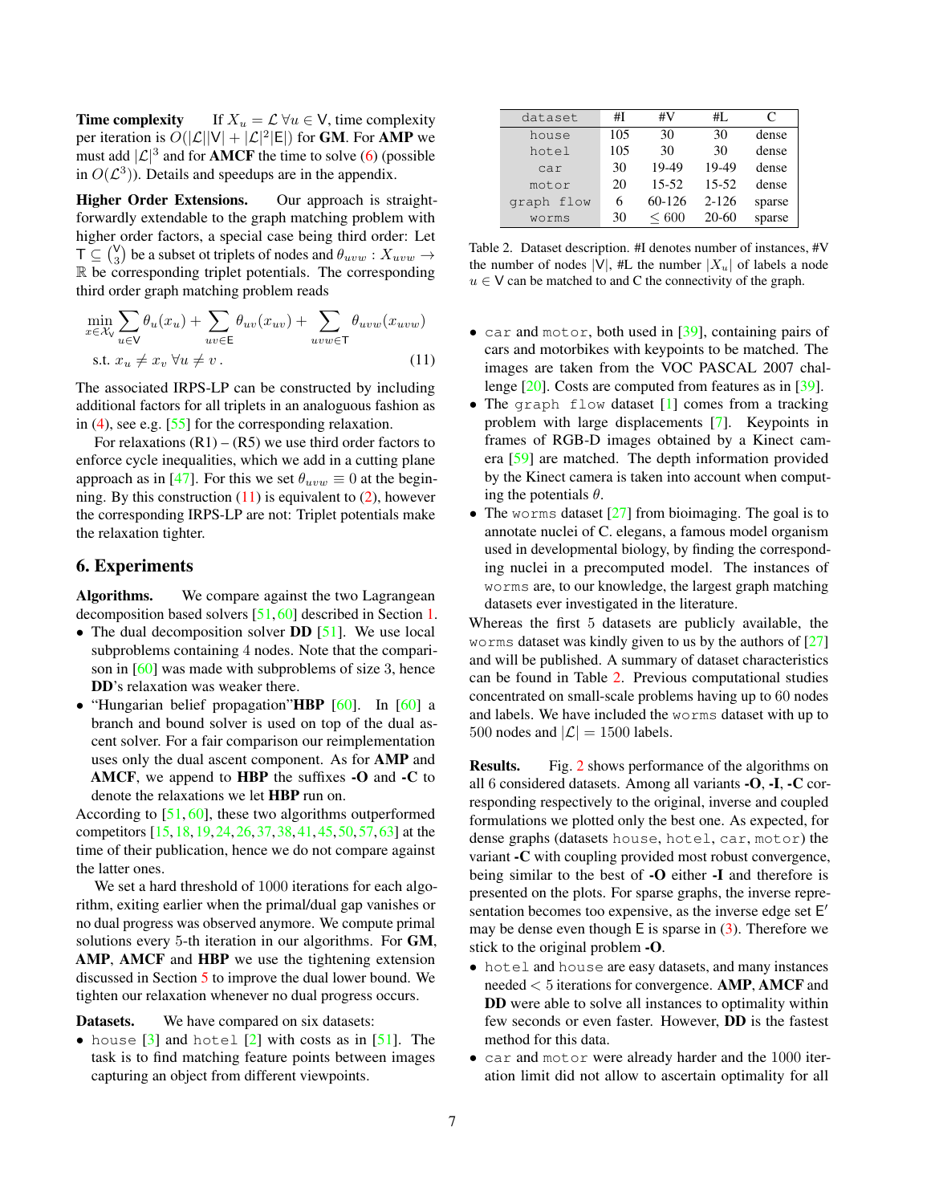**Time complexity** If $X_u = \mathcal{L}\ \forall u \in \mathsf{V}$, time complexity per iteration is $O(|\mathcal{L}||\mathsf{V}| + |\mathcal{L}|^2|\mathsf{E}|)$ for **GM**. For **AMP** we must add $|\mathcal{L}|^3$ and for **AMCF** the time to solve (6) (possible in $O(\mathcal{L}^3)$). Details and speedups are in the appendix.

**Higher Order Extensions.** Our approach is straightforwardly extendable to the graph matching problem with higher order factors, a special case being third order: Let $\mathsf{T} \subseteq \binom{\mathsf{V}}{3}$ be a subset of triplets of nodes and $\theta_{uvw} : X_{uvw} \to \mathbb{R}$ be corresponding triplet potentials. The corresponding third order graph matching problem reads

$$\min_{x \in \mathcal{X}_{\mathsf{V}}} \sum_{u \in \mathsf{V}} \theta_u(x_u) + \sum_{uv \in \mathsf{E}} \theta_{uv}(x_{uv}) + \sum_{uvw \in \mathsf{T}} \theta_{uvw}(x_{uvw})$$
$$\text{s.t. } x_u \neq x_v\ \forall u \neq v\,. \tag{11}$$

The associated IRPS-LP can be constructed by including additional factors for all triplets in an analoguous fashion as in (4), see e.g. [55] for the corresponding relaxation.

For relaxations (R1) – (R5) we use third order factors to enforce cycle inequalities, which we add in a cutting plane approach as in [47]. For this we set $\theta_{uvw} \equiv 0$ at the beginning. By this construction (11) is equivalent to (2), however the corresponding IRPS-LP are not: Triplet potentials make the relaxation tighter.

## 6. Experiments

**Algorithms.** We compare against the two Lagrangean decomposition based solvers [51, 60] described in Section 1.

- The dual decomposition solver **DD** [51]. We use local subproblems containing 4 nodes. Note that the comparison in [60] was made with subproblems of size 3, hence **DD**'s relaxation was weaker there.
- "Hungarian belief propagation"**HBP** [60]. In [60] a branch and bound solver is used on top of the dual ascent solver. For a fair comparison our reimplementation uses only the dual ascent component. As for **AMP** and **AMCF**, we append to **HBP** the suffixes **-O** and **-C** to denote the relaxations we let **HBP** run on.

According to [51, 60], these two algorithms outperformed competitors [15, 18, 19, 24, 26, 37, 38, 41, 45, 50, 57, 63] at the time of their publication, hence we do not compare against the latter ones.

We set a hard threshold of 1000 iterations for each algorithm, exiting earlier when the primal/dual gap vanishes or no dual progress was observed anymore. We compute primal solutions every 5-th iteration in our algorithms. For **GM**, **AMP**, **AMCF** and **HBP** we use the tightening extension discussed in Section 5 to improve the dual lower bound. We tighten our relaxation whenever no dual progress occurs.

**Datasets.** We have compared on six datasets:

- `house` [3] and `hotel` [2] with costs as in [51]. The task is to find matching feature points between images capturing an object from different viewpoints.

| dataset | #I | #V | #L | C |
|---|---|---|---|---|
| `house` | 105 | 30 | 30 | dense |
| `hotel` | 105 | 30 | 30 | dense |
| `car` | 30 | 19-49 | 19-49 | dense |
| `motor` | 20 | 15-52 | 15-52 | dense |
| `graph flow` | 6 | 60-126 | 2-126 | sparse |
| `worms` | 30 | $\leq 600$ | 20-60 | sparse |

Table 2. Dataset description. #I denotes number of instances, #V the number of nodes $|\mathsf{V}|$, #L the number $|X_u|$ of labels a node $u \in \mathsf{V}$ can be matched to and C the connectivity of the graph.

- `car` and `motor`, both used in [39], containing pairs of cars and motorbikes with keypoints to be matched. The images are taken from the VOC PASCAL 2007 challenge [20]. Costs are computed from features as in [39].
- The `graph flow` dataset [1] comes from a tracking problem with large displacements [7]. Keypoints in frames of RGB-D images obtained by a Kinect camera [59] are matched. The depth information provided by the Kinect camera is taken into account when computing the potentials $\theta$.
- The `worms` dataset [27] from bioimaging. The goal is to annotate nuclei of C. elegans, a famous model organism used in developmental biology, by finding the corresponding nuclei in a precomputed model. The instances of `worms` are, to our knowledge, the largest graph matching datasets ever investigated in the literature.

Whereas the first 5 datasets are publicly available, the `worms` dataset was kindly given to us by the authors of [27] and will be published. A summary of dataset characteristics can be found in Table 2. Previous computational studies concentrated on small-scale problems having up to 60 nodes and labels. We have included the `worms` dataset with up to 500 nodes and $|\mathcal{L}| = 1500$ labels.

**Results.** Fig. 2 shows performance of the algorithms on all 6 considered datasets. Among all variants **-O**, **-I**, **-C** corresponding respectively to the original, inverse and coupled formulations we plotted only the best one. As expected, for dense graphs (datasets `house`, `hotel`, `car`, `motor`) the variant **-C** with coupling provided most robust convergence, being similar to the best of **-O** either **-I** and therefore is presented on the plots. For sparse graphs, the inverse representation becomes too expensive, as the inverse edge set $\mathsf{E}'$ may be dense even though $\mathsf{E}$ is sparse in (3). Therefore we stick to the original problem **-O**.

- `hotel` and `house` are easy datasets, and many instances needed $< 5$ iterations for convergence. **AMP**, **AMCF** and **DD** were able to solve all instances to optimality within few seconds or even faster. However, **DD** is the fastest method for this data.
- `car` and `motor` were already harder and the 1000 iteration limit did not allow to ascertain optimality for all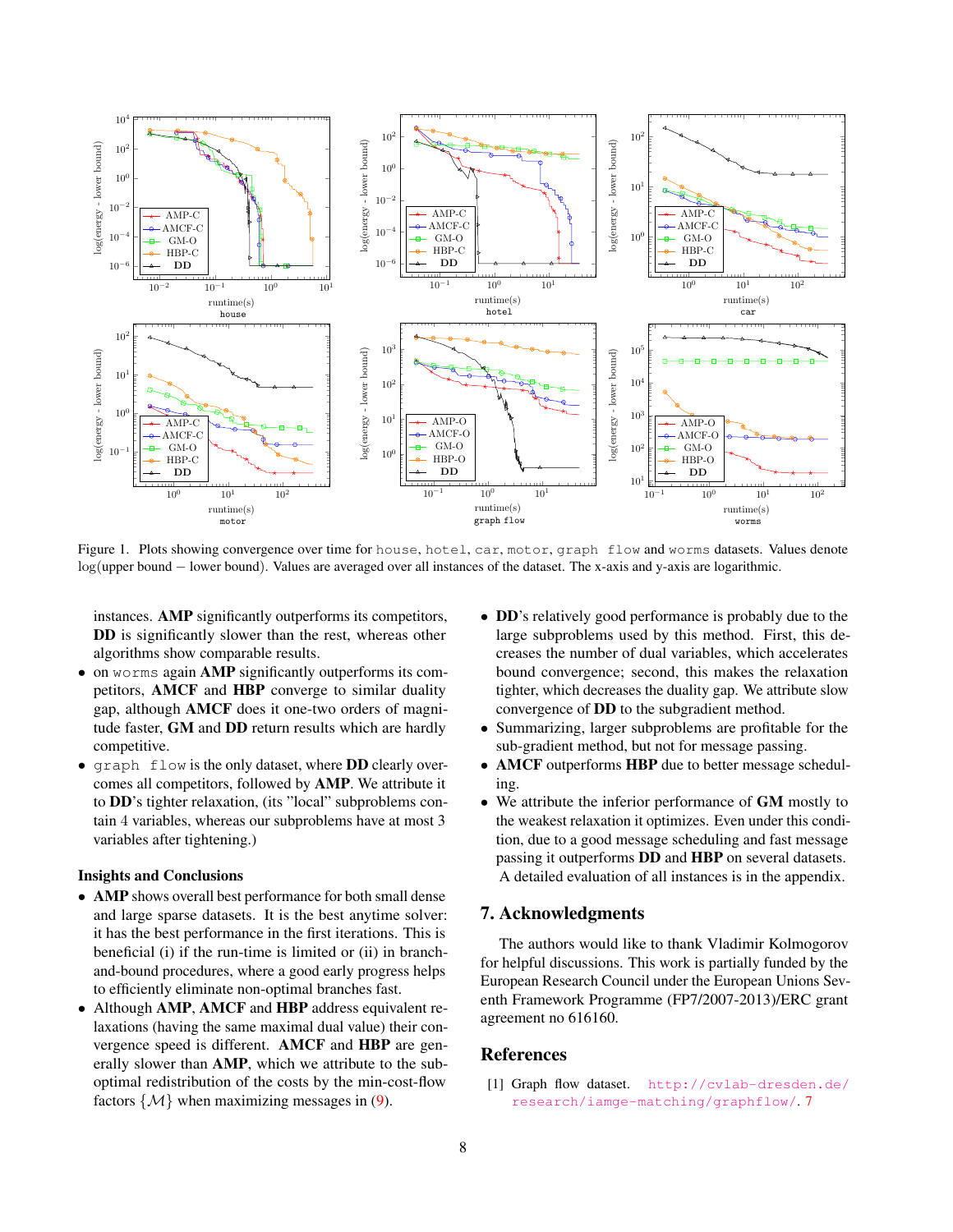house

$10^4$
$10^2$
$10^0$
$10^{-2}$
$10^{-4}$
$10^{-6}$
log(energy - lower bound)
$10^{-2}$ $10^{-1}$ $10^0$ $10^1$
runtime(s)
AMP-C
AMCF-C
GM-O
HBP-C
DD

hotel

$10^2$
$10^0$
$10^{-2}$
$10^{-4}$
$10^{-6}$
log(energy - lower bound)
$10^{-1}$ $10^0$ $10^1$
runtime(s)
AMP-C
AMCF-C
GM-O
HBP-C
DD

car

$10^2$
$10^1$
$10^0$
log(energy - lower bound)
$10^0$ $10^1$ $10^2$
runtime(s)
AMP-C
AMCF-C
GM-O
HBP-C
DD

motor

$10^2$
$10^1$
$10^0$
$10^{-1}$
log(energy - lower bound)
$10^0$ $10^1$ $10^2$
runtime(s)
AMP-C
AMCF-C
GM-O
HBP-C
DD

graph flow

$10^3$
$10^2$
$10^1$
$10^0$
log(energy - lower bound)
$10^{-1}$ $10^0$ $10^1$
runtime(s)
AMP-O
AMCF-O
GM-O
HBP-O
DD

worms

$10^5$
$10^4$
$10^3$
$10^2$
$10^1$
log(energy - lower bound)
$10^{-1}$ $10^0$ $10^1$ $10^2$
runtime(s)
AMP-O
AMCF-O
GM-O
HBP-O
DD

Figure 1. Plots showing convergence over time for house, hotel, car, motor, graph flow and worms datasets. Values denote $\log(\text{upper bound} - \text{lower bound})$. Values are averaged over all instances of the dataset. The x-axis and y-axis are logarithmic.

instances. **AMP** significantly outperforms its competitors, **DD** is significantly slower than the rest, whereas other algorithms show comparable results.

- on worms again **AMP** significantly outperforms its competitors, **AMCF** and **HBP** converge to similar duality gap, although **AMCF** does it one-two orders of magnitude faster, **GM** and **DD** return results which are hardly competitive.
- graph flow is the only dataset, where **DD** clearly overcomes all competitors, followed by **AMP**. We attribute it to **DD**'s tighter relaxation, (its "local" subproblems contain 4 variables, whereas our subproblems have at most 3 variables after tightening.)

### Insights and Conclusions

- **AMP** shows overall best performance for both small dense and large sparse datasets. It is the best anytime solver: it has the best performance in the first iterations. This is beneficial (i) if the run-time is limited or (ii) in branch-and-bound procedures, where a good early progress helps to efficiently eliminate non-optimal branches fast.
- Although **AMP**, **AMCF** and **HBP** address equivalent relaxations (having the same maximal dual value) their convergence speed is different. **AMCF** and **HBP** are generally slower than **AMP**, which we attribute to the suboptimal redistribution of the costs by the min-cost-flow factors $\{\mathcal{M}\}$ when maximizing messages in (9).
- **DD**'s relatively good performance is probably due to the large subproblems used by this method. First, this decreases the number of dual variables, which accelerates bound convergence; second, this makes the relaxation tighter, which decreases the duality gap. We attribute slow convergence of **DD** to the subgradient method.
- Summarizing, larger subproblems are profitable for the sub-gradient method, but not for message passing.
- **AMCF** outperforms **HBP** due to better message scheduling.
- We attribute the inferior performance of **GM** mostly to the weakest relaxation it optimizes. Even under this condition, due to a good message scheduling and fast message passing it outperforms **DD** and **HBP** on several datasets.

A detailed evaluation of all instances is in the appendix.

## 7. Acknowledgments

The authors would like to thank Vladimir Kolmogorov for helpful discussions. This work is partially funded by the European Research Council under the European Unions Seventh Framework Programme (FP7/2007-2013)/ERC grant agreement no 616160.

## References

[1] Graph flow dataset. http://cvlab-dresden.de/research/iamge-matching/graphflow/. 7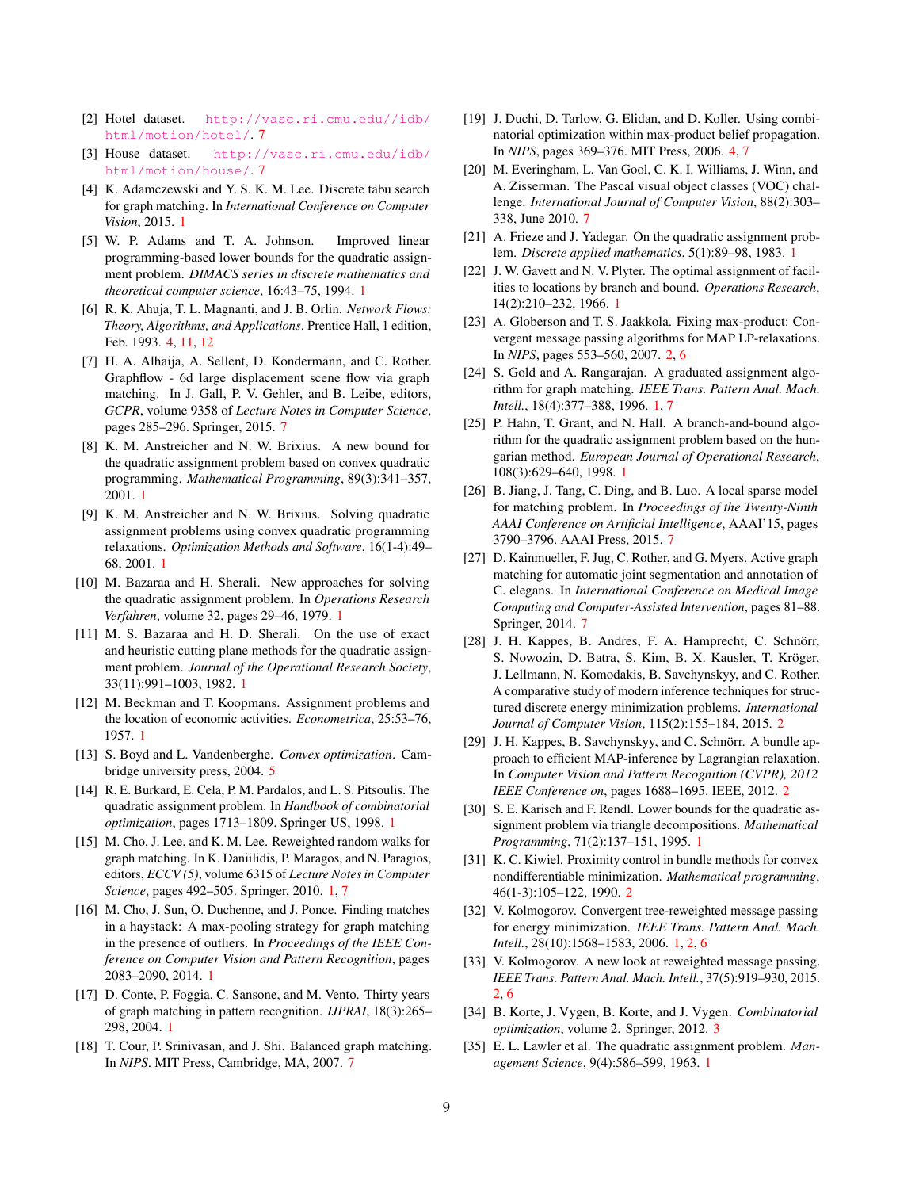[2] Hotel dataset. http://vasc.ri.cmu.edu//idb/html/motion/hotel/. 7

[3] House dataset. http://vasc.ri.cmu.edu//idb/html/motion/house/. 7

[4] K. Adamczewski and Y. S. K. M. Lee. Discrete tabu search for graph matching. In *International Conference on Computer Vision*, 2015. 1

[5] W. P. Adams and T. A. Johnson. Improved linear programming-based lower bounds for the quadratic assignment problem. *DIMACS series in discrete mathematics and theoretical computer science*, 16:43–75, 1994. 1

[6] R. K. Ahuja, T. L. Magnanti, and J. B. Orlin. *Network Flows: Theory, Algorithms, and Applications*. Prentice Hall, 1 edition, Feb. 1993. 4, 11, 12

[7] H. A. Alhaija, A. Sellent, D. Kondermann, and C. Rother. Graphflow - 6d large displacement scene flow via graph matching. In J. Gall, P. V. Gehler, and B. Leibe, editors, *GCPR*, volume 9358 of *Lecture Notes in Computer Science*, pages 285–296. Springer, 2015. 7

[8] K. M. Anstreicher and N. W. Brixius. A new bound for the quadratic assignment problem based on convex quadratic programming. *Mathematical Programming*, 89(3):341–357, 2001. 1

[9] K. M. Anstreicher and N. W. Brixius. Solving quadratic assignment problems using convex quadratic programming relaxations. *Optimization Methods and Software*, 16(1-4):49–68, 2001. 1

[10] M. Bazaraa and H. Sherali. New approaches for solving the quadratic assignment problem. In *Operations Research Verfahren*, volume 32, pages 29–46, 1979. 1

[11] M. S. Bazaraa and H. D. Sherali. On the use of exact and heuristic cutting plane methods for the quadratic assignment problem. *Journal of the Operational Research Society*, 33(11):991–1003, 1982. 1

[12] M. Beckman and T. Koopmans. Assignment problems and the location of economic activities. *Econometrica*, 25:53–76, 1957. 1

[13] S. Boyd and L. Vandenberghe. *Convex optimization*. Cambridge university press, 2004. 5

[14] R. E. Burkard, E. Cela, P. M. Pardalos, and L. S. Pitsoulis. The quadratic assignment problem. In *Handbook of combinatorial optimization*, pages 1713–1809. Springer US, 1998. 1

[15] M. Cho, J. Lee, and K. M. Lee. Reweighted random walks for graph matching. In K. Daniilidis, P. Maragos, and N. Paragios, editors, *ECCV (5)*, volume 6315 of *Lecture Notes in Computer Science*, pages 492–505. Springer, 2010. 1, 7

[16] M. Cho, J. Sun, O. Duchenne, and J. Ponce. Finding matches in a haystack: A max-pooling strategy for graph matching in the presence of outliers. In *Proceedings of the IEEE Conference on Computer Vision and Pattern Recognition*, pages 2083–2090, 2014. 1

[17] D. Conte, P. Foggia, C. Sansone, and M. Vento. Thirty years of graph matching in pattern recognition. *IJPRAI*, 18(3):265–298, 2004. 1

[18] T. Cour, P. Srinivasan, and J. Shi. Balanced graph matching. In *NIPS*. MIT Press, Cambridge, MA, 2007. 7

[19] J. Duchi, D. Tarlow, G. Elidan, and D. Koller. Using combinatorial optimization within max-product belief propagation. In *NIPS*, pages 369–376. MIT Press, 2006. 4, 7

[20] M. Everingham, L. Van Gool, C. K. I. Williams, J. Winn, and A. Zisserman. The Pascal visual object classes (VOC) challenge. *International Journal of Computer Vision*, 88(2):303–338, June 2010. 7

[21] A. Frieze and J. Yadegar. On the quadratic assignment problem. *Discrete applied mathematics*, 5(1):89–98, 1983. 1

[22] J. W. Gavett and N. V. Plyter. The optimal assignment of facilities to locations by branch and bound. *Operations Research*, 14(2):210–232, 1966. 1

[23] A. Globerson and T. S. Jaakkola. Fixing max-product: Convergent message passing algorithms for MAP LP-relaxations. In *NIPS*, pages 553–560, 2007. 2, 6

[24] S. Gold and A. Rangarajan. A graduated assignment algorithm for graph matching. *IEEE Trans. Pattern Anal. Mach. Intell.*, 18(4):377–388, 1996. 1, 7

[25] P. Hahn, T. Grant, and N. Hall. A branch-and-bound algorithm for the quadratic assignment problem based on the hungarian method. *European Journal of Operational Research*, 108(3):629–640, 1998. 1

[26] B. Jiang, J. Tang, C. Ding, and B. Luo. A local sparse model for matching problem. In *Proceedings of the Twenty-Ninth AAAI Conference on Artificial Intelligence*, AAAI'15, pages 3790–3796. AAAI Press, 2015. 7

[27] D. Kainmueller, F. Jug, C. Rother, and G. Myers. Active graph matching for automatic joint segmentation and annotation of C. elegans. In *International Conference on Medical Image Computing and Computer-Assisted Intervention*, pages 81–88. Springer, 2014. 7

[28] J. H. Kappes, B. Andres, F. A. Hamprecht, C. Schnörr, S. Nowozin, D. Batra, S. Kim, B. X. Kausler, T. Kröger, J. Lellmann, N. Komodakis, B. Savchynskyy, and C. Rother. A comparative study of modern inference techniques for structured discrete energy minimization problems. *International Journal of Computer Vision*, 115(2):155–184, 2015. 2

[29] J. H. Kappes, B. Savchynskyy, and C. Schnörr. A bundle approach to efficient MAP-inference by Lagrangian relaxation. In *Computer Vision and Pattern Recognition (CVPR), 2012 IEEE Conference on*, pages 1688–1695. IEEE, 2012. 2

[30] S. E. Karisch and F. Rendl. Lower bounds for the quadratic assignment problem via triangle decompositions. *Mathematical Programming*, 71(2):137–151, 1995. 1

[31] K. C. Kiwiel. Proximity control in bundle methods for convex nondifferentiable minimization. *Mathematical programming*, 46(1-3):105–122, 1990. 2

[32] V. Kolmogorov. Convergent tree-reweighted message passing for energy minimization. *IEEE Trans. Pattern Anal. Mach. Intell.*, 28(10):1568–1583, 2006. 1, 2, 6

[33] V. Kolmogorov. A new look at reweighted message passing. *IEEE Trans. Pattern Anal. Mach. Intell.*, 37(5):919–930, 2015. 2, 6

[34] B. Korte, J. Vygen, B. Korte, and J. Vygen. *Combinatorial optimization*, volume 2. Springer, 2012. 3

[35] E. L. Lawler et al. The quadratic assignment problem. *Management Science*, 9(4):586–599, 1963. 1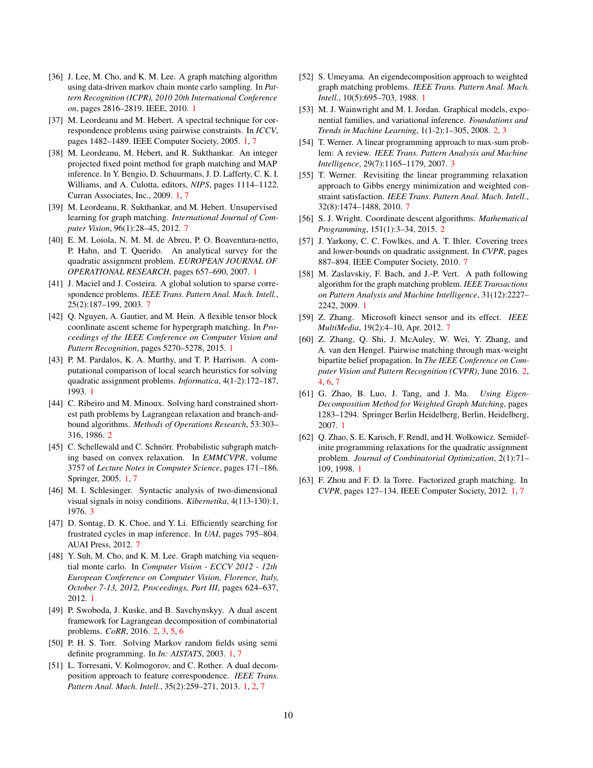[36] J. Lee, M. Cho, and K. M. Lee. A graph matching algorithm using data-driven markov chain monte carlo sampling. In *Pattern Recognition (ICPR), 2010 20th International Conference on*, pages 2816–2819. IEEE, 2010. 1

[37] M. Leordeanu and M. Hebert. A spectral technique for correspondence problems using pairwise constraints. In *ICCV*, pages 1482–1489. IEEE Computer Society, 2005. 1, 7

[38] M. Leordeanu, M. Hebert, and R. Sukthankar. An integer projected fixed point method for graph matching and MAP inference. In Y. Bengio, D. Schuurmans, J. D. Lafferty, C. K. I. Williams, and A. Culotta, editors, *NIPS*, pages 1114–1122. Curran Associates, Inc., 2009. 1, 7

[39] M. Leordeanu, R. Sukthankar, and M. Hebert. Unsupervised learning for graph matching. *International Journal of Computer Vision*, 96(1):28–45, 2012. 7

[40] E. M. Loiola, N. M. M. de Abreu, P. O. Boaventura-netto, P. Hahn, and T. Querido. An analytical survey for the quadratic assignment problem. *EUROPEAN JOURNAL OF OPERATIONAL RESEARCH*, pages 657–690, 2007. 1

[41] J. Maciel and J. Costeira. A global solution to sparse correspondence problems. *IEEE Trans. Pattern Anal. Mach. Intell.*, 25(2):187–199, 2003. 7

[42] Q. Nguyen, A. Gautier, and M. Hein. A flexible tensor block coordinate ascent scheme for hypergraph matching. In *Proceedings of the IEEE Conference on Computer Vision and Pattern Recognition*, pages 5270–5278, 2015. 1

[43] P. M. Pardalos, K. A. Murthy, and T. P. Harrison. A computational comparison of local search heuristics for solving quadratic assignment problems. *Informatica*, 4(1-2):172–187, 1993. 1

[44] C. Ribeiro and M. Minoux. Solving hard constrained shortest path problems by Lagrangean relaxation and branch-and-bound algorithms. *Methods of Operations Research*, 53:303–316, 1986. 2

[45] C. Schellewald and C. Schnörr. Probabilistic subgraph matching based on convex relaxation. In *EMMCVPR*, volume 3757 of *Lecture Notes in Computer Science*, pages 171–186. Springer, 2005. 1, 7

[46] M. I. Schlesinger. Syntactic analysis of two-dimensional visual signals in noisy conditions. *Kibernetika*, 4(113-130):1, 1976. 3

[47] D. Sontag, D. K. Choe, and Y. Li. Efficiently searching for frustrated cycles in map inference. In *UAI*, pages 795–804. AUAI Press, 2012. 7

[48] Y. Suh, M. Cho, and K. M. Lee. Graph matching via sequential monte carlo. In *Computer Vision - ECCV 2012 - 12th European Conference on Computer Vision, Florence, Italy, October 7-13, 2012, Proceedings, Part III*, pages 624–637, 2012. 1

[49] P. Swoboda, J. Kuske, and B. Savchynskyy. A dual ascent framework for Lagrangean decomposition of combinatorial problems. *CoRR*, 2016. 2, 3, 5, 6

[50] P. H. S. Torr. Solving Markov random fields using semi definite programming. In *In: AISTATS*, 2003. 1, 7

[51] L. Torresani, V. Kolmogorov, and C. Rother. A dual decomposition approach to feature correspondence. *IEEE Trans. Pattern Anal. Mach. Intell.*, 35(2):259–271, 2013. 1, 2, 7

[52] S. Umeyama. An eigendecomposition approach to weighted graph matching problems. *IEEE Trans. Pattern Anal. Mach. Intell.*, 10(5):695–703, 1988. 1

[53] M. J. Wainwright and M. I. Jordan. Graphical models, exponential families, and variational inference. *Foundations and Trends in Machine Learning*, 1(1-2):1–305, 2008. 2, 3

[54] T. Werner. A linear programming approach to max-sum problem: A review. *IEEE Trans. Pattern Analysis and Machine Intelligence*, 29(7):1165–1179, 2007. 3

[55] T. Werner. Revisiting the linear programming relaxation approach to Gibbs energy minimization and weighted constraint satisfaction. *IEEE Trans. Pattern Anal. Mach. Intell.*, 32(8):1474–1488, 2010. 7

[56] S. J. Wright. Coordinate descent algorithms. *Mathematical Programming*, 151(1):3–34, 2015. 2

[57] J. Yarkony, C. C. Fowlkes, and A. T. Ihler. Covering trees and lower-bounds on quadratic assignment. In *CVPR*, pages 887–894. IEEE Computer Society, 2010. 7

[58] M. Zaslavskiy, F. Bach, and J.-P. Vert. A path following algorithm for the graph matching problem. *IEEE Transactions on Pattern Analysis and Machine Intelligence*, 31(12):2227–2242, 2009. 1

[59] Z. Zhang. Microsoft kinect sensor and its effect. *IEEE MultiMedia*, 19(2):4–10, Apr. 2012. 7

[60] Z. Zhang, Q. Shi, J. McAuley, W. Wei, Y. Zhang, and A. van den Hengel. Pairwise matching through max-weight bipartite belief propagation. In *The IEEE Conference on Computer Vision and Pattern Recognition (CVPR)*, June 2016. 2, 4, 6, 7

[61] G. Zhao, B. Luo, J. Tang, and J. Ma. *Using Eigen-Decomposition Method for Weighted Graph Matching*, pages 1283–1294. Springer Berlin Heidelberg, Berlin, Heidelberg, 2007. 1

[62] Q. Zhao, S. E. Karisch, F. Rendl, and H. Wolkowicz. Semidefinite programming relaxations for the quadratic assignment problem. *Journal of Combinatorial Optimization*, 2(1):71–109, 1998. 1

[63] F. Zhou and F. D. la Torre. Factorized graph matching. In *CVPR*, pages 127–134. IEEE Computer Society, 2012. 1, 7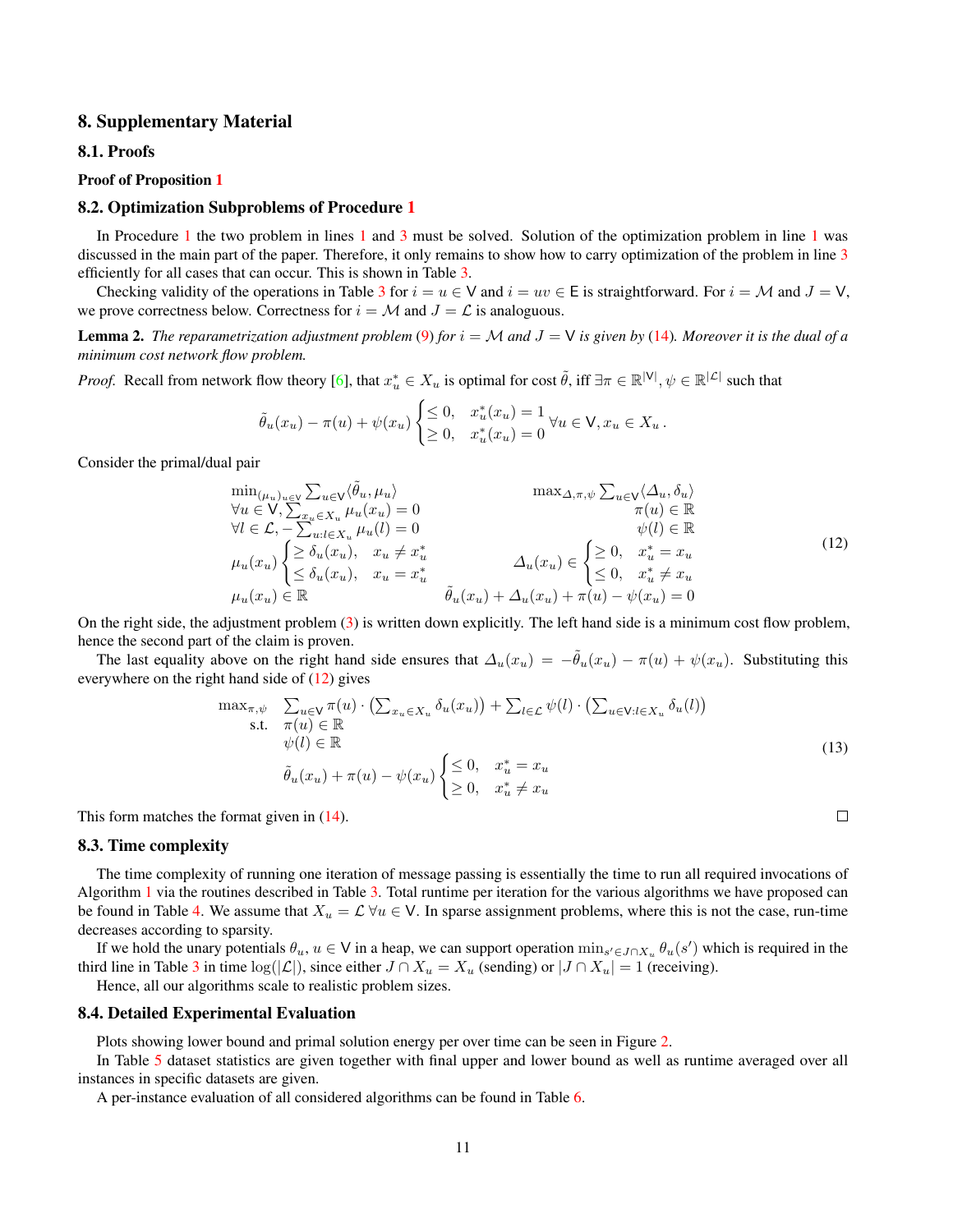## 8. Supplementary Material

### 8.1. Proofs

**Proof of Proposition 1**

### 8.2. Optimization Subproblems of Procedure 1

In Procedure 1 the two problem in lines 1 and 3 must be solved. Solution of the optimization problem in line 1 was discussed in the main part of the paper. Therefore, it only remains to show how to carry optimization of the problem in line 3 efficiently for all cases that can occur. This is shown in Table 3.

Checking validity of the operations in Table 3 for $i = u \in \mathsf{V}$ and $i = uv \in \mathsf{E}$ is straightforward. For $i = \mathcal{M}$ and $J = \mathsf{V}$, we prove correctness below. Correctness for $i = \mathcal{M}$ and $J = \mathcal{L}$ is analoguous.

**Lemma 2.** *The reparametrization adjustment problem (9) for $i = \mathcal{M}$ and $J = \mathsf{V}$ is given by (14). Moreover it is the dual of a minimum cost network flow problem.*

*Proof.* Recall from network flow theory [6], that $x_u^* \in X_u$ is optimal for cost $\tilde{\theta}$, iff $\exists \pi \in \mathbb{R}^{|\mathsf{V}|}, \psi \in \mathbb{R}^{|\mathcal{L}|}$ such that

$$\tilde{\theta}_u(x_u) - \pi(u) + \psi(x_u) \begin{cases} \leq 0, & x_u^*(x_u) = 1 \\ \geq 0, & x_u^*(x_u) = 0 \end{cases} \forall u \in \mathsf{V}, x_u \in X_u \,.$$

Consider the primal/dual pair

$$\begin{array}{ll} \min_{(\mu_u)_{u \in \mathsf{V}}} \sum_{u \in \mathsf{V}} \langle \tilde{\theta}_u, \mu_u \rangle & \max_{\Delta, \pi, \psi} \sum_{u \in \mathsf{V}} \langle \Delta_u, \delta_u \rangle \\ \forall u \in \mathsf{V}, \sum_{x_u \in X_u} \mu_u(x_u) = 0 & \pi(u) \in \mathbb{R} \\ \forall l \in \mathcal{L}, -\sum_{u : l \in X_u} \mu_u(l) = 0 & \psi(l) \in \mathbb{R} \\ \mu_u(x_u) \begin{cases} \geq \delta_u(x_u), & x_u \neq x_u^* \\ \leq \delta_u(x_u), & x_u = x_u^* \end{cases} & \Delta_u(x_u) \in \begin{cases} \geq 0, & x_u^* = x_u \\ \leq 0, & x_u^* \neq x_u \end{cases} \\ \mu_u(x_u) \in \mathbb{R} & \tilde{\theta}_u(x_u) + \Delta_u(x_u) + \pi(u) - \psi(x_u) = 0 \end{array} \tag{12}$$

On the right side, the adjustment problem (3) is written down explicitly. The left hand side is a minimum cost flow problem, hence the second part of the claim is proven.

The last equality above on the right hand side ensures that $\Delta_u(x_u) = -\tilde{\theta}_u(x_u) - \pi(u) + \psi(x_u)$. Substituting this everywhere on the right hand side of (12) gives

$$\begin{array}{rl} \max_{\pi, \psi} & \sum_{u \in \mathsf{V}} \pi(u) \cdot \left( \sum_{x_u \in X_u} \delta_u(x_u) \right) + \sum_{l \in \mathcal{L}} \psi(l) \cdot \left( \sum_{u \in \mathsf{V} : l \in X_u} \delta_u(l) \right) \\ \text{s.t.} & \pi(u) \in \mathbb{R} \\ & \psi(l) \in \mathbb{R} \\ & \tilde{\theta}_u(x_u) + \pi(u) - \psi(x_u) \begin{cases} \leq 0, & x_u^* = x_u \\ \geq 0, & x_u^* \neq x_u \end{cases} \end{array} \tag{13}$$

This form matches the format given in (14). $\square$

### 8.3. Time complexity

The time complexity of running one iteration of message passing is essentially the time to run all required invocations of Algorithm 1 via the routines described in Table 3. Total runtime per iteration for the various algorithms we have proposed can be found in Table 4. We assume that $X_u = \mathcal{L} \; \forall u \in \mathsf{V}$. In sparse assignment problems, where this is not the case, run-time decreases according to sparsity.

If we hold the unary potentials $\theta_u$, $u \in \mathsf{V}$ in a heap, we can support operation $\min_{s' \in J \cap X_u} \theta_u(s')$ which is required in the third line in Table 3 in time $\log(|\mathcal{L}|)$, since either $J \cap X_u = X_u$ (sending) or $|J \cap X_u| = 1$ (receiving).

Hence, all our algorithms scale to realistic problem sizes.

### 8.4. Detailed Experimental Evaluation

Plots showing lower bound and primal solution energy per over time can be seen in Figure 2.

In Table 5 dataset statistics are given together with final upper and lower bound as well as runtime averaged over all instances in specific datasets are given.

A per-instance evaluation of all considered algorithms can be found in Table 6.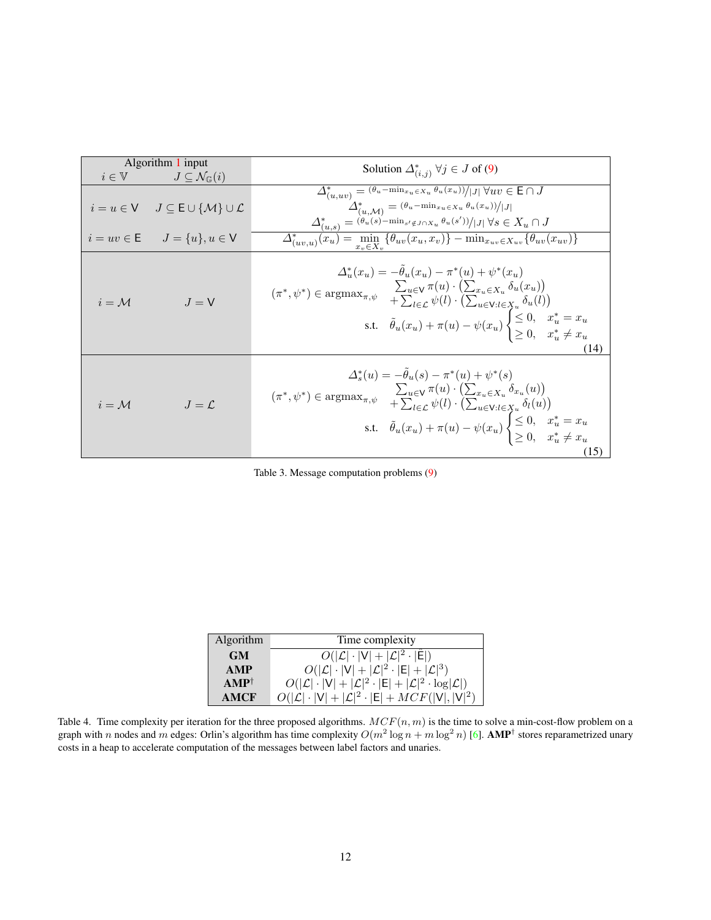| Algorithm 1 input $i \in \mathbb{V}$ | $J \subseteq \mathcal{N}_{\mathbb{G}}(i)$ | Solution $\Delta^*_{(i,j)}\ \forall j \in J$ of (9) |
|---|---|---|
| $i = u \in \mathsf{V}$ | $J \subseteq \mathsf{E} \cup \{\mathcal{M}\} \cup \mathcal{L}$ | $\Delta^*_{(u,uv)} = {}^{(\theta_u - \min_{x_u \in X_u} \theta_u(x_u))}/_{\lvert J \rvert}\ \forall uv \in \mathsf{E} \cap J$ <br> $\Delta^*_{(u,\mathcal{M})} = {}^{(\theta_u - \min_{x_u \in X_u} \theta_u(x_u))}/_{\lvert J \rvert}$ <br> $\Delta^*_{(u,s)} = {}^{(\theta_u(s) - \min_{s' \notin J \cap X_u} \theta_u(s'))}/_{\lvert J \rvert}\ \forall s \in X_u \cap J$ |
| $i = uv \in \mathsf{E}$ | $J = \{u\}, u \in \mathsf{V}$ | $\Delta^*_{(uv,u)}(x_u) = \min_{x_v \in X_v} \{\theta_{uv}(x_u, x_v)\} - \min_{x_{uv} \in X_{uv}} \{\theta_{uv}(x_{uv})\}$ |
| $i = \mathcal{M}$ | $J = \mathsf{V}$ | $\Delta^*_u(x_u) = -\tilde{\theta}_u(x_u) - \pi^*(u) + \psi^*(x_u)$ <br> $(\pi^*, \psi^*) \in \operatorname{argmax}_{\pi,\psi} \sum_{u \in \mathsf{V}} \pi(u) \cdot \left(\sum_{x_u \in X_u} \delta_u(x_u)\right) + \sum_{l \in \mathcal{L}} \psi(l) \cdot \left(\sum_{u \in \mathsf{V}: l \in X_u} \delta_u(l)\right)$ <br> s.t. $\tilde{\theta}_u(x_u) + \pi(u) - \psi(x_u) \begin{cases} \leq 0, & x^*_u = x_u \\ \geq 0, & x^*_u \neq x_u \end{cases}$ (14) |
| $i = \mathcal{M}$ | $J = \mathcal{L}$ | $\Delta^*_s(u) = -\tilde{\theta}_u(s) - \pi^*(u) + \psi^*(s)$ <br> $(\pi^*, \psi^*) \in \operatorname{argmax}_{\pi,\psi} \sum_{u \in \mathsf{V}} \pi(u) \cdot \left(\sum_{x_u \in X_u} \delta_{x_u}(u)\right) + \sum_{l \in \mathcal{L}} \psi(l) \cdot \left(\sum_{u \in \mathsf{V}: l \in X_u} \delta_l(u)\right)$ <br> s.t. $\tilde{\theta}_u(x_u) + \pi(u) - \psi(x_u) \begin{cases} \leq 0, & x^*_u = x_u \\ \geq 0, & x^*_u \neq x_u \end{cases}$ (15) |

Table 3. Message computation problems (9)

| Algorithm | Time complexity |
|---|---|
| **GM** | $O(\lvert\mathcal{L}\rvert \cdot \lvert\mathsf{V}\rvert + \lvert\mathcal{L}\rvert^2 \cdot \lvert\tilde{\mathsf{E}}\rvert)$ |
| **AMP** | $O(\lvert\mathcal{L}\rvert \cdot \lvert\mathsf{V}\rvert + \lvert\mathcal{L}\rvert^2 \cdot \lvert\mathsf{E}\rvert + \lvert\mathcal{L}\rvert^3)$ |
| **AMP**$^\dagger$ | $O(\lvert\mathcal{L}\rvert \cdot \lvert\mathsf{V}\rvert + \lvert\mathcal{L}\rvert^2 \cdot \lvert\mathsf{E}\rvert + \lvert\mathcal{L}\rvert^2 \cdot \log\lvert\mathcal{L}\rvert)$ |
| **AMCF** | $O(\lvert\mathcal{L}\rvert \cdot \lvert\mathsf{V}\rvert + \lvert\mathcal{L}\rvert^2 \cdot \lvert\mathsf{E}\rvert + MCF(\lvert\mathsf{V}\rvert, \lvert\mathsf{V}\rvert^2)$ |

Table 4. Time complexity per iteration for the three proposed algorithms. $MCF(n, m)$ is the time to solve a min-cost-flow problem on a graph with $n$ nodes and $m$ edges: Orlin's algorithm has time complexity $O(m^2 \log n + m \log^2 n)$ [6]. **AMP**$^\dagger$ stores reparametrized unary costs in a heap to accelerate computation of the messages between label factors and unaries.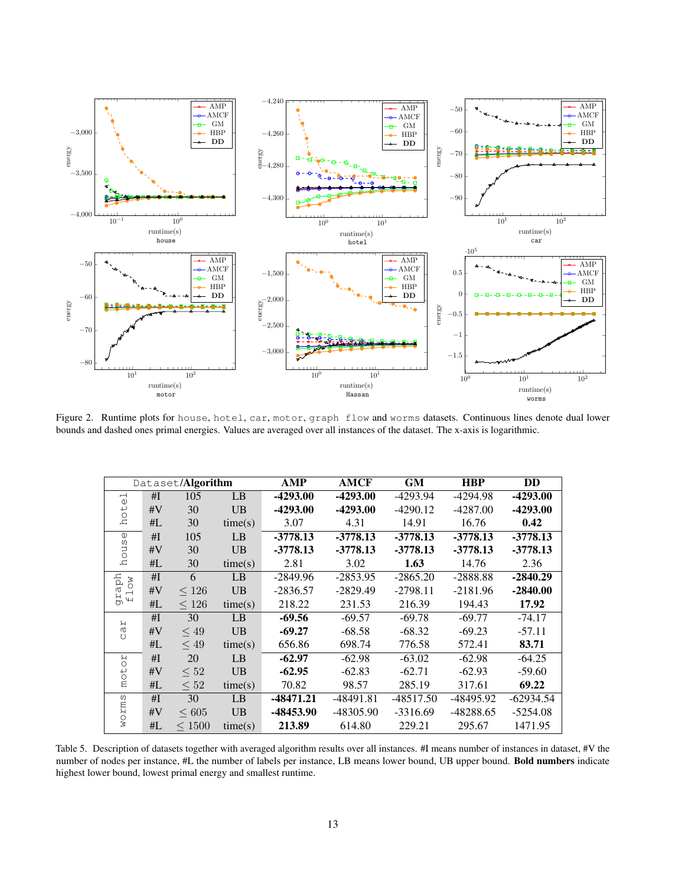AMP
AMCF
GM
HBP
DD

−3,000
−3,500
−4,000
energy
$10^{-1}$ $10^{0}$
runtime(s)
house

−4,240
−4,260
−4,280
−4,300
energy
$10^{0}$ $10^{1}$
runtime(s)
hotel

−50
−60
−70
−80
−90
energy
$10^{1}$ $10^{2}$
runtime(s)
car

−50
−60
−70
−80
energy
$10^{1}$ $10^{2}$
runtime(s)
motor

−1,500
−2,000
−2,500
−3,000
energy
$10^{0}$ $10^{1}$
runtime(s)
Hassan

$\cdot 10^{5}$
0.5
0
−0.5
−1
−1.5
energy
$10^{0}$ $10^{1}$ $10^{2}$
runtime(s)
worms

Figure 2. Runtime plots for house, hotel, car, motor, graph flow and worms datasets. Continuous lines denote dual lower bounds and dashed ones primal energies. Values are averaged over all instances of the dataset. The x-axis is logarithmic.

| Dataset/**Algorithm** | | | | **AMP** | **AMCF** | **GM** | **HBP** | **DD** |
|---|---|---|---|---|---|---|---|---|
| hotel | #I | 105 | LB | **-4293.00** | **-4293.00** | -4293.94 | -4294.98 | **-4293.00** |
| | #V | 30 | UB | **-4293.00** | **-4293.00** | -4290.12 | -4287.00 | **-4293.00** |
| | #L | 30 | time(s) | 3.07 | 4.31 | 14.91 | 16.76 | **0.42** |
| house | #I | 105 | LB | **-3778.13** | **-3778.13** | **-3778.13** | **-3778.13** | **-3778.13** |
| | #V | 30 | UB | **-3778.13** | **-3778.13** | **-3778.13** | **-3778.13** | **-3778.13** |
| | #L | 30 | time(s) | 2.81 | 3.02 | **1.63** | 14.76 | 2.36 |
| graph flow | #I | 6 | LB | -2849.96 | -2853.95 | -2865.20 | -2888.88 | **-2840.29** |
| | #V | $\leq 126$ | UB | -2836.57 | -2829.49 | -2798.11 | -2181.96 | **-2840.00** |
| | #L | $\leq 126$ | time(s) | 218.22 | 231.53 | 216.39 | 194.43 | **17.92** |
| car | #I | 30 | LB | **-69.56** | -69.57 | -69.78 | -69.77 | -74.17 |
| | #V | $\leq 49$ | UB | **-69.27** | -68.58 | -68.32 | -69.23 | -57.11 |
| | #L | $\leq 49$ | time(s) | 656.86 | 698.74 | 776.58 | 572.41 | **83.71** |
| motor | #I | 20 | LB | **-62.97** | -62.98 | -63.02 | -62.98 | -64.25 |
| | #V | $\leq 52$ | UB | **-62.95** | -62.83 | -62.71 | -62.93 | -59.60 |
| | #L | $\leq 52$ | time(s) | 70.82 | 98.57 | 285.19 | 317.61 | **69.22** |
| worms | #I | 30 | LB | **-48471.21** | -48491.81 | -48517.50 | -48495.92 | -62934.54 |
| | #V | $\leq 605$ | UB | **-48453.90** | -48305.90 | -3316.69 | -48288.65 | -5254.08 |
| | #L | $\leq 1500$ | time(s) | **213.89** | 614.80 | 229.21 | 295.67 | 1471.95 |

Table 5. Description of datasets together with averaged algorithm results over all instances. #I means number of instances in dataset, #V the number of nodes per instance, #L the number of labels per instance, LB means lower bound, UB upper bound. **Bold numbers** indicate highest lower bound, lowest primal energy and smallest runtime.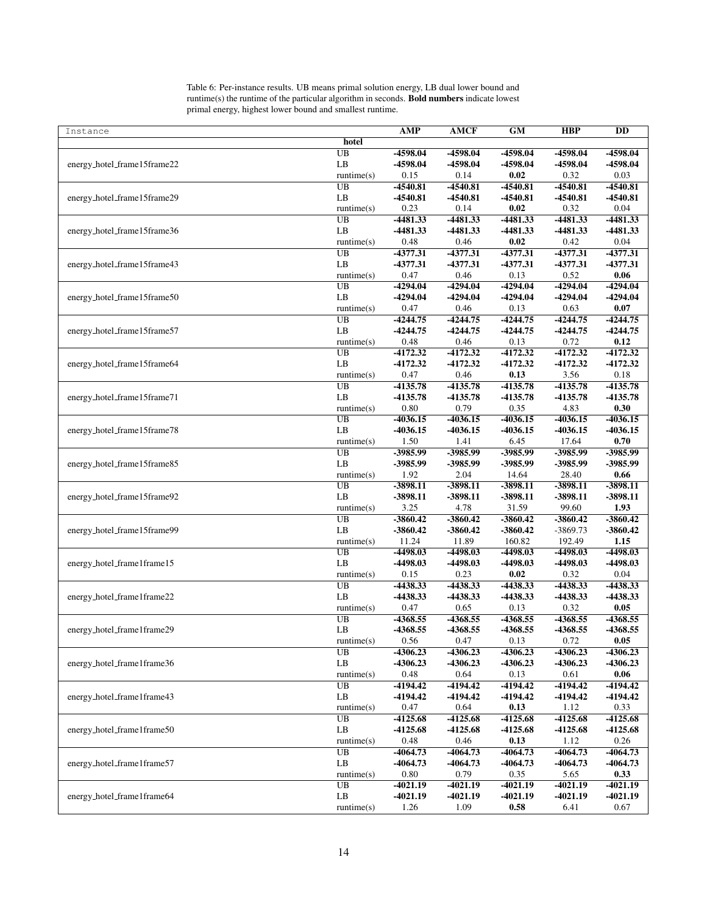Table 6: Per-instance results. UB means primal solution energy, LB dual lower bound and runtime(s) the runtime of the particular algorithm in seconds. **Bold numbers** indicate lowest primal energy, highest lower bound and smallest runtime.

| Instance | | AMP | AMCF | GM | HBP | DD |
|---|---|---|---|---|---|---|
| | **hotel** | | | | | |
| | UB | **-4598.04** | **-4598.04** | **-4598.04** | **-4598.04** | **-4598.04** |
| energy_hotel_frame15frame22 | LB | **-4598.04** | **-4598.04** | **-4598.04** | **-4598.04** | **-4598.04** |
| | runtime(s) | 0.15 | 0.14 | **0.02** | 0.32 | 0.03 |
| | UB | **-4540.81** | **-4540.81** | **-4540.81** | **-4540.81** | **-4540.81** |
| energy_hotel_frame15frame29 | LB | **-4540.81** | **-4540.81** | **-4540.81** | **-4540.81** | **-4540.81** |
| | runtime(s) | 0.23 | 0.14 | **0.02** | 0.32 | 0.04 |
| | UB | **-4481.33** | **-4481.33** | **-4481.33** | **-4481.33** | **-4481.33** |
| energy_hotel_frame15frame36 | LB | **-4481.33** | **-4481.33** | **-4481.33** | **-4481.33** | **-4481.33** |
| | runtime(s) | 0.48 | 0.46 | **0.02** | 0.42 | 0.04 |
| | UB | **-4377.31** | **-4377.31** | **-4377.31** | **-4377.31** | **-4377.31** |
| energy_hotel_frame15frame43 | LB | **-4377.31** | **-4377.31** | **-4377.31** | **-4377.31** | **-4377.31** |
| | runtime(s) | 0.47 | 0.46 | 0.13 | 0.52 | **0.06** |
| | UB | **-4294.04** | **-4294.04** | **-4294.04** | **-4294.04** | **-4294.04** |
| energy_hotel_frame15frame50 | LB | **-4294.04** | **-4294.04** | **-4294.04** | **-4294.04** | **-4294.04** |
| | runtime(s) | 0.47 | 0.46 | 0.13 | 0.63 | **0.07** |
| | UB | **-4244.75** | **-4244.75** | **-4244.75** | **-4244.75** | **-4244.75** |
| energy_hotel_frame15frame57 | LB | **-4244.75** | **-4244.75** | **-4244.75** | **-4244.75** | **-4244.75** |
| | runtime(s) | 0.48 | 0.46 | 0.13 | 0.72 | **0.12** |
| | UB | **-4172.32** | **-4172.32** | **-4172.32** | **-4172.32** | **-4172.32** |
| energy_hotel_frame15frame64 | LB | **-4172.32** | **-4172.32** | **-4172.32** | **-4172.32** | **-4172.32** |
| | runtime(s) | 0.47 | 0.46 | **0.13** | 3.56 | 0.18 |
| | UB | **-4135.78** | **-4135.78** | **-4135.78** | **-4135.78** | **-4135.78** |
| energy_hotel_frame15frame71 | LB | **-4135.78** | **-4135.78** | **-4135.78** | **-4135.78** | **-4135.78** |
| | runtime(s) | 0.80 | 0.79 | 0.35 | 4.83 | **0.30** |
| | UB | **-4036.15** | **-4036.15** | **-4036.15** | **-4036.15** | **-4036.15** |
| energy_hotel_frame15frame78 | LB | **-4036.15** | **-4036.15** | **-4036.15** | **-4036.15** | **-4036.15** |
| | runtime(s) | 1.50 | 1.41 | 6.45 | 17.64 | **0.70** |
| | UB | **-3985.99** | **-3985.99** | **-3985.99** | **-3985.99** | **-3985.99** |
| energy_hotel_frame15frame85 | LB | **-3985.99** | **-3985.99** | **-3985.99** | **-3985.99** | **-3985.99** |
| | runtime(s) | 1.92 | 2.04 | 14.64 | 28.40 | **0.66** |
| | UB | **-3898.11** | **-3898.11** | **-3898.11** | **-3898.11** | **-3898.11** |
| energy_hotel_frame15frame92 | LB | **-3898.11** | **-3898.11** | **-3898.11** | **-3898.11** | **-3898.11** |
| | runtime(s) | 3.25 | 4.78 | 31.59 | 99.60 | **1.93** |
| | UB | **-3860.42** | **-3860.42** | **-3860.42** | **-3860.42** | **-3860.42** |
| energy_hotel_frame15frame99 | LB | **-3860.42** | **-3860.42** | **-3860.42** | -3869.73 | **-3860.42** |
| | runtime(s) | 11.24 | 11.89 | 160.82 | 192.49 | **1.15** |
| | UB | **-4498.03** | **-4498.03** | **-4498.03** | **-4498.03** | **-4498.03** |
| energy_hotel_frame1frame15 | LB | **-4498.03** | **-4498.03** | **-4498.03** | **-4498.03** | **-4498.03** |
| | runtime(s) | 0.15 | 0.23 | **0.02** | 0.32 | 0.04 |
| | UB | **-4438.33** | **-4438.33** | **-4438.33** | **-4438.33** | **-4438.33** |
| energy_hotel_frame1frame22 | LB | **-4438.33** | **-4438.33** | **-4438.33** | **-4438.33** | **-4438.33** |
| | runtime(s) | 0.47 | 0.65 | 0.13 | 0.32 | **0.05** |
| | UB | **-4368.55** | **-4368.55** | **-4368.55** | **-4368.55** | **-4368.55** |
| energy_hotel_frame1frame29 | LB | **-4368.55** | **-4368.55** | **-4368.55** | **-4368.55** | **-4368.55** |
| | runtime(s) | 0.56 | 0.47 | 0.13 | 0.72 | **0.05** |
| | UB | **-4306.23** | **-4306.23** | **-4306.23** | **-4306.23** | **-4306.23** |
| energy_hotel_frame1frame36 | LB | **-4306.23** | **-4306.23** | **-4306.23** | **-4306.23** | **-4306.23** |
| | runtime(s) | 0.48 | 0.64 | 0.13 | 0.61 | **0.06** |
| | UB | **-4194.42** | **-4194.42** | **-4194.42** | **-4194.42** | **-4194.42** |
| energy_hotel_frame1frame43 | LB | **-4194.42** | **-4194.42** | **-4194.42** | **-4194.42** | **-4194.42** |
| | runtime(s) | 0.47 | 0.64 | **0.13** | 1.12 | 0.33 |
| | UB | **-4125.68** | **-4125.68** | **-4125.68** | **-4125.68** | **-4125.68** |
| energy_hotel_frame1frame50 | LB | **-4125.68** | **-4125.68** | **-4125.68** | **-4125.68** | **-4125.68** |
| | runtime(s) | 0.48 | 0.46 | **0.13** | 1.12 | 0.26 |
| | UB | **-4064.73** | **-4064.73** | **-4064.73** | **-4064.73** | **-4064.73** |
| energy_hotel_frame1frame57 | LB | **-4064.73** | **-4064.73** | **-4064.73** | **-4064.73** | **-4064.73** |
| | runtime(s) | 0.80 | 0.79 | 0.35 | 5.65 | **0.33** |
| | UB | **-4021.19** | **-4021.19** | **-4021.19** | **-4021.19** | **-4021.19** |
| energy_hotel_frame1frame64 | LB | **-4021.19** | **-4021.19** | **-4021.19** | **-4021.19** | **-4021.19** |
| | runtime(s) | 1.26 | 1.09 | **0.58** | 6.41 | 0.67 |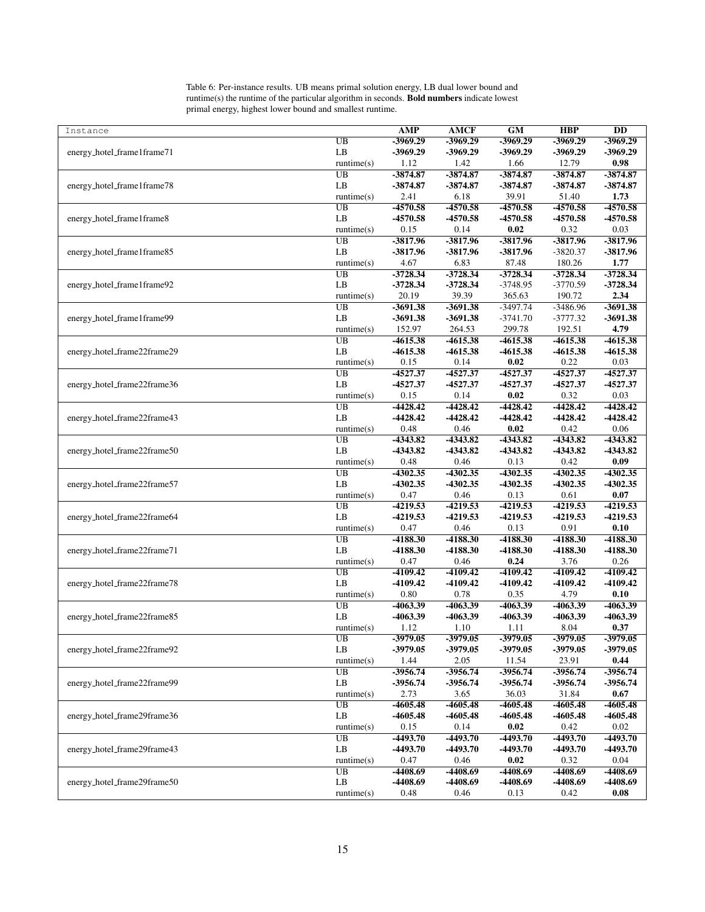Table 6: Per-instance results. UB means primal solution energy, LB dual lower bound and runtime(s) the runtime of the particular algorithm in seconds. **Bold numbers** indicate lowest primal energy, highest lower bound and smallest runtime.

| Instance | | AMP | AMCF | GM | HBP | DD |
|---|---|---|---|---|---|---|
| energy_hotel_frame1frame71 | UB | **-3969.29** | **-3969.29** | **-3969.29** | **-3969.29** | **-3969.29** |
| | LB | **-3969.29** | **-3969.29** | **-3969.29** | **-3969.29** | **-3969.29** |
| | runtime(s) | 1.12 | 1.42 | 1.66 | 12.79 | **0.98** |
| energy_hotel_frame1frame78 | UB | **-3874.87** | **-3874.87** | **-3874.87** | **-3874.87** | **-3874.87** |
| | LB | **-3874.87** | **-3874.87** | **-3874.87** | **-3874.87** | **-3874.87** |
| | runtime(s) | 2.41 | 6.18 | 39.91 | 51.40 | **1.73** |
| energy_hotel_frame1frame8 | UB | **-4570.58** | **-4570.58** | **-4570.58** | **-4570.58** | **-4570.58** |
| | LB | **-4570.58** | **-4570.58** | **-4570.58** | **-4570.58** | **-4570.58** |
| | runtime(s) | 0.15 | 0.14 | **0.02** | 0.32 | 0.03 |
| energy_hotel_frame1frame85 | UB | **-3817.96** | **-3817.96** | **-3817.96** | **-3817.96** | **-3817.96** |
| | LB | **-3817.96** | **-3817.96** | **-3817.96** | -3820.37 | **-3817.96** |
| | runtime(s) | 4.67 | 6.83 | 87.48 | 180.26 | **1.77** |
| energy_hotel_frame1frame92 | UB | **-3728.34** | **-3728.34** | **-3728.34** | **-3728.34** | **-3728.34** |
| | LB | **-3728.34** | **-3728.34** | -3748.95 | -3770.59 | **-3728.34** |
| | runtime(s) | 20.19 | 39.39 | 365.63 | 190.72 | **2.34** |
| energy_hotel_frame1frame99 | UB | **-3691.38** | **-3691.38** | -3497.74 | -3486.96 | **-3691.38** |
| | LB | **-3691.38** | **-3691.38** | -3741.70 | -3777.32 | **-3691.38** |
| | runtime(s) | 152.97 | 264.53 | 299.78 | 192.51 | **4.79** |
| energy_hotel_frame22frame29 | UB | **-4615.38** | **-4615.38** | **-4615.38** | **-4615.38** | **-4615.38** |
| | LB | **-4615.38** | **-4615.38** | **-4615.38** | **-4615.38** | **-4615.38** |
| | runtime(s) | 0.15 | 0.14 | **0.02** | 0.22 | 0.03 |
| energy_hotel_frame22frame36 | UB | **-4527.37** | **-4527.37** | **-4527.37** | **-4527.37** | **-4527.37** |
| | LB | **-4527.37** | **-4527.37** | **-4527.37** | **-4527.37** | **-4527.37** |
| | runtime(s) | 0.15 | 0.14 | **0.02** | 0.32 | 0.03 |
| energy_hotel_frame22frame43 | UB | **-4428.42** | **-4428.42** | **-4428.42** | **-4428.42** | **-4428.42** |
| | LB | **-4428.42** | **-4428.42** | **-4428.42** | **-4428.42** | **-4428.42** |
| | runtime(s) | 0.48 | 0.46 | **0.02** | 0.42 | 0.06 |
| energy_hotel_frame22frame50 | UB | **-4343.82** | **-4343.82** | **-4343.82** | **-4343.82** | **-4343.82** |
| | LB | **-4343.82** | **-4343.82** | **-4343.82** | **-4343.82** | **-4343.82** |
| | runtime(s) | 0.48 | 0.46 | 0.13 | 0.42 | **0.09** |
| energy_hotel_frame22frame57 | UB | **-4302.35** | **-4302.35** | **-4302.35** | **-4302.35** | **-4302.35** |
| | LB | **-4302.35** | **-4302.35** | **-4302.35** | **-4302.35** | **-4302.35** |
| | runtime(s) | 0.47 | 0.46 | 0.13 | 0.61 | **0.07** |
| energy_hotel_frame22frame64 | UB | **-4219.53** | **-4219.53** | **-4219.53** | **-4219.53** | **-4219.53** |
| | LB | **-4219.53** | **-4219.53** | **-4219.53** | **-4219.53** | **-4219.53** |
| | runtime(s) | 0.47 | 0.46 | 0.13 | 0.91 | **0.10** |
| energy_hotel_frame22frame71 | UB | **-4188.30** | **-4188.30** | **-4188.30** | **-4188.30** | **-4188.30** |
| | LB | **-4188.30** | **-4188.30** | **-4188.30** | **-4188.30** | **-4188.30** |
| | runtime(s) | 0.47 | 0.46 | **0.24** | 3.76 | 0.26 |
| energy_hotel_frame22frame78 | UB | **-4109.42** | **-4109.42** | **-4109.42** | **-4109.42** | **-4109.42** |
| | LB | **-4109.42** | **-4109.42** | **-4109.42** | **-4109.42** | **-4109.42** |
| | runtime(s) | 0.80 | 0.78 | 0.35 | 4.79 | **0.10** |
| energy_hotel_frame22frame85 | UB | **-4063.39** | **-4063.39** | **-4063.39** | **-4063.39** | **-4063.39** |
| | LB | **-4063.39** | **-4063.39** | **-4063.39** | **-4063.39** | **-4063.39** |
| | runtime(s) | 1.12 | 1.10 | 1.11 | 8.04 | **0.37** |
| energy_hotel_frame22frame92 | UB | **-3979.05** | **-3979.05** | **-3979.05** | **-3979.05** | **-3979.05** |
| | LB | **-3979.05** | **-3979.05** | **-3979.05** | **-3979.05** | **-3979.05** |
| | runtime(s) | 1.44 | 2.05 | 11.54 | 23.91 | **0.44** |
| energy_hotel_frame22frame99 | UB | **-3956.74** | **-3956.74** | **-3956.74** | **-3956.74** | **-3956.74** |
| | LB | **-3956.74** | **-3956.74** | **-3956.74** | **-3956.74** | **-3956.74** |
| | runtime(s) | 2.73 | 3.65 | 36.03 | 31.84 | **0.67** |
| energy_hotel_frame29frame36 | UB | **-4605.48** | **-4605.48** | **-4605.48** | **-4605.48** | **-4605.48** |
| | LB | **-4605.48** | **-4605.48** | **-4605.48** | **-4605.48** | **-4605.48** |
| | runtime(s) | 0.15 | 0.14 | **0.02** | 0.42 | 0.02 |
| energy_hotel_frame29frame43 | UB | **-4493.70** | **-4493.70** | **-4493.70** | **-4493.70** | **-4493.70** |
| | LB | **-4493.70** | **-4493.70** | **-4493.70** | **-4493.70** | **-4493.70** |
| | runtime(s) | 0.47 | 0.46 | **0.02** | 0.32 | 0.04 |
| energy_hotel_frame29frame50 | UB | **-4408.69** | **-4408.69** | **-4408.69** | **-4408.69** | **-4408.69** |
| | LB | **-4408.69** | **-4408.69** | **-4408.69** | **-4408.69** | **-4408.69** |
| | runtime(s) | 0.48 | 0.46 | 0.13 | 0.42 | **0.08** |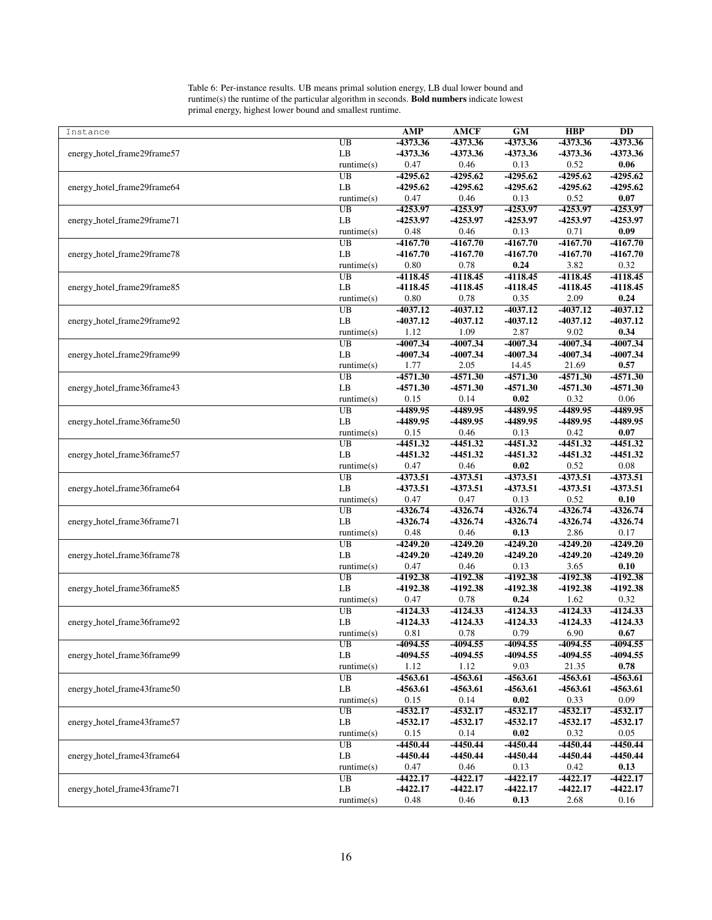Table 6: Per-instance results. UB means primal solution energy, LB dual lower bound and runtime(s) the runtime of the particular algorithm in seconds. **Bold numbers** indicate lowest primal energy, highest lower bound and smallest runtime.

| Instance | | AMP | AMCF | GM | HBP | DD |
|---|---|---|---|---|---|---|
| energy_hotel_frame29frame57 | UB | **-4373.36** | **-4373.36** | **-4373.36** | **-4373.36** | **-4373.36** |
| | LB | **-4373.36** | **-4373.36** | **-4373.36** | **-4373.36** | **-4373.36** |
| | runtime(s) | 0.47 | 0.46 | 0.13 | 0.52 | **0.06** |
| energy_hotel_frame29frame64 | UB | **-4295.62** | **-4295.62** | **-4295.62** | **-4295.62** | **-4295.62** |
| | LB | **-4295.62** | **-4295.62** | **-4295.62** | **-4295.62** | **-4295.62** |
| | runtime(s) | 0.47 | 0.46 | 0.13 | 0.52 | **0.07** |
| energy_hotel_frame29frame71 | UB | **-4253.97** | **-4253.97** | **-4253.97** | **-4253.97** | **-4253.97** |
| | LB | **-4253.97** | **-4253.97** | **-4253.97** | **-4253.97** | **-4253.97** |
| | runtime(s) | 0.48 | 0.46 | 0.13 | 0.71 | **0.09** |
| energy_hotel_frame29frame78 | UB | **-4167.70** | **-4167.70** | **-4167.70** | **-4167.70** | **-4167.70** |
| | LB | **-4167.70** | **-4167.70** | **-4167.70** | **-4167.70** | **-4167.70** |
| | runtime(s) | 0.80 | 0.78 | **0.24** | 3.82 | 0.32 |
| energy_hotel_frame29frame85 | UB | **-4118.45** | **-4118.45** | **-4118.45** | **-4118.45** | **-4118.45** |
| | LB | **-4118.45** | **-4118.45** | **-4118.45** | **-4118.45** | **-4118.45** |
| | runtime(s) | 0.80 | 0.78 | 0.35 | 2.09 | **0.24** |
| energy_hotel_frame29frame92 | UB | **-4037.12** | **-4037.12** | **-4037.12** | **-4037.12** | **-4037.12** |
| | LB | **-4037.12** | **-4037.12** | **-4037.12** | **-4037.12** | **-4037.12** |
| | runtime(s) | 1.12 | 1.09 | 2.87 | 9.02 | **0.34** |
| energy_hotel_frame29frame99 | UB | **-4007.34** | **-4007.34** | **-4007.34** | **-4007.34** | **-4007.34** |
| | LB | **-4007.34** | **-4007.34** | **-4007.34** | **-4007.34** | **-4007.34** |
| | runtime(s) | 1.77 | 2.05 | 14.45 | 21.69 | **0.57** |
| energy_hotel_frame36frame43 | UB | **-4571.30** | **-4571.30** | **-4571.30** | **-4571.30** | **-4571.30** |
| | LB | **-4571.30** | **-4571.30** | **-4571.30** | **-4571.30** | **-4571.30** |
| | runtime(s) | 0.15 | 0.14 | **0.02** | 0.32 | 0.06 |
| energy_hotel_frame36frame50 | UB | **-4489.95** | **-4489.95** | **-4489.95** | **-4489.95** | **-4489.95** |
| | LB | **-4489.95** | **-4489.95** | **-4489.95** | **-4489.95** | **-4489.95** |
| | runtime(s) | 0.15 | 0.46 | 0.13 | 0.42 | **0.07** |
| energy_hotel_frame36frame57 | UB | **-4451.32** | **-4451.32** | **-4451.32** | **-4451.32** | **-4451.32** |
| | LB | **-4451.32** | **-4451.32** | **-4451.32** | **-4451.32** | **-4451.32** |
| | runtime(s) | 0.47 | 0.46 | **0.02** | 0.52 | 0.08 |
| energy_hotel_frame36frame64 | UB | **-4373.51** | **-4373.51** | **-4373.51** | **-4373.51** | **-4373.51** |
| | LB | **-4373.51** | **-4373.51** | **-4373.51** | **-4373.51** | **-4373.51** |
| | runtime(s) | 0.47 | 0.47 | 0.13 | 0.52 | **0.10** |
| energy_hotel_frame36frame71 | UB | **-4326.74** | **-4326.74** | **-4326.74** | **-4326.74** | **-4326.74** |
| | LB | **-4326.74** | **-4326.74** | **-4326.74** | **-4326.74** | **-4326.74** |
| | runtime(s) | 0.48 | 0.46 | **0.13** | 2.86 | 0.17 |
| energy_hotel_frame36frame78 | UB | **-4249.20** | **-4249.20** | **-4249.20** | **-4249.20** | **-4249.20** |
| | LB | **-4249.20** | **-4249.20** | **-4249.20** | **-4249.20** | **-4249.20** |
| | runtime(s) | 0.47 | 0.46 | 0.13 | 3.65 | **0.10** |
| energy_hotel_frame36frame85 | UB | **-4192.38** | **-4192.38** | **-4192.38** | **-4192.38** | **-4192.38** |
| | LB | **-4192.38** | **-4192.38** | **-4192.38** | **-4192.38** | **-4192.38** |
| | runtime(s) | 0.47 | 0.78 | **0.24** | 1.62 | 0.32 |
| energy_hotel_frame36frame92 | UB | **-4124.33** | **-4124.33** | **-4124.33** | **-4124.33** | **-4124.33** |
| | LB | **-4124.33** | **-4124.33** | **-4124.33** | **-4124.33** | **-4124.33** |
| | runtime(s) | 0.81 | 0.78 | 0.79 | 6.90 | **0.67** |
| energy_hotel_frame36frame99 | UB | **-4094.55** | **-4094.55** | **-4094.55** | **-4094.55** | **-4094.55** |
| | LB | **-4094.55** | **-4094.55** | **-4094.55** | **-4094.55** | **-4094.55** |
| | runtime(s) | 1.12 | 1.12 | 9.03 | 21.35 | **0.78** |
| energy_hotel_frame43frame50 | UB | **-4563.61** | **-4563.61** | **-4563.61** | **-4563.61** | **-4563.61** |
| | LB | **-4563.61** | **-4563.61** | **-4563.61** | **-4563.61** | **-4563.61** |
| | runtime(s) | 0.15 | 0.14 | **0.02** | 0.33 | 0.09 |
| energy_hotel_frame43frame57 | UB | **-4532.17** | **-4532.17** | **-4532.17** | **-4532.17** | **-4532.17** |
| | LB | **-4532.17** | **-4532.17** | **-4532.17** | **-4532.17** | **-4532.17** |
| | runtime(s) | 0.15 | 0.14 | **0.02** | 0.32 | 0.05 |
| energy_hotel_frame43frame64 | UB | **-4450.44** | **-4450.44** | **-4450.44** | **-4450.44** | **-4450.44** |
| | LB | **-4450.44** | **-4450.44** | **-4450.44** | **-4450.44** | **-4450.44** |
| | runtime(s) | 0.47 | 0.46 | 0.13 | 0.42 | **0.13** |
| energy_hotel_frame43frame71 | UB | **-4422.17** | **-4422.17** | **-4422.17** | **-4422.17** | **-4422.17** |
| | LB | **-4422.17** | **-4422.17** | **-4422.17** | **-4422.17** | **-4422.17** |
| | runtime(s) | 0.48 | 0.46 | **0.13** | 2.68 | 0.16 |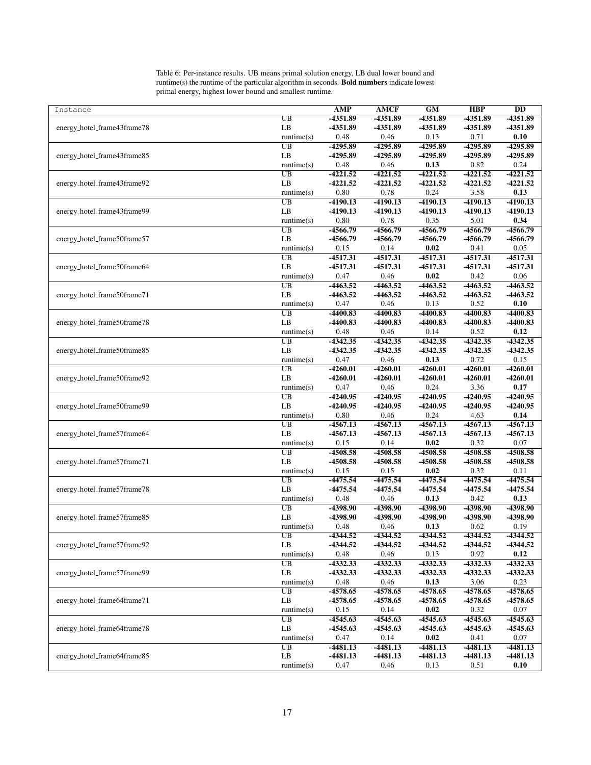Table 6: Per-instance results. UB means primal solution energy, LB dual lower bound and runtime(s) the runtime of the particular algorithm in seconds. **Bold numbers** indicate lowest primal energy, highest lower bound and smallest runtime.

| Instance | | AMP | AMCF | GM | HBP | DD |
|---|---|---|---|---|---|---|
| energy_hotel_frame43frame78 | UB | **-4351.89** | **-4351.89** | **-4351.89** | **-4351.89** | **-4351.89** |
| | LB | **-4351.89** | **-4351.89** | **-4351.89** | **-4351.89** | **-4351.89** |
| | runtime(s) | 0.48 | 0.46 | 0.13 | 0.71 | **0.10** |
| energy_hotel_frame43frame85 | UB | **-4295.89** | **-4295.89** | **-4295.89** | **-4295.89** | **-4295.89** |
| | LB | **-4295.89** | **-4295.89** | **-4295.89** | **-4295.89** | **-4295.89** |
| | runtime(s) | 0.48 | 0.46 | **0.13** | 0.82 | 0.24 |
| energy_hotel_frame43frame92 | UB | **-4221.52** | **-4221.52** | **-4221.52** | **-4221.52** | **-4221.52** |
| | LB | **-4221.52** | **-4221.52** | **-4221.52** | **-4221.52** | **-4221.52** |
| | runtime(s) | 0.80 | 0.78 | 0.24 | 3.58 | **0.13** |
| energy_hotel_frame43frame99 | UB | **-4190.13** | **-4190.13** | **-4190.13** | **-4190.13** | **-4190.13** |
| | LB | **-4190.13** | **-4190.13** | **-4190.13** | **-4190.13** | **-4190.13** |
| | runtime(s) | 0.80 | 0.78 | 0.35 | 5.01 | **0.34** |
| energy_hotel_frame50frame57 | UB | **-4566.79** | **-4566.79** | **-4566.79** | **-4566.79** | **-4566.79** |
| | LB | **-4566.79** | **-4566.79** | **-4566.79** | **-4566.79** | **-4566.79** |
| | runtime(s) | 0.15 | 0.14 | **0.02** | 0.41 | 0.05 |
| energy_hotel_frame50frame64 | UB | **-4517.31** | **-4517.31** | **-4517.31** | **-4517.31** | **-4517.31** |
| | LB | **-4517.31** | **-4517.31** | **-4517.31** | **-4517.31** | **-4517.31** |
| | runtime(s) | 0.47 | 0.46 | **0.02** | 0.42 | 0.06 |
| energy_hotel_frame50frame71 | UB | **-4463.52** | **-4463.52** | **-4463.52** | **-4463.52** | **-4463.52** |
| | LB | **-4463.52** | **-4463.52** | **-4463.52** | **-4463.52** | **-4463.52** |
| | runtime(s) | 0.47 | 0.46 | 0.13 | 0.52 | **0.10** |
| energy_hotel_frame50frame78 | UB | **-4400.83** | **-4400.83** | **-4400.83** | **-4400.83** | **-4400.83** |
| | LB | **-4400.83** | **-4400.83** | **-4400.83** | **-4400.83** | **-4400.83** |
| | runtime(s) | 0.48 | 0.46 | 0.14 | 0.52 | **0.12** |
| energy_hotel_frame50frame85 | UB | **-4342.35** | **-4342.35** | **-4342.35** | **-4342.35** | **-4342.35** |
| | LB | **-4342.35** | **-4342.35** | **-4342.35** | **-4342.35** | **-4342.35** |
| | runtime(s) | 0.47 | 0.46 | **0.13** | 0.72 | 0.15 |
| energy_hotel_frame50frame92 | UB | **-4260.01** | **-4260.01** | **-4260.01** | **-4260.01** | **-4260.01** |
| | LB | **-4260.01** | **-4260.01** | **-4260.01** | **-4260.01** | **-4260.01** |
| | runtime(s) | 0.47 | 0.46 | 0.24 | 3.36 | **0.17** |
| energy_hotel_frame50frame99 | UB | **-4240.95** | **-4240.95** | **-4240.95** | **-4240.95** | **-4240.95** |
| | LB | **-4240.95** | **-4240.95** | **-4240.95** | **-4240.95** | **-4240.95** |
| | runtime(s) | 0.80 | 0.46 | 0.24 | 4.63 | **0.14** |
| energy_hotel_frame57frame64 | UB | **-4567.13** | **-4567.13** | **-4567.13** | **-4567.13** | **-4567.13** |
| | LB | **-4567.13** | **-4567.13** | **-4567.13** | **-4567.13** | **-4567.13** |
| | runtime(s) | 0.15 | 0.14 | **0.02** | 0.32 | 0.07 |
| energy_hotel_frame57frame71 | UB | **-4508.58** | **-4508.58** | **-4508.58** | **-4508.58** | **-4508.58** |
| | LB | **-4508.58** | **-4508.58** | **-4508.58** | **-4508.58** | **-4508.58** |
| | runtime(s) | 0.15 | 0.15 | **0.02** | 0.32 | 0.11 |
| energy_hotel_frame57frame78 | UB | **-4475.54** | **-4475.54** | **-4475.54** | **-4475.54** | **-4475.54** |
| | LB | **-4475.54** | **-4475.54** | **-4475.54** | **-4475.54** | **-4475.54** |
| | runtime(s) | 0.48 | 0.46 | **0.13** | 0.42 | **0.13** |
| energy_hotel_frame57frame85 | UB | **-4398.90** | **-4398.90** | **-4398.90** | **-4398.90** | **-4398.90** |
| | LB | **-4398.90** | **-4398.90** | **-4398.90** | **-4398.90** | **-4398.90** |
| | runtime(s) | 0.48 | 0.46 | **0.13** | 0.62 | 0.19 |
| energy_hotel_frame57frame92 | UB | **-4344.52** | **-4344.52** | **-4344.52** | **-4344.52** | **-4344.52** |
| | LB | **-4344.52** | **-4344.52** | **-4344.52** | **-4344.52** | **-4344.52** |
| | runtime(s) | 0.48 | 0.46 | 0.13 | 0.92 | **0.12** |
| energy_hotel_frame57frame99 | UB | **-4332.33** | **-4332.33** | **-4332.33** | **-4332.33** | **-4332.33** |
| | LB | **-4332.33** | **-4332.33** | **-4332.33** | **-4332.33** | **-4332.33** |
| | runtime(s) | 0.48 | 0.46 | **0.13** | 3.06 | 0.23 |
| energy_hotel_frame64frame71 | UB | **-4578.65** | **-4578.65** | **-4578.65** | **-4578.65** | **-4578.65** |
| | LB | **-4578.65** | **-4578.65** | **-4578.65** | **-4578.65** | **-4578.65** |
| | runtime(s) | 0.15 | 0.14 | **0.02** | 0.32 | 0.07 |
| energy_hotel_frame64frame78 | UB | **-4545.63** | **-4545.63** | **-4545.63** | **-4545.63** | **-4545.63** |
| | LB | **-4545.63** | **-4545.63** | **-4545.63** | **-4545.63** | **-4545.63** |
| | runtime(s) | 0.47 | 0.14 | **0.02** | 0.41 | 0.07 |
| energy_hotel_frame64frame85 | UB | **-4481.13** | **-4481.13** | **-4481.13** | **-4481.13** | **-4481.13** |
| | LB | **-4481.13** | **-4481.13** | **-4481.13** | **-4481.13** | **-4481.13** |
| | runtime(s) | 0.47 | 0.46 | 0.13 | 0.51 | **0.10** |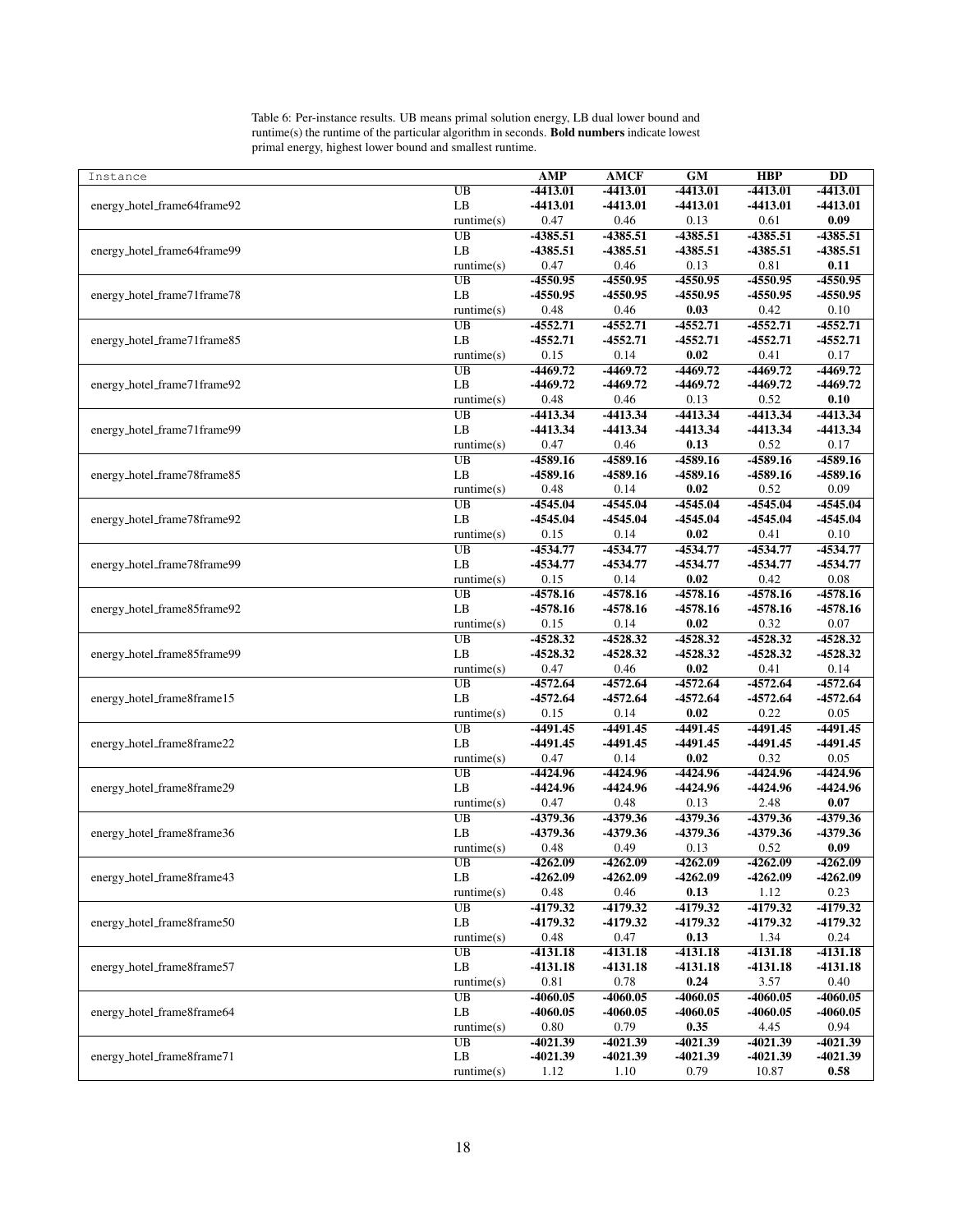Table 6: Per-instance results. UB means primal solution energy, LB dual lower bound and runtime(s) the runtime of the particular algorithm in seconds. **Bold numbers** indicate lowest primal energy, highest lower bound and smallest runtime.

| Instance | | AMP | AMCF | GM | HBP | DD |
|---|---|---|---|---|---|---|
| energy_hotel_frame64frame92 | UB | **-4413.01** | **-4413.01** | **-4413.01** | **-4413.01** | **-4413.01** |
| | LB | **-4413.01** | **-4413.01** | **-4413.01** | **-4413.01** | **-4413.01** |
| | runtime(s) | 0.47 | 0.46 | 0.13 | 0.61 | **0.09** |
| energy_hotel_frame64frame99 | UB | **-4385.51** | **-4385.51** | **-4385.51** | **-4385.51** | **-4385.51** |
| | LB | **-4385.51** | **-4385.51** | **-4385.51** | **-4385.51** | **-4385.51** |
| | runtime(s) | 0.47 | 0.46 | 0.13 | 0.81 | **0.11** |
| energy_hotel_frame71frame78 | UB | **-4550.95** | **-4550.95** | **-4550.95** | **-4550.95** | **-4550.95** |
| | LB | **-4550.95** | **-4550.95** | **-4550.95** | **-4550.95** | **-4550.95** |
| | runtime(s) | 0.48 | 0.46 | **0.03** | 0.42 | 0.10 |
| energy_hotel_frame71frame85 | UB | **-4552.71** | **-4552.71** | **-4552.71** | **-4552.71** | **-4552.71** |
| | LB | **-4552.71** | **-4552.71** | **-4552.71** | **-4552.71** | **-4552.71** |
| | runtime(s) | 0.15 | 0.14 | **0.02** | 0.41 | 0.17 |
| energy_hotel_frame71frame92 | UB | **-4469.72** | **-4469.72** | **-4469.72** | **-4469.72** | **-4469.72** |
| | LB | **-4469.72** | **-4469.72** | **-4469.72** | **-4469.72** | **-4469.72** |
| | runtime(s) | 0.48 | 0.46 | 0.13 | 0.52 | **0.10** |
| energy_hotel_frame71frame99 | UB | **-4413.34** | **-4413.34** | **-4413.34** | **-4413.34** | **-4413.34** |
| | LB | **-4413.34** | **-4413.34** | **-4413.34** | **-4413.34** | **-4413.34** |
| | runtime(s) | 0.47 | 0.46 | **0.13** | 0.52 | 0.17 |
| energy_hotel_frame78frame85 | UB | **-4589.16** | **-4589.16** | **-4589.16** | **-4589.16** | **-4589.16** |
| | LB | **-4589.16** | **-4589.16** | **-4589.16** | **-4589.16** | **-4589.16** |
| | runtime(s) | 0.48 | 0.14 | **0.02** | 0.52 | 0.09 |
| energy_hotel_frame78frame92 | UB | **-4545.04** | **-4545.04** | **-4545.04** | **-4545.04** | **-4545.04** |
| | LB | **-4545.04** | **-4545.04** | **-4545.04** | **-4545.04** | **-4545.04** |
| | runtime(s) | 0.15 | 0.14 | **0.02** | 0.41 | 0.10 |
| energy_hotel_frame78frame99 | UB | **-4534.77** | **-4534.77** | **-4534.77** | **-4534.77** | **-4534.77** |
| | LB | **-4534.77** | **-4534.77** | **-4534.77** | **-4534.77** | **-4534.77** |
| | runtime(s) | 0.15 | 0.14 | **0.02** | 0.42 | 0.08 |
| energy_hotel_frame85frame92 | UB | **-4578.16** | **-4578.16** | **-4578.16** | **-4578.16** | **-4578.16** |
| | LB | **-4578.16** | **-4578.16** | **-4578.16** | **-4578.16** | **-4578.16** |
| | runtime(s) | 0.15 | 0.14 | **0.02** | 0.32 | 0.07 |
| energy_hotel_frame85frame99 | UB | **-4528.32** | **-4528.32** | **-4528.32** | **-4528.32** | **-4528.32** |
| | LB | **-4528.32** | **-4528.32** | **-4528.32** | **-4528.32** | **-4528.32** |
| | runtime(s) | 0.47 | 0.46 | **0.02** | 0.41 | 0.14 |
| energy_hotel_frame8frame15 | UB | **-4572.64** | **-4572.64** | **-4572.64** | **-4572.64** | **-4572.64** |
| | LB | **-4572.64** | **-4572.64** | **-4572.64** | **-4572.64** | **-4572.64** |
| | runtime(s) | 0.15 | 0.14 | **0.02** | 0.22 | 0.05 |
| energy_hotel_frame8frame22 | UB | **-4491.45** | **-4491.45** | **-4491.45** | **-4491.45** | **-4491.45** |
| | LB | **-4491.45** | **-4491.45** | **-4491.45** | **-4491.45** | **-4491.45** |
| | runtime(s) | 0.47 | 0.14 | **0.02** | 0.32 | 0.05 |
| energy_hotel_frame8frame29 | UB | **-4424.96** | **-4424.96** | **-4424.96** | **-4424.96** | **-4424.96** |
| | LB | **-4424.96** | **-4424.96** | **-4424.96** | **-4424.96** | **-4424.96** |
| | runtime(s) | 0.47 | 0.48 | 0.13 | 2.48 | **0.07** |
| energy_hotel_frame8frame36 | UB | **-4379.36** | **-4379.36** | **-4379.36** | **-4379.36** | **-4379.36** |
| | LB | **-4379.36** | **-4379.36** | **-4379.36** | **-4379.36** | **-4379.36** |
| | runtime(s) | 0.48 | 0.49 | 0.13 | 0.52 | **0.09** |
| energy_hotel_frame8frame43 | UB | **-4262.09** | **-4262.09** | **-4262.09** | **-4262.09** | **-4262.09** |
| | LB | **-4262.09** | **-4262.09** | **-4262.09** | **-4262.09** | **-4262.09** |
| | runtime(s) | 0.48 | 0.46 | **0.13** | 1.12 | 0.23 |
| energy_hotel_frame8frame50 | UB | **-4179.32** | **-4179.32** | **-4179.32** | **-4179.32** | **-4179.32** |
| | LB | **-4179.32** | **-4179.32** | **-4179.32** | **-4179.32** | **-4179.32** |
| | runtime(s) | 0.48 | 0.47 | **0.13** | 1.34 | 0.24 |
| energy_hotel_frame8frame57 | UB | **-4131.18** | **-4131.18** | **-4131.18** | **-4131.18** | **-4131.18** |
| | LB | **-4131.18** | **-4131.18** | **-4131.18** | **-4131.18** | **-4131.18** |
| | runtime(s) | 0.81 | 0.78 | **0.24** | 3.57 | 0.40 |
| energy_hotel_frame8frame64 | UB | **-4060.05** | **-4060.05** | **-4060.05** | **-4060.05** | **-4060.05** |
| | LB | **-4060.05** | **-4060.05** | **-4060.05** | **-4060.05** | **-4060.05** |
| | runtime(s) | 0.80 | 0.79 | **0.35** | 4.45 | 0.94 |
| energy_hotel_frame8frame71 | UB | **-4021.39** | **-4021.39** | **-4021.39** | **-4021.39** | **-4021.39** |
| | LB | **-4021.39** | **-4021.39** | **-4021.39** | **-4021.39** | **-4021.39** |
| | runtime(s) | 1.12 | 1.10 | 0.79 | 10.87 | **0.58** |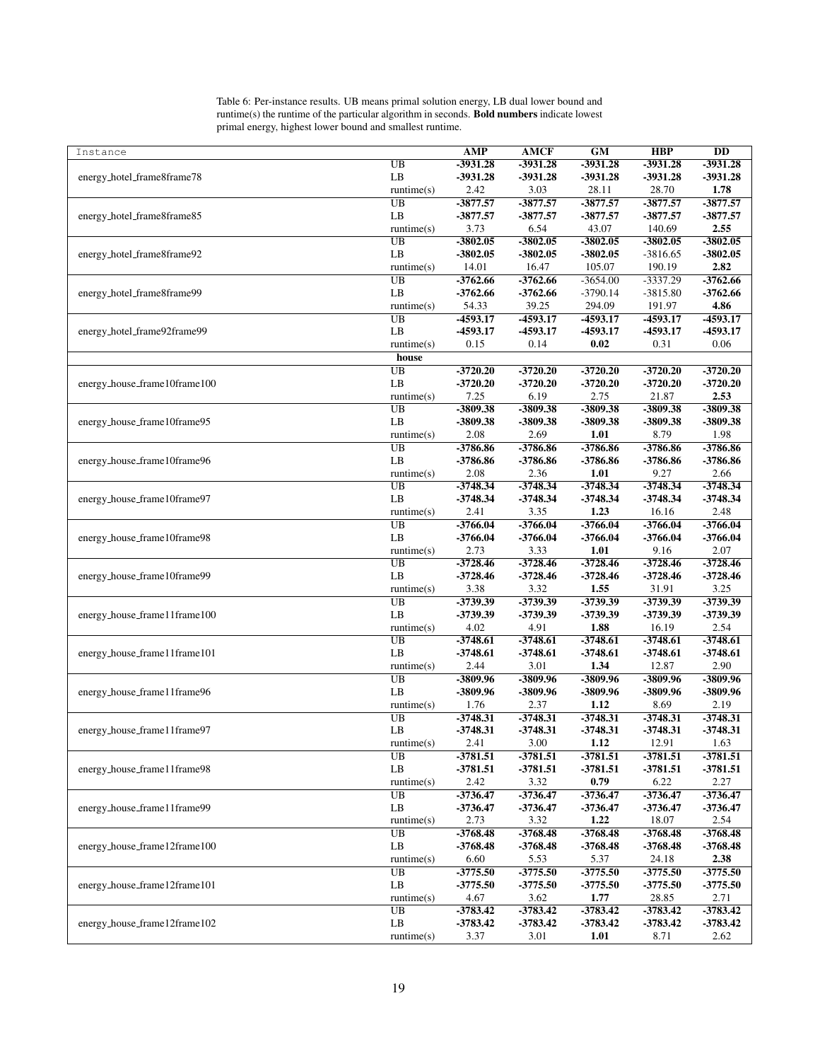Table 6: Per-instance results. UB means primal solution energy, LB dual lower bound and runtime(s) the runtime of the particular algorithm in seconds. **Bold numbers** indicate lowest primal energy, highest lower bound and smallest runtime.

| Instance | | AMP | AMCF | GM | HBP | DD |
|---|---|---|---|---|---|---|
| energy_hotel_frame8frame78 | UB | **-3931.28** | **-3931.28** | **-3931.28** | **-3931.28** | **-3931.28** |
| | LB | **-3931.28** | **-3931.28** | **-3931.28** | **-3931.28** | **-3931.28** |
| | runtime(s) | 2.42 | 3.03 | 28.11 | 28.70 | **1.78** |
| energy_hotel_frame8frame85 | UB | **-3877.57** | **-3877.57** | **-3877.57** | **-3877.57** | **-3877.57** |
| | LB | **-3877.57** | **-3877.57** | **-3877.57** | **-3877.57** | **-3877.57** |
| | runtime(s) | 3.73 | 6.54 | 43.07 | 140.69 | **2.55** |
| energy_hotel_frame8frame92 | UB | **-3802.05** | **-3802.05** | **-3802.05** | **-3802.05** | **-3802.05** |
| | LB | **-3802.05** | **-3802.05** | **-3802.05** | -3816.65 | **-3802.05** |
| | runtime(s) | 14.01 | 16.47 | 105.07 | 190.19 | **2.82** |
| energy_hotel_frame8frame99 | UB | **-3762.66** | **-3762.66** | -3654.00 | -3337.29 | **-3762.66** |
| | LB | **-3762.66** | **-3762.66** | -3790.14 | -3815.80 | **-3762.66** |
| | runtime(s) | 54.33 | 39.25 | 294.09 | 191.97 | **4.86** |
| energy_hotel_frame92frame99 | UB | **-4593.17** | **-4593.17** | **-4593.17** | **-4593.17** | **-4593.17** |
| | LB | **-4593.17** | **-4593.17** | **-4593.17** | **-4593.17** | **-4593.17** |
| | runtime(s) | 0.15 | 0.14 | **0.02** | 0.31 | 0.06 |
| | **house** | | | | | |
| energy_house_frame10frame100 | UB | **-3720.20** | **-3720.20** | **-3720.20** | **-3720.20** | **-3720.20** |
| | LB | **-3720.20** | **-3720.20** | **-3720.20** | **-3720.20** | **-3720.20** |
| | runtime(s) | 7.25 | 6.19 | 2.75 | 21.87 | **2.53** |
| energy_house_frame10frame95 | UB | **-3809.38** | **-3809.38** | **-3809.38** | **-3809.38** | **-3809.38** |
| | LB | **-3809.38** | **-3809.38** | **-3809.38** | **-3809.38** | **-3809.38** |
| | runtime(s) | 2.08 | 2.69 | **1.01** | 8.79 | 1.98 |
| energy_house_frame10frame96 | UB | **-3786.86** | **-3786.86** | **-3786.86** | **-3786.86** | **-3786.86** |
| | LB | **-3786.86** | **-3786.86** | **-3786.86** | **-3786.86** | **-3786.86** |
| | runtime(s) | 2.08 | 2.36 | **1.01** | 9.27 | 2.66 |
| energy_house_frame10frame97 | UB | **-3748.34** | **-3748.34** | **-3748.34** | **-3748.34** | **-3748.34** |
| | LB | **-3748.34** | **-3748.34** | **-3748.34** | **-3748.34** | **-3748.34** |
| | runtime(s) | 2.41 | 3.35 | **1.23** | 16.16 | 2.48 |
| energy_house_frame10frame98 | UB | **-3766.04** | **-3766.04** | **-3766.04** | **-3766.04** | **-3766.04** |
| | LB | **-3766.04** | **-3766.04** | **-3766.04** | **-3766.04** | **-3766.04** |
| | runtime(s) | 2.73 | 3.33 | **1.01** | 9.16 | 2.07 |
| energy_house_frame10frame99 | UB | **-3728.46** | **-3728.46** | **-3728.46** | **-3728.46** | **-3728.46** |
| | LB | **-3728.46** | **-3728.46** | **-3728.46** | **-3728.46** | **-3728.46** |
| | runtime(s) | 3.38 | 3.32 | **1.55** | 31.91 | 3.25 |
| energy_house_frame11frame100 | UB | **-3739.39** | **-3739.39** | **-3739.39** | **-3739.39** | **-3739.39** |
| | LB | **-3739.39** | **-3739.39** | **-3739.39** | **-3739.39** | **-3739.39** |
| | runtime(s) | 4.02 | 4.91 | **1.88** | 16.19 | 2.54 |
| energy_house_frame11frame101 | UB | **-3748.61** | **-3748.61** | **-3748.61** | **-3748.61** | **-3748.61** |
| | LB | **-3748.61** | **-3748.61** | **-3748.61** | **-3748.61** | **-3748.61** |
| | runtime(s) | 2.44 | 3.01 | **1.34** | 12.87 | 2.90 |
| energy_house_frame11frame96 | UB | **-3809.96** | **-3809.96** | **-3809.96** | **-3809.96** | **-3809.96** |
| | LB | **-3809.96** | **-3809.96** | **-3809.96** | **-3809.96** | **-3809.96** |
| | runtime(s) | 1.76 | 2.37 | **1.12** | 8.69 | 2.19 |
| energy_house_frame11frame97 | UB | **-3748.31** | **-3748.31** | **-3748.31** | **-3748.31** | **-3748.31** |
| | LB | **-3748.31** | **-3748.31** | **-3748.31** | **-3748.31** | **-3748.31** |
| | runtime(s) | 2.41 | 3.00 | **1.12** | 12.91 | 1.63 |
| energy_house_frame11frame98 | UB | **-3781.51** | **-3781.51** | **-3781.51** | **-3781.51** | **-3781.51** |
| | LB | **-3781.51** | **-3781.51** | **-3781.51** | **-3781.51** | **-3781.51** |
| | runtime(s) | 2.42 | 3.32 | **0.79** | 6.22 | 2.27 |
| energy_house_frame11frame99 | UB | **-3736.47** | **-3736.47** | **-3736.47** | **-3736.47** | **-3736.47** |
| | LB | **-3736.47** | **-3736.47** | **-3736.47** | **-3736.47** | **-3736.47** |
| | runtime(s) | 2.73 | 3.32 | **1.22** | 18.07 | 2.54 |
| energy_house_frame12frame100 | UB | **-3768.48** | **-3768.48** | **-3768.48** | **-3768.48** | **-3768.48** |
| | LB | **-3768.48** | **-3768.48** | **-3768.48** | **-3768.48** | **-3768.48** |
| | runtime(s) | 6.60 | 5.53 | 5.37 | 24.18 | **2.38** |
| energy_house_frame12frame101 | UB | **-3775.50** | **-3775.50** | **-3775.50** | **-3775.50** | **-3775.50** |
| | LB | **-3775.50** | **-3775.50** | **-3775.50** | **-3775.50** | **-3775.50** |
| | runtime(s) | 4.67 | 3.62 | **1.77** | 28.85 | 2.71 |
| energy_house_frame12frame102 | UB | **-3783.42** | **-3783.42** | **-3783.42** | **-3783.42** | **-3783.42** |
| | LB | **-3783.42** | **-3783.42** | **-3783.42** | **-3783.42** | **-3783.42** |
| | runtime(s) | 3.37 | 3.01 | **1.01** | 8.71 | 2.62 |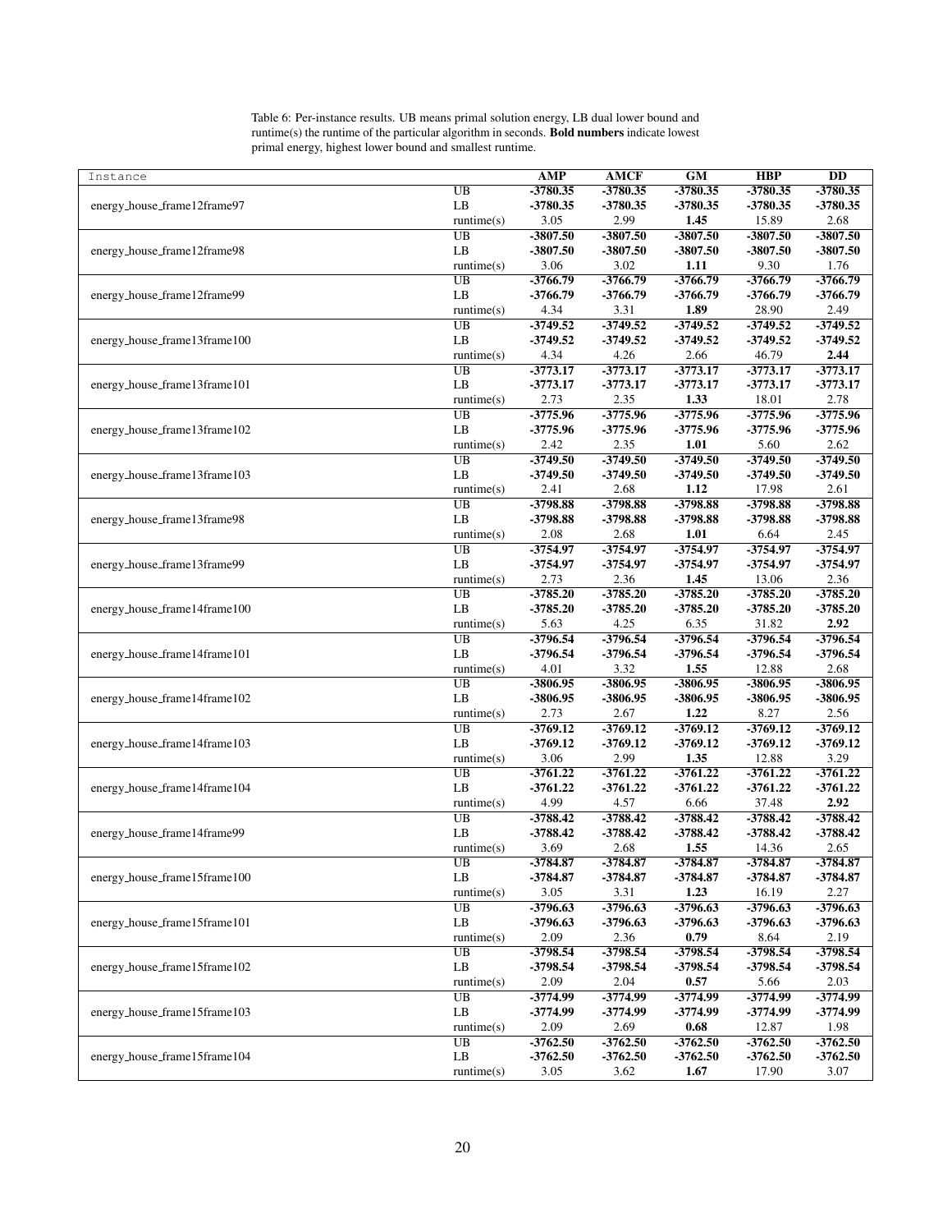Table 6: Per-instance results. UB means primal solution energy, LB dual lower bound and runtime(s) the runtime of the particular algorithm in seconds. **Bold numbers** indicate lowest primal energy, highest lower bound and smallest runtime.

| Instance | | AMP | AMCF | GM | HBP | DD |
|---|---|---|---|---|---|---|
| energy_house_frame12frame97 | UB | **-3780.35** | **-3780.35** | **-3780.35** | **-3780.35** | **-3780.35** |
| | LB | **-3780.35** | **-3780.35** | **-3780.35** | **-3780.35** | **-3780.35** |
| | runtime(s) | 3.05 | 2.99 | **1.45** | 15.89 | 2.68 |
| energy_house_frame12frame98 | UB | **-3807.50** | **-3807.50** | **-3807.50** | **-3807.50** | **-3807.50** |
| | LB | **-3807.50** | **-3807.50** | **-3807.50** | **-3807.50** | **-3807.50** |
| | runtime(s) | 3.06 | 3.02 | **1.11** | 9.30 | 1.76 |
| energy_house_frame12frame99 | UB | **-3766.79** | **-3766.79** | **-3766.79** | **-3766.79** | **-3766.79** |
| | LB | **-3766.79** | **-3766.79** | **-3766.79** | **-3766.79** | **-3766.79** |
| | runtime(s) | 4.34 | 3.31 | **1.89** | 28.90 | 2.49 |
| energy_house_frame13frame100 | UB | **-3749.52** | **-3749.52** | **-3749.52** | **-3749.52** | **-3749.52** |
| | LB | **-3749.52** | **-3749.52** | **-3749.52** | **-3749.52** | **-3749.52** |
| | runtime(s) | 4.34 | 4.26 | 2.66 | 46.79 | **2.44** |
| energy_house_frame13frame101 | UB | **-3773.17** | **-3773.17** | **-3773.17** | **-3773.17** | **-3773.17** |
| | LB | **-3773.17** | **-3773.17** | **-3773.17** | **-3773.17** | **-3773.17** |
| | runtime(s) | 2.73 | 2.35 | **1.33** | 18.01 | 2.78 |
| energy_house_frame13frame102 | UB | **-3775.96** | **-3775.96** | **-3775.96** | **-3775.96** | **-3775.96** |
| | LB | **-3775.96** | **-3775.96** | **-3775.96** | **-3775.96** | **-3775.96** |
| | runtime(s) | 2.42 | 2.35 | **1.01** | 5.60 | 2.62 |
| energy_house_frame13frame103 | UB | **-3749.50** | **-3749.50** | **-3749.50** | **-3749.50** | **-3749.50** |
| | LB | **-3749.50** | **-3749.50** | **-3749.50** | **-3749.50** | **-3749.50** |
| | runtime(s) | 2.41 | 2.68 | **1.12** | 17.98 | 2.61 |
| energy_house_frame13frame98 | UB | **-3798.88** | **-3798.88** | **-3798.88** | **-3798.88** | **-3798.88** |
| | LB | **-3798.88** | **-3798.88** | **-3798.88** | **-3798.88** | **-3798.88** |
| | runtime(s) | 2.08 | 2.68 | **1.01** | 6.64 | 2.45 |
| energy_house_frame13frame99 | UB | **-3754.97** | **-3754.97** | **-3754.97** | **-3754.97** | **-3754.97** |
| | LB | **-3754.97** | **-3754.97** | **-3754.97** | **-3754.97** | **-3754.97** |
| | runtime(s) | 2.73 | 2.36 | **1.45** | 13.06 | 2.36 |
| energy_house_frame14frame100 | UB | **-3785.20** | **-3785.20** | **-3785.20** | **-3785.20** | **-3785.20** |
| | LB | **-3785.20** | **-3785.20** | **-3785.20** | **-3785.20** | **-3785.20** |
| | runtime(s) | 5.63 | 4.25 | 6.35 | 31.82 | **2.92** |
| energy_house_frame14frame101 | UB | **-3796.54** | **-3796.54** | **-3796.54** | **-3796.54** | **-3796.54** |
| | LB | **-3796.54** | **-3796.54** | **-3796.54** | **-3796.54** | **-3796.54** |
| | runtime(s) | 4.01 | 3.32 | **1.55** | 12.88 | 2.68 |
| energy_house_frame14frame102 | UB | **-3806.95** | **-3806.95** | **-3806.95** | **-3806.95** | **-3806.95** |
| | LB | **-3806.95** | **-3806.95** | **-3806.95** | **-3806.95** | **-3806.95** |
| | runtime(s) | 2.73 | 2.67 | **1.22** | 8.27 | 2.56 |
| energy_house_frame14frame103 | UB | **-3769.12** | **-3769.12** | **-3769.12** | **-3769.12** | **-3769.12** |
| | LB | **-3769.12** | **-3769.12** | **-3769.12** | **-3769.12** | **-3769.12** |
| | runtime(s) | 3.06 | 2.99 | **1.35** | 12.88 | 3.29 |
| energy_house_frame14frame104 | UB | **-3761.22** | **-3761.22** | **-3761.22** | **-3761.22** | **-3761.22** |
| | LB | **-3761.22** | **-3761.22** | **-3761.22** | **-3761.22** | **-3761.22** |
| | runtime(s) | 4.99 | 4.57 | 6.66 | 37.48 | **2.92** |
| energy_house_frame14frame99 | UB | **-3788.42** | **-3788.42** | **-3788.42** | **-3788.42** | **-3788.42** |
| | LB | **-3788.42** | **-3788.42** | **-3788.42** | **-3788.42** | **-3788.42** |
| | runtime(s) | 3.69 | 2.68 | **1.55** | 14.36 | 2.65 |
| energy_house_frame15frame100 | UB | **-3784.87** | **-3784.87** | **-3784.87** | **-3784.87** | **-3784.87** |
| | LB | **-3784.87** | **-3784.87** | **-3784.87** | **-3784.87** | **-3784.87** |
| | runtime(s) | 3.05 | 3.31 | **1.23** | 16.19 | 2.27 |
| energy_house_frame15frame101 | UB | **-3796.63** | **-3796.63** | **-3796.63** | **-3796.63** | **-3796.63** |
| | LB | **-3796.63** | **-3796.63** | **-3796.63** | **-3796.63** | **-3796.63** |
| | runtime(s) | 2.09 | 2.36 | **0.79** | 8.64 | 2.19 |
| energy_house_frame15frame102 | UB | **-3798.54** | **-3798.54** | **-3798.54** | **-3798.54** | **-3798.54** |
| | LB | **-3798.54** | **-3798.54** | **-3798.54** | **-3798.54** | **-3798.54** |
| | runtime(s) | 2.09 | 2.04 | **0.57** | 5.66 | 2.03 |
| energy_house_frame15frame103 | UB | **-3774.99** | **-3774.99** | **-3774.99** | **-3774.99** | **-3774.99** |
| | LB | **-3774.99** | **-3774.99** | **-3774.99** | **-3774.99** | **-3774.99** |
| | runtime(s) | 2.09 | 2.69 | **0.68** | 12.87 | 1.98 |
| energy_house_frame15frame104 | UB | **-3762.50** | **-3762.50** | **-3762.50** | **-3762.50** | **-3762.50** |
| | LB | **-3762.50** | **-3762.50** | **-3762.50** | **-3762.50** | **-3762.50** |
| | runtime(s) | 3.05 | 3.62 | **1.67** | 17.90 | 3.07 |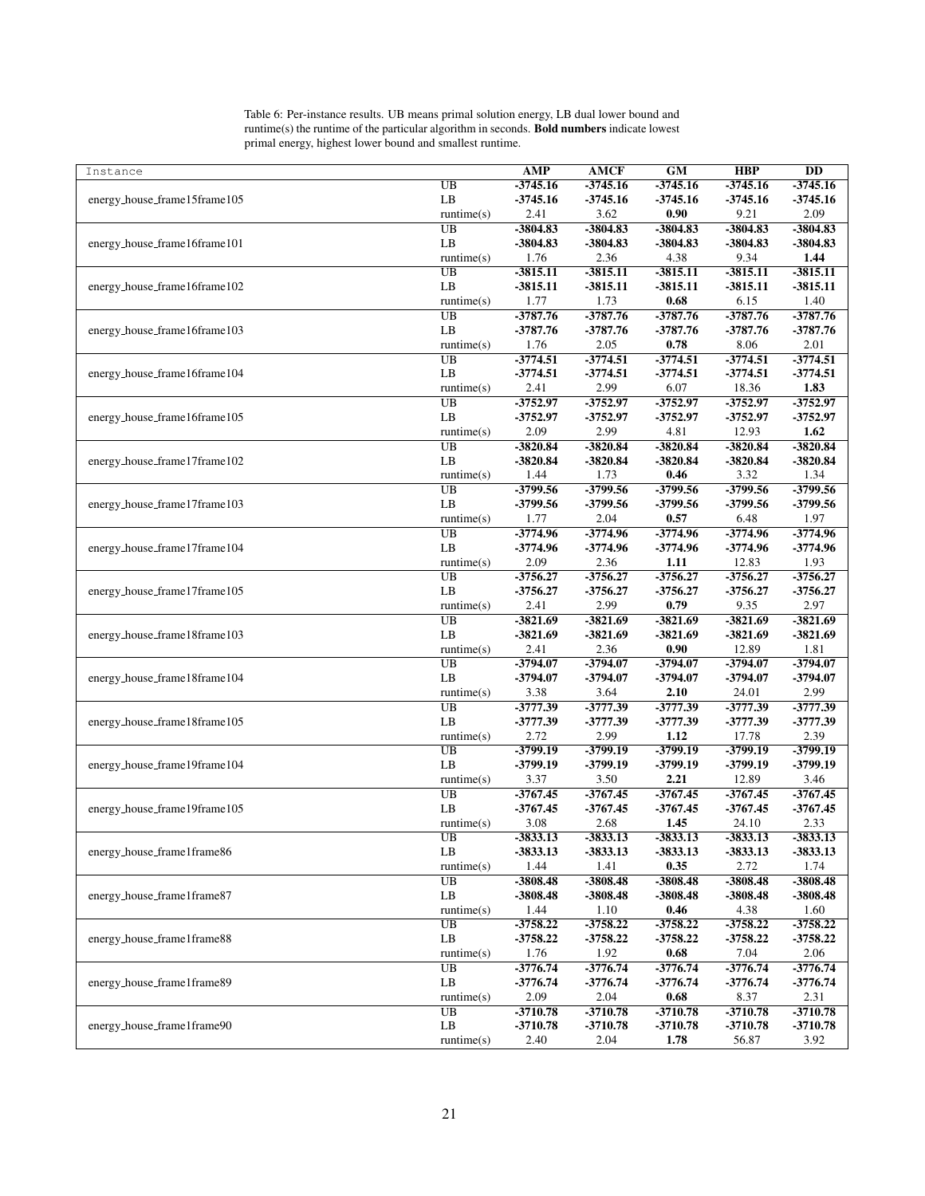Table 6: Per-instance results. UB means primal solution energy, LB dual lower bound and runtime(s) the runtime of the particular algorithm in seconds. **Bold numbers** indicate lowest primal energy, highest lower bound and smallest runtime.

| Instance | | AMP | AMCF | GM | HBP | DD |
|---|---|---|---|---|---|---|
| energy_house_frame15frame105 | UB | **-3745.16** | **-3745.16** | **-3745.16** | **-3745.16** | **-3745.16** |
| | LB | **-3745.16** | **-3745.16** | **-3745.16** | **-3745.16** | **-3745.16** |
| | runtime(s) | 2.41 | 3.62 | **0.90** | 9.21 | 2.09 |
| energy_house_frame16frame101 | UB | **-3804.83** | **-3804.83** | **-3804.83** | **-3804.83** | **-3804.83** |
| | LB | **-3804.83** | **-3804.83** | **-3804.83** | **-3804.83** | **-3804.83** |
| | runtime(s) | 1.76 | 2.36 | 4.38 | 9.34 | **1.44** |
| energy_house_frame16frame102 | UB | **-3815.11** | **-3815.11** | **-3815.11** | **-3815.11** | **-3815.11** |
| | LB | **-3815.11** | **-3815.11** | **-3815.11** | **-3815.11** | **-3815.11** |
| | runtime(s) | 1.77 | 1.73 | **0.68** | 6.15 | 1.40 |
| energy_house_frame16frame103 | UB | **-3787.76** | **-3787.76** | **-3787.76** | **-3787.76** | **-3787.76** |
| | LB | **-3787.76** | **-3787.76** | **-3787.76** | **-3787.76** | **-3787.76** |
| | runtime(s) | 1.76 | 2.05 | **0.78** | 8.06 | 2.01 |
| energy_house_frame16frame104 | UB | **-3774.51** | **-3774.51** | **-3774.51** | **-3774.51** | **-3774.51** |
| | LB | **-3774.51** | **-3774.51** | **-3774.51** | **-3774.51** | **-3774.51** |
| | runtime(s) | 2.41 | 2.99 | 6.07 | 18.36 | **1.83** |
| energy_house_frame16frame105 | UB | **-3752.97** | **-3752.97** | **-3752.97** | **-3752.97** | **-3752.97** |
| | LB | **-3752.97** | **-3752.97** | **-3752.97** | **-3752.97** | **-3752.97** |
| | runtime(s) | 2.09 | 2.99 | 4.81 | 12.93 | **1.62** |
| energy_house_frame17frame102 | UB | **-3820.84** | **-3820.84** | **-3820.84** | **-3820.84** | **-3820.84** |
| | LB | **-3820.84** | **-3820.84** | **-3820.84** | **-3820.84** | **-3820.84** |
| | runtime(s) | 1.44 | 1.73 | **0.46** | 3.32 | 1.34 |
| energy_house_frame17frame103 | UB | **-3799.56** | **-3799.56** | **-3799.56** | **-3799.56** | **-3799.56** |
| | LB | **-3799.56** | **-3799.56** | **-3799.56** | **-3799.56** | **-3799.56** |
| | runtime(s) | 1.77 | 2.04 | **0.57** | 6.48 | 1.97 |
| energy_house_frame17frame104 | UB | **-3774.96** | **-3774.96** | **-3774.96** | **-3774.96** | **-3774.96** |
| | LB | **-3774.96** | **-3774.96** | **-3774.96** | **-3774.96** | **-3774.96** |
| | runtime(s) | 2.09 | 2.36 | **1.11** | 12.83 | 1.93 |
| energy_house_frame17frame105 | UB | **-3756.27** | **-3756.27** | **-3756.27** | **-3756.27** | **-3756.27** |
| | LB | **-3756.27** | **-3756.27** | **-3756.27** | **-3756.27** | **-3756.27** |
| | runtime(s) | 2.41 | 2.99 | **0.79** | 9.35 | 2.97 |
| energy_house_frame18frame103 | UB | **-3821.69** | **-3821.69** | **-3821.69** | **-3821.69** | **-3821.69** |
| | LB | **-3821.69** | **-3821.69** | **-3821.69** | **-3821.69** | **-3821.69** |
| | runtime(s) | 2.41 | 2.36 | **0.90** | 12.89 | 1.81 |
| energy_house_frame18frame104 | UB | **-3794.07** | **-3794.07** | **-3794.07** | **-3794.07** | **-3794.07** |
| | LB | **-3794.07** | **-3794.07** | **-3794.07** | **-3794.07** | **-3794.07** |
| | runtime(s) | 3.38 | 3.64 | **2.10** | 24.01 | 2.99 |
| energy_house_frame18frame105 | UB | **-3777.39** | **-3777.39** | **-3777.39** | **-3777.39** | **-3777.39** |
| | LB | **-3777.39** | **-3777.39** | **-3777.39** | **-3777.39** | **-3777.39** |
| | runtime(s) | 2.72 | 2.99 | **1.12** | 17.78 | 2.39 |
| energy_house_frame19frame104 | UB | **-3799.19** | **-3799.19** | **-3799.19** | **-3799.19** | **-3799.19** |
| | LB | **-3799.19** | **-3799.19** | **-3799.19** | **-3799.19** | **-3799.19** |
| | runtime(s) | 3.37 | 3.50 | **2.21** | 12.89 | 3.46 |
| energy_house_frame19frame105 | UB | **-3767.45** | **-3767.45** | **-3767.45** | **-3767.45** | **-3767.45** |
| | LB | **-3767.45** | **-3767.45** | **-3767.45** | **-3767.45** | **-3767.45** |
| | runtime(s) | 3.08 | 2.68 | **1.45** | 24.10 | 2.33 |
| energy_house_frame1frame86 | UB | **-3833.13** | **-3833.13** | **-3833.13** | **-3833.13** | **-3833.13** |
| | LB | **-3833.13** | **-3833.13** | **-3833.13** | **-3833.13** | **-3833.13** |
| | runtime(s) | 1.44 | 1.41 | **0.35** | 2.72 | 1.74 |
| energy_house_frame1frame87 | UB | **-3808.48** | **-3808.48** | **-3808.48** | **-3808.48** | **-3808.48** |
| | LB | **-3808.48** | **-3808.48** | **-3808.48** | **-3808.48** | **-3808.48** |
| | runtime(s) | 1.44 | 1.10 | **0.46** | 4.38 | 1.60 |
| energy_house_frame1frame88 | UB | **-3758.22** | **-3758.22** | **-3758.22** | **-3758.22** | **-3758.22** |
| | LB | **-3758.22** | **-3758.22** | **-3758.22** | **-3758.22** | **-3758.22** |
| | runtime(s) | 1.76 | 1.92 | **0.68** | 7.04 | 2.06 |
| energy_house_frame1frame89 | UB | **-3776.74** | **-3776.74** | **-3776.74** | **-3776.74** | **-3776.74** |
| | LB | **-3776.74** | **-3776.74** | **-3776.74** | **-3776.74** | **-3776.74** |
| | runtime(s) | 2.09 | 2.04 | **0.68** | 8.37 | 2.31 |
| energy_house_frame1frame90 | UB | **-3710.78** | **-3710.78** | **-3710.78** | **-3710.78** | **-3710.78** |
| | LB | **-3710.78** | **-3710.78** | **-3710.78** | **-3710.78** | **-3710.78** |
| | runtime(s) | 2.40 | 2.04 | **1.78** | 56.87 | 3.92 |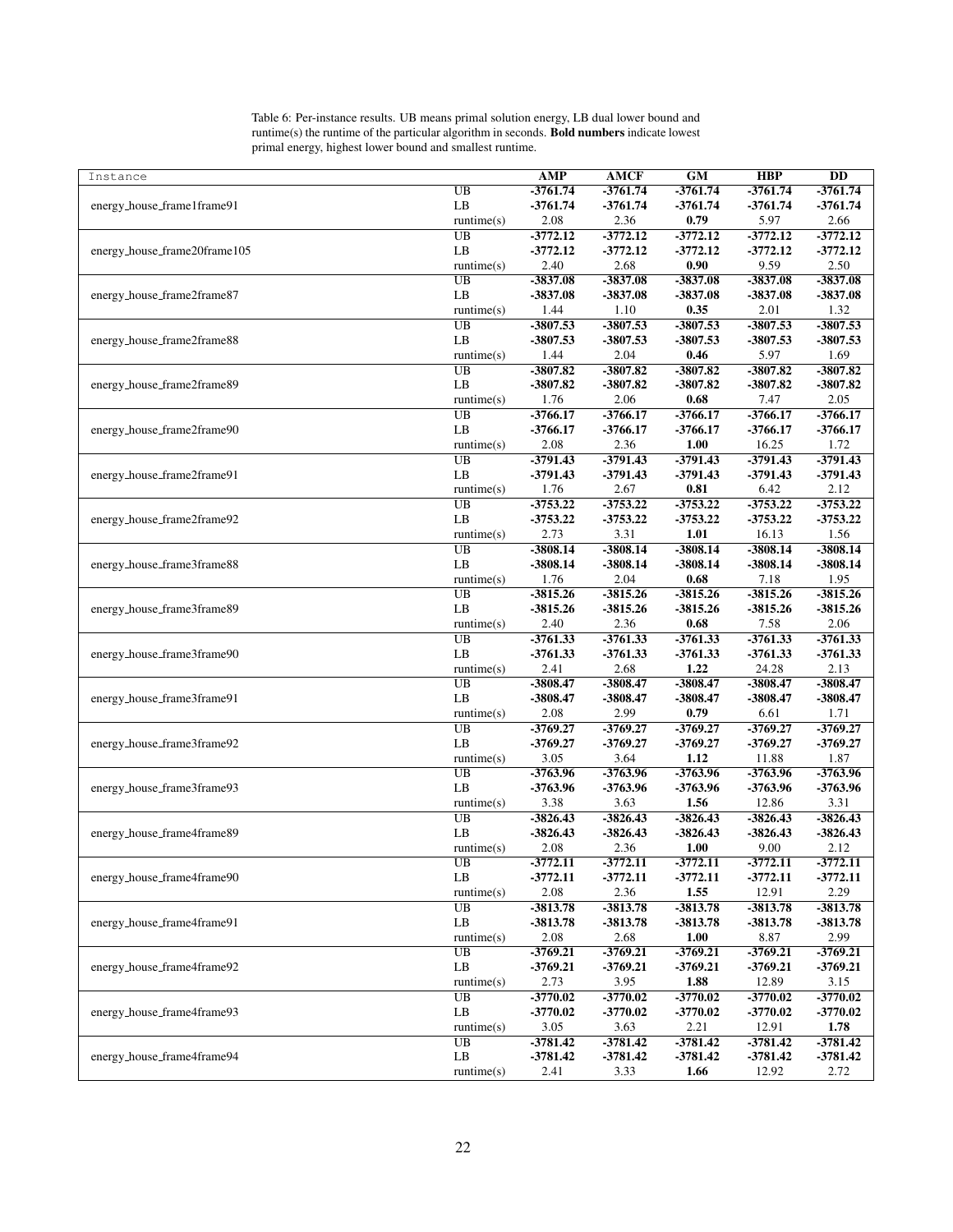Table 6: Per-instance results. UB means primal solution energy, LB dual lower bound and runtime(s) the runtime of the particular algorithm in seconds. **Bold numbers** indicate lowest primal energy, highest lower bound and smallest runtime.

| Instance | | AMP | AMCF | GM | HBP | DD |
|---|---|---|---|---|---|---|
| energy_house_frame1frame91 | UB | **-3761.74** | **-3761.74** | **-3761.74** | **-3761.74** | **-3761.74** |
| | LB | **-3761.74** | **-3761.74** | **-3761.74** | **-3761.74** | **-3761.74** |
| | runtime(s) | 2.08 | 2.36 | **0.79** | 5.97 | 2.66 |
| energy_house_frame20frame105 | UB | **-3772.12** | **-3772.12** | **-3772.12** | **-3772.12** | **-3772.12** |
| | LB | **-3772.12** | **-3772.12** | **-3772.12** | **-3772.12** | **-3772.12** |
| | runtime(s) | 2.40 | 2.68 | **0.90** | 9.59 | 2.50 |
| energy_house_frame2frame87 | UB | **-3837.08** | **-3837.08** | **-3837.08** | **-3837.08** | **-3837.08** |
| | LB | **-3837.08** | **-3837.08** | **-3837.08** | **-3837.08** | **-3837.08** |
| | runtime(s) | 1.44 | 1.10 | **0.35** | 2.01 | 1.32 |
| energy_house_frame2frame88 | UB | **-3807.53** | **-3807.53** | **-3807.53** | **-3807.53** | **-3807.53** |
| | LB | **-3807.53** | **-3807.53** | **-3807.53** | **-3807.53** | **-3807.53** |
| | runtime(s) | 1.44 | 2.04 | **0.46** | 5.97 | 1.69 |
| energy_house_frame2frame89 | UB | **-3807.82** | **-3807.82** | **-3807.82** | **-3807.82** | **-3807.82** |
| | LB | **-3807.82** | **-3807.82** | **-3807.82** | **-3807.82** | **-3807.82** |
| | runtime(s) | 1.76 | 2.06 | **0.68** | 7.47 | 2.05 |
| energy_house_frame2frame90 | UB | **-3766.17** | **-3766.17** | **-3766.17** | **-3766.17** | **-3766.17** |
| | LB | **-3766.17** | **-3766.17** | **-3766.17** | **-3766.17** | **-3766.17** |
| | runtime(s) | 2.08 | 2.36 | **1.00** | 16.25 | 1.72 |
| energy_house_frame2frame91 | UB | **-3791.43** | **-3791.43** | **-3791.43** | **-3791.43** | **-3791.43** |
| | LB | **-3791.43** | **-3791.43** | **-3791.43** | **-3791.43** | **-3791.43** |
| | runtime(s) | 1.76 | 2.67 | **0.81** | 6.42 | 2.12 |
| energy_house_frame2frame92 | UB | **-3753.22** | **-3753.22** | **-3753.22** | **-3753.22** | **-3753.22** |
| | LB | **-3753.22** | **-3753.22** | **-3753.22** | **-3753.22** | **-3753.22** |
| | runtime(s) | 2.73 | 3.31 | **1.01** | 16.13 | 1.56 |
| energy_house_frame3frame88 | UB | **-3808.14** | **-3808.14** | **-3808.14** | **-3808.14** | **-3808.14** |
| | LB | **-3808.14** | **-3808.14** | **-3808.14** | **-3808.14** | **-3808.14** |
| | runtime(s) | 1.76 | 2.04 | **0.68** | 7.18 | 1.95 |
| energy_house_frame3frame89 | UB | **-3815.26** | **-3815.26** | **-3815.26** | **-3815.26** | **-3815.26** |
| | LB | **-3815.26** | **-3815.26** | **-3815.26** | **-3815.26** | **-3815.26** |
| | runtime(s) | 2.40 | 2.36 | **0.68** | 7.58 | 2.06 |
| energy_house_frame3frame90 | UB | **-3761.33** | **-3761.33** | **-3761.33** | **-3761.33** | **-3761.33** |
| | LB | **-3761.33** | **-3761.33** | **-3761.33** | **-3761.33** | **-3761.33** |
| | runtime(s) | 2.41 | 2.68 | **1.22** | 24.28 | 2.13 |
| energy_house_frame3frame91 | UB | **-3808.47** | **-3808.47** | **-3808.47** | **-3808.47** | **-3808.47** |
| | LB | **-3808.47** | **-3808.47** | **-3808.47** | **-3808.47** | **-3808.47** |
| | runtime(s) | 2.08 | 2.99 | **0.79** | 6.61 | 1.71 |
| energy_house_frame3frame92 | UB | **-3769.27** | **-3769.27** | **-3769.27** | **-3769.27** | **-3769.27** |
| | LB | **-3769.27** | **-3769.27** | **-3769.27** | **-3769.27** | **-3769.27** |
| | runtime(s) | 3.05 | 3.64 | **1.12** | 11.88 | 1.87 |
| energy_house_frame3frame93 | UB | **-3763.96** | **-3763.96** | **-3763.96** | **-3763.96** | **-3763.96** |
| | LB | **-3763.96** | **-3763.96** | **-3763.96** | **-3763.96** | **-3763.96** |
| | runtime(s) | 3.38 | 3.63 | **1.56** | 12.86 | 3.31 |
| energy_house_frame4frame89 | UB | **-3826.43** | **-3826.43** | **-3826.43** | **-3826.43** | **-3826.43** |
| | LB | **-3826.43** | **-3826.43** | **-3826.43** | **-3826.43** | **-3826.43** |
| | runtime(s) | 2.08 | 2.36 | **1.00** | 9.00 | 2.12 |
| energy_house_frame4frame90 | UB | **-3772.11** | **-3772.11** | **-3772.11** | **-3772.11** | **-3772.11** |
| | LB | **-3772.11** | **-3772.11** | **-3772.11** | **-3772.11** | **-3772.11** |
| | runtime(s) | 2.08 | 2.36 | **1.55** | 12.91 | 2.29 |
| energy_house_frame4frame91 | UB | **-3813.78** | **-3813.78** | **-3813.78** | **-3813.78** | **-3813.78** |
| | LB | **-3813.78** | **-3813.78** | **-3813.78** | **-3813.78** | **-3813.78** |
| | runtime(s) | 2.08 | 2.68 | **1.00** | 8.87 | 2.99 |
| energy_house_frame4frame92 | UB | **-3769.21** | **-3769.21** | **-3769.21** | **-3769.21** | **-3769.21** |
| | LB | **-3769.21** | **-3769.21** | **-3769.21** | **-3769.21** | **-3769.21** |
| | runtime(s) | 2.73 | 3.95 | **1.88** | 12.89 | 3.15 |
| energy_house_frame4frame93 | UB | **-3770.02** | **-3770.02** | **-3770.02** | **-3770.02** | **-3770.02** |
| | LB | **-3770.02** | **-3770.02** | **-3770.02** | **-3770.02** | **-3770.02** |
| | runtime(s) | 3.05 | 3.63 | 2.21 | 12.91 | **1.78** |
| energy_house_frame4frame94 | UB | **-3781.42** | **-3781.42** | **-3781.42** | **-3781.42** | **-3781.42** |
| | LB | **-3781.42** | **-3781.42** | **-3781.42** | **-3781.42** | **-3781.42** |
| | runtime(s) | 2.41 | 3.33 | **1.66** | 12.92 | 2.72 |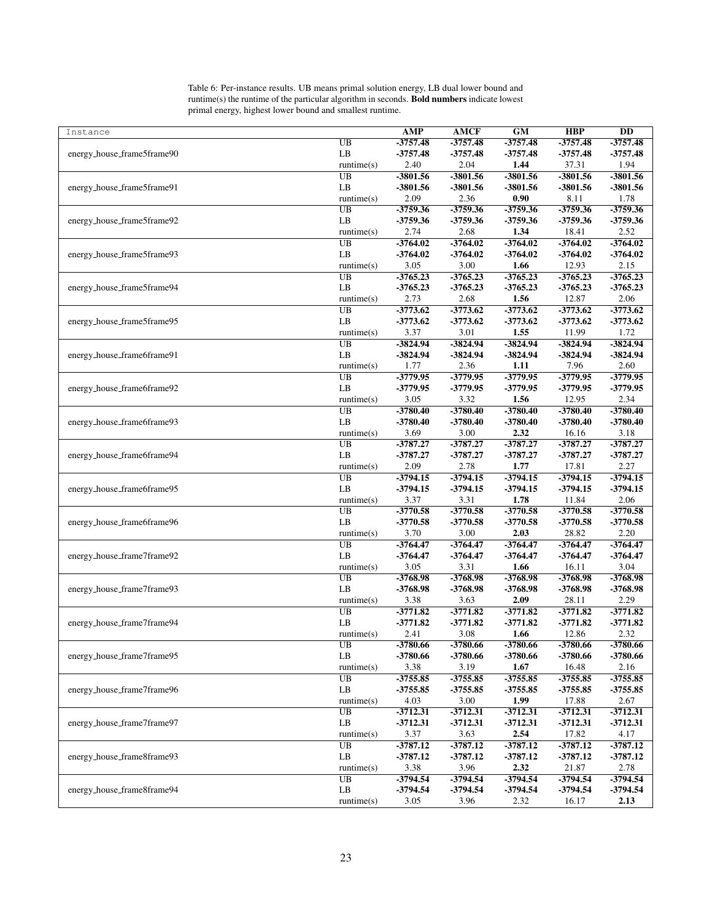Table 6: Per-instance results. UB means primal solution energy, LB dual lower bound and runtime(s) the runtime of the particular algorithm in seconds. **Bold numbers** indicate lowest primal energy, highest lower bound and smallest runtime.

| Instance | | AMP | AMCF | GM | HBP | DD |
|---|---|---|---|---|---|---|
| energy_house_frame5frame90 | UB | **-3757.48** | **-3757.48** | **-3757.48** | **-3757.48** | **-3757.48** |
| | LB | **-3757.48** | **-3757.48** | **-3757.48** | **-3757.48** | **-3757.48** |
| | runtime(s) | 2.40 | 2.04 | **1.44** | 37.31 | 1.94 |
| energy_house_frame5frame91 | UB | **-3801.56** | **-3801.56** | **-3801.56** | **-3801.56** | **-3801.56** |
| | LB | **-3801.56** | **-3801.56** | **-3801.56** | **-3801.56** | **-3801.56** |
| | runtime(s) | 2.09 | 2.36 | **0.90** | 8.11 | 1.78 |
| energy_house_frame5frame92 | UB | **-3759.36** | **-3759.36** | **-3759.36** | **-3759.36** | **-3759.36** |
| | LB | **-3759.36** | **-3759.36** | **-3759.36** | **-3759.36** | **-3759.36** |
| | runtime(s) | 2.74 | 2.68 | **1.34** | 18.41 | 2.52 |
| energy_house_frame5frame93 | UB | **-3764.02** | **-3764.02** | **-3764.02** | **-3764.02** | **-3764.02** |
| | LB | **-3764.02** | **-3764.02** | **-3764.02** | **-3764.02** | **-3764.02** |
| | runtime(s) | 3.05 | 3.00 | **1.66** | 12.93 | 2.15 |
| energy_house_frame5frame94 | UB | **-3765.23** | **-3765.23** | **-3765.23** | **-3765.23** | **-3765.23** |
| | LB | **-3765.23** | **-3765.23** | **-3765.23** | **-3765.23** | **-3765.23** |
| | runtime(s) | 2.73 | 2.68 | **1.56** | 12.87 | 2.06 |
| energy_house_frame5frame95 | UB | **-3773.62** | **-3773.62** | **-3773.62** | **-3773.62** | **-3773.62** |
| | LB | **-3773.62** | **-3773.62** | **-3773.62** | **-3773.62** | **-3773.62** |
| | runtime(s) | 3.37 | 3.01 | **1.55** | 11.99 | 1.72 |
| energy_house_frame6frame91 | UB | **-3824.94** | **-3824.94** | **-3824.94** | **-3824.94** | **-3824.94** |
| | LB | **-3824.94** | **-3824.94** | **-3824.94** | **-3824.94** | **-3824.94** |
| | runtime(s) | 1.77 | 2.36 | **1.11** | 7.96 | 2.60 |
| energy_house_frame6frame92 | UB | **-3779.95** | **-3779.95** | **-3779.95** | **-3779.95** | **-3779.95** |
| | LB | **-3779.95** | **-3779.95** | **-3779.95** | **-3779.95** | **-3779.95** |
| | runtime(s) | 3.05 | 3.32 | **1.56** | 12.95 | 2.34 |
| energy_house_frame6frame93 | UB | **-3780.40** | **-3780.40** | **-3780.40** | **-3780.40** | **-3780.40** |
| | LB | **-3780.40** | **-3780.40** | **-3780.40** | **-3780.40** | **-3780.40** |
| | runtime(s) | 3.69 | 3.00 | **2.32** | 16.16 | 3.18 |
| energy_house_frame6frame94 | UB | **-3787.27** | **-3787.27** | **-3787.27** | **-3787.27** | **-3787.27** |
| | LB | **-3787.27** | **-3787.27** | **-3787.27** | **-3787.27** | **-3787.27** |
| | runtime(s) | 2.09 | 2.78 | **1.77** | 17.81 | 2.27 |
| energy_house_frame6frame95 | UB | **-3794.15** | **-3794.15** | **-3794.15** | **-3794.15** | **-3794.15** |
| | LB | **-3794.15** | **-3794.15** | **-3794.15** | **-3794.15** | **-3794.15** |
| | runtime(s) | 3.37 | 3.31 | **1.78** | 11.84 | 2.06 |
| energy_house_frame6frame96 | UB | **-3770.58** | **-3770.58** | **-3770.58** | **-3770.58** | **-3770.58** |
| | LB | **-3770.58** | **-3770.58** | **-3770.58** | **-3770.58** | **-3770.58** |
| | runtime(s) | 3.70 | 3.00 | **2.03** | 28.82 | 2.20 |
| energy_house_frame7frame92 | UB | **-3764.47** | **-3764.47** | **-3764.47** | **-3764.47** | **-3764.47** |
| | LB | **-3764.47** | **-3764.47** | **-3764.47** | **-3764.47** | **-3764.47** |
| | runtime(s) | 3.05 | 3.31 | **1.66** | 16.11 | 3.04 |
| energy_house_frame7frame93 | UB | **-3768.98** | **-3768.98** | **-3768.98** | **-3768.98** | **-3768.98** |
| | LB | **-3768.98** | **-3768.98** | **-3768.98** | **-3768.98** | **-3768.98** |
| | runtime(s) | 3.38 | 3.63 | **2.09** | 28.11 | 2.29 |
| energy_house_frame7frame94 | UB | **-3771.82** | **-3771.82** | **-3771.82** | **-3771.82** | **-3771.82** |
| | LB | **-3771.82** | **-3771.82** | **-3771.82** | **-3771.82** | **-3771.82** |
| | runtime(s) | 2.41 | 3.08 | **1.66** | 12.86 | 2.32 |
| energy_house_frame7frame95 | UB | **-3780.66** | **-3780.66** | **-3780.66** | **-3780.66** | **-3780.66** |
| | LB | **-3780.66** | **-3780.66** | **-3780.66** | **-3780.66** | **-3780.66** |
| | runtime(s) | 3.38 | 3.19 | **1.67** | 16.48 | 2.16 |
| energy_house_frame7frame96 | UB | **-3755.85** | **-3755.85** | **-3755.85** | **-3755.85** | **-3755.85** |
| | LB | **-3755.85** | **-3755.85** | **-3755.85** | **-3755.85** | **-3755.85** |
| | runtime(s) | 4.03 | 3.00 | **1.99** | 17.88 | 2.67 |
| energy_house_frame7frame97 | UB | **-3712.31** | **-3712.31** | **-3712.31** | **-3712.31** | **-3712.31** |
| | LB | **-3712.31** | **-3712.31** | **-3712.31** | **-3712.31** | **-3712.31** |
| | runtime(s) | 3.37 | 3.63 | **2.54** | 17.82 | 4.17 |
| energy_house_frame8frame93 | UB | **-3787.12** | **-3787.12** | **-3787.12** | **-3787.12** | **-3787.12** |
| | LB | **-3787.12** | **-3787.12** | **-3787.12** | **-3787.12** | **-3787.12** |
| | runtime(s) | 3.38 | 3.96 | **2.32** | 21.87 | 2.78 |
| energy_house_frame8frame94 | UB | **-3794.54** | **-3794.54** | **-3794.54** | **-3794.54** | **-3794.54** |
| | LB | **-3794.54** | **-3794.54** | **-3794.54** | **-3794.54** | **-3794.54** |
| | runtime(s) | 3.05 | 3.96 | 2.32 | 16.17 | **2.13** |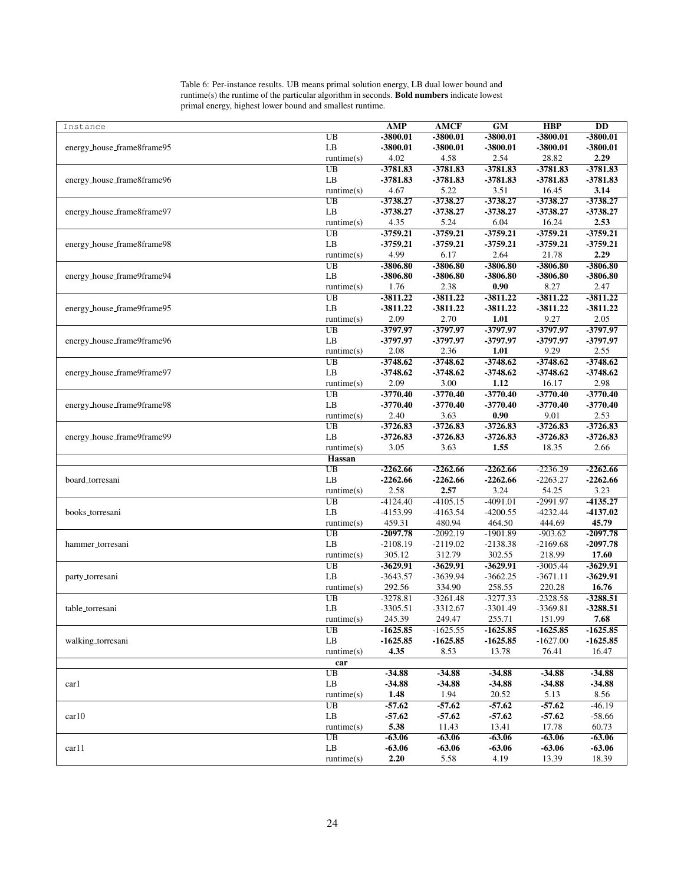Table 6: Per-instance results. UB means primal solution energy, LB dual lower bound and runtime(s) the runtime of the particular algorithm in seconds. **Bold numbers** indicate lowest primal energy, highest lower bound and smallest runtime.

| Instance | | AMP | AMCF | GM | HBP | DD |
|---|---|---|---|---|---|---|
| energy_house_frame8frame95 | UB | **-3800.01** | **-3800.01** | **-3800.01** | **-3800.01** | **-3800.01** |
| | LB | **-3800.01** | **-3800.01** | **-3800.01** | **-3800.01** | **-3800.01** |
| | runtime(s) | 4.02 | 4.58 | 2.54 | 28.82 | **2.29** |
| energy_house_frame8frame96 | UB | **-3781.83** | **-3781.83** | **-3781.83** | **-3781.83** | **-3781.83** |
| | LB | **-3781.83** | **-3781.83** | **-3781.83** | **-3781.83** | **-3781.83** |
| | runtime(s) | 4.67 | 5.22 | 3.51 | 16.45 | **3.14** |
| energy_house_frame8frame97 | UB | **-3738.27** | **-3738.27** | **-3738.27** | **-3738.27** | **-3738.27** |
| | LB | **-3738.27** | **-3738.27** | **-3738.27** | **-3738.27** | **-3738.27** |
| | runtime(s) | 4.35 | 5.24 | 6.04 | 16.24 | **2.53** |
| energy_house_frame8frame98 | UB | **-3759.21** | **-3759.21** | **-3759.21** | **-3759.21** | **-3759.21** |
| | LB | **-3759.21** | **-3759.21** | **-3759.21** | **-3759.21** | **-3759.21** |
| | runtime(s) | 4.99 | 6.17 | 2.64 | 21.78 | **2.29** |
| energy_house_frame9frame94 | UB | **-3806.80** | **-3806.80** | **-3806.80** | **-3806.80** | **-3806.80** |
| | LB | **-3806.80** | **-3806.80** | **-3806.80** | **-3806.80** | **-3806.80** |
| | runtime(s) | 1.76 | 2.38 | **0.90** | 8.27 | 2.47 |
| energy_house_frame9frame95 | UB | **-3811.22** | **-3811.22** | **-3811.22** | **-3811.22** | **-3811.22** |
| | LB | **-3811.22** | **-3811.22** | **-3811.22** | **-3811.22** | **-3811.22** |
| | runtime(s) | 2.09 | 2.70 | **1.01** | 9.27 | 2.05 |
| energy_house_frame9frame96 | UB | **-3797.97** | **-3797.97** | **-3797.97** | **-3797.97** | **-3797.97** |
| | LB | **-3797.97** | **-3797.97** | **-3797.97** | **-3797.97** | **-3797.97** |
| | runtime(s) | 2.08 | 2.36 | **1.01** | 9.29 | 2.55 |
| energy_house_frame9frame97 | UB | **-3748.62** | **-3748.62** | **-3748.62** | **-3748.62** | **-3748.62** |
| | LB | **-3748.62** | **-3748.62** | **-3748.62** | **-3748.62** | **-3748.62** |
| | runtime(s) | 2.09 | 3.00 | **1.12** | 16.17 | 2.98 |
| energy_house_frame9frame98 | UB | **-3770.40** | **-3770.40** | **-3770.40** | **-3770.40** | **-3770.40** |
| | LB | **-3770.40** | **-3770.40** | **-3770.40** | **-3770.40** | **-3770.40** |
| | runtime(s) | 2.40 | 3.63 | **0.90** | 9.01 | 2.53 |
| energy_house_frame9frame99 | UB | **-3726.83** | **-3726.83** | **-3726.83** | **-3726.83** | **-3726.83** |
| | LB | **-3726.83** | **-3726.83** | **-3726.83** | **-3726.83** | **-3726.83** |
| | runtime(s) | 3.05 | 3.63 | **1.55** | 18.35 | 2.66 |
| | **Hassan** | | | | | |
| board_torresani | UB | **-2262.66** | **-2262.66** | **-2262.66** | -2236.29 | **-2262.66** |
| | LB | **-2262.66** | **-2262.66** | **-2262.66** | -2263.27 | **-2262.66** |
| | runtime(s) | 2.58 | **2.57** | 3.24 | 54.25 | 3.23 |
| books_torresani | UB | -4124.40 | -4105.15 | -4091.01 | -2991.97 | **-4135.27** |
| | LB | -4153.99 | -4163.54 | -4200.55 | -4232.44 | **-4137.02** |
| | runtime(s) | 459.31 | 480.94 | 464.50 | 444.69 | **45.79** |
| hammer_torresani | UB | **-2097.78** | -2092.19 | -1901.89 | -903.62 | **-2097.78** |
| | LB | -2108.19 | -2119.02 | -2138.38 | -2169.68 | **-2097.78** |
| | runtime(s) | 305.12 | 312.79 | 302.55 | 218.99 | **17.60** |
| party_torresani | UB | **-3629.91** | **-3629.91** | **-3629.91** | -3005.44 | **-3629.91** |
| | LB | -3643.57 | -3639.94 | -3662.25 | -3671.11 | **-3629.91** |
| | runtime(s) | 292.56 | 334.90 | 258.55 | 220.28 | **16.76** |
| table_torresani | UB | -3278.81 | -3261.48 | -3277.33 | -2328.58 | **-3288.51** |
| | LB | -3305.51 | -3312.67 | -3301.49 | -3369.81 | **-3288.51** |
| | runtime(s) | 245.39 | 249.47 | 255.71 | 151.99 | **7.68** |
| walking_torresani | UB | **-1625.85** | -1625.55 | **-1625.85** | **-1625.85** | **-1625.85** |
| | LB | **-1625.85** | **-1625.85** | **-1625.85** | -1627.00 | **-1625.85** |
| | runtime(s) | **4.35** | 8.53 | 13.78 | 76.41 | 16.47 |
| | **car** | | | | | |
| car1 | UB | **-34.88** | **-34.88** | **-34.88** | **-34.88** | **-34.88** |
| | LB | **-34.88** | **-34.88** | **-34.88** | **-34.88** | **-34.88** |
| | runtime(s) | **1.48** | 1.94 | 20.52 | 5.13 | 8.56 |
| car10 | UB | **-57.62** | **-57.62** | **-57.62** | **-57.62** | -46.19 |
| | LB | **-57.62** | **-57.62** | **-57.62** | **-57.62** | -58.66 |
| | runtime(s) | **5.38** | 11.43 | 13.41 | 17.78 | 60.73 |
| car11 | UB | **-63.06** | **-63.06** | **-63.06** | **-63.06** | **-63.06** |
| | LB | **-63.06** | **-63.06** | **-63.06** | **-63.06** | **-63.06** |
| | runtime(s) | **2.20** | 5.58 | 4.19 | 13.39 | 18.39 |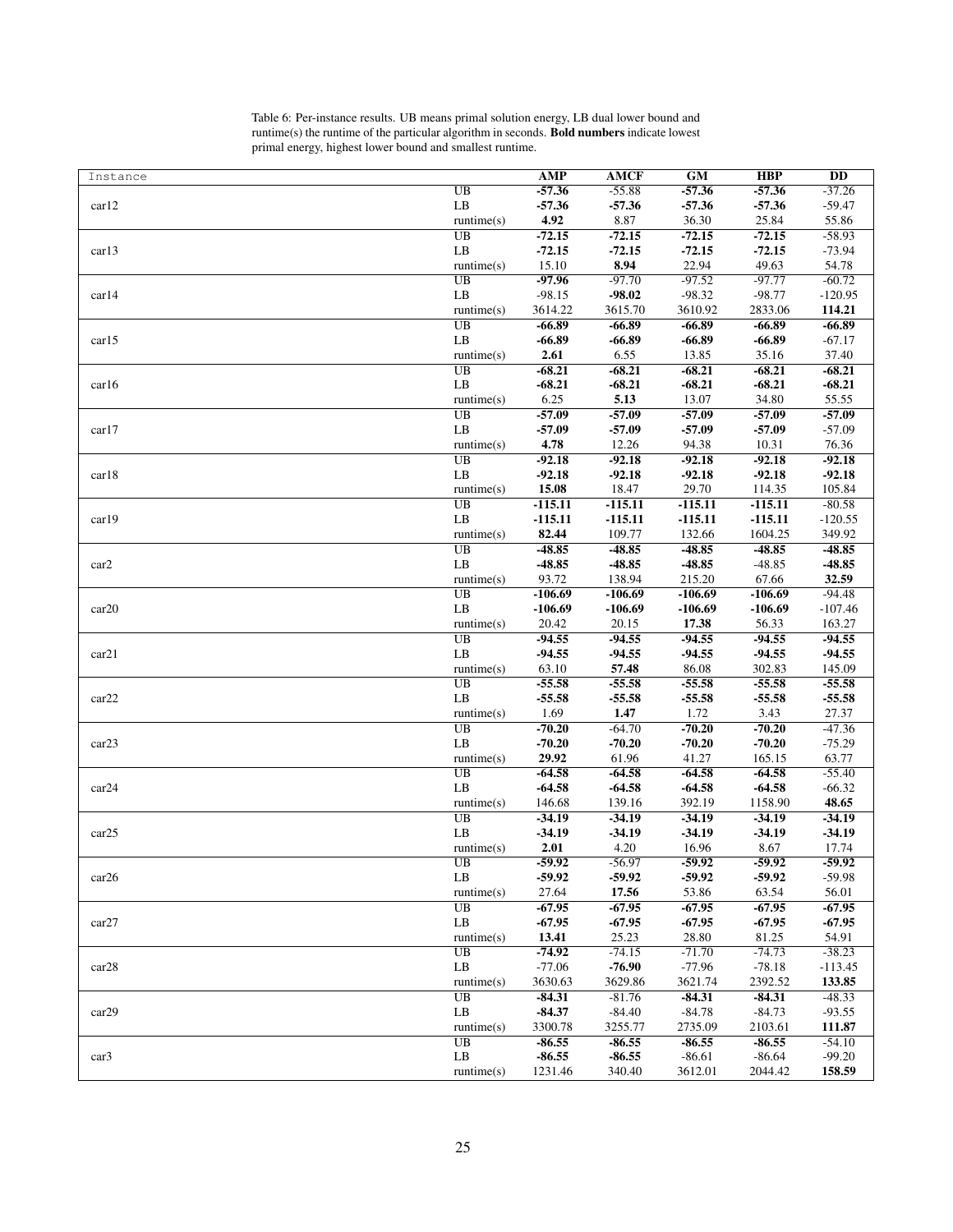Table 6: Per-instance results. UB means primal solution energy, LB dual lower bound and runtime(s) the runtime of the particular algorithm in seconds. **Bold numbers** indicate lowest primal energy, highest lower bound and smallest runtime.

| Instance | | AMP | AMCF | GM | HBP | DD |
|---|---|---|---|---|---|---|
| car12 | UB | **-57.36** | -55.88 | **-57.36** | **-57.36** | -37.26 |
| | LB | **-57.36** | **-57.36** | **-57.36** | **-57.36** | -59.47 |
| | runtime(s) | **4.92** | 8.87 | 36.30 | 25.84 | 55.86 |
| car13 | UB | **-72.15** | **-72.15** | **-72.15** | **-72.15** | -58.93 |
| | LB | **-72.15** | **-72.15** | **-72.15** | **-72.15** | -73.94 |
| | runtime(s) | 15.10 | **8.94** | 22.94 | 49.63 | 54.78 |
| car14 | UB | **-97.96** | -97.70 | -97.52 | -97.77 | -60.72 |
| | LB | -98.15 | **-98.02** | -98.32 | -98.77 | -120.95 |
| | runtime(s) | 3614.22 | 3615.70 | 3610.92 | 2833.06 | **114.21** |
| car15 | UB | **-66.89** | **-66.89** | **-66.89** | **-66.89** | **-66.89** |
| | LB | **-66.89** | **-66.89** | **-66.89** | **-66.89** | -67.17 |
| | runtime(s) | **2.61** | 6.55 | 13.85 | 35.16 | 37.40 |
| car16 | UB | **-68.21** | **-68.21** | **-68.21** | **-68.21** | **-68.21** |
| | LB | **-68.21** | **-68.21** | **-68.21** | **-68.21** | **-68.21** |
| | runtime(s) | 6.25 | **5.13** | 13.07 | 34.80 | 55.55 |
| car17 | UB | **-57.09** | **-57.09** | **-57.09** | **-57.09** | **-57.09** |
| | LB | **-57.09** | **-57.09** | **-57.09** | **-57.09** | -57.09 |
| | runtime(s) | **4.78** | 12.26 | 94.38 | 10.31 | 76.36 |
| car18 | UB | **-92.18** | **-92.18** | **-92.18** | **-92.18** | **-92.18** |
| | LB | **-92.18** | **-92.18** | **-92.18** | **-92.18** | **-92.18** |
| | runtime(s) | **15.08** | 18.47 | 29.70 | 114.35 | 105.84 |
| car19 | UB | **-115.11** | **-115.11** | **-115.11** | **-115.11** | -80.58 |
| | LB | **-115.11** | **-115.11** | **-115.11** | **-115.11** | -120.55 |
| | runtime(s) | **82.44** | 109.77 | 132.66 | 1604.25 | 349.92 |
| car2 | UB | **-48.85** | **-48.85** | **-48.85** | **-48.85** | **-48.85** |
| | LB | **-48.85** | **-48.85** | **-48.85** | -48.85 | **-48.85** |
| | runtime(s) | 93.72 | 138.94 | 215.20 | 67.66 | **32.59** |
| car20 | UB | **-106.69** | **-106.69** | **-106.69** | **-106.69** | -94.48 |
| | LB | **-106.69** | **-106.69** | **-106.69** | **-106.69** | -107.46 |
| | runtime(s) | 20.42 | 20.15 | **17.38** | 56.33 | 163.27 |
| car21 | UB | **-94.55** | **-94.55** | **-94.55** | **-94.55** | **-94.55** |
| | LB | **-94.55** | **-94.55** | **-94.55** | **-94.55** | **-94.55** |
| | runtime(s) | 63.10 | **57.48** | 86.08 | 302.83 | 145.09 |
| car22 | UB | **-55.58** | **-55.58** | **-55.58** | **-55.58** | **-55.58** |
| | LB | **-55.58** | **-55.58** | **-55.58** | **-55.58** | **-55.58** |
| | runtime(s) | 1.69 | **1.47** | 1.72 | 3.43 | 27.37 |
| car23 | UB | **-70.20** | -64.70 | **-70.20** | **-70.20** | -47.36 |
| | LB | **-70.20** | **-70.20** | **-70.20** | **-70.20** | -75.29 |
| | runtime(s) | **29.92** | 61.96 | 41.27 | 165.15 | 63.77 |
| car24 | UB | **-64.58** | **-64.58** | **-64.58** | **-64.58** | -55.40 |
| | LB | **-64.58** | **-64.58** | **-64.58** | **-64.58** | -66.32 |
| | runtime(s) | 146.68 | 139.16 | 392.19 | 1158.90 | **48.65** |
| car25 | UB | **-34.19** | **-34.19** | **-34.19** | **-34.19** | **-34.19** |
| | LB | **-34.19** | **-34.19** | **-34.19** | **-34.19** | **-34.19** |
| | runtime(s) | **2.01** | 4.20 | 16.96 | 8.67 | 17.74 |
| car26 | UB | **-59.92** | -56.97 | **-59.92** | **-59.92** | **-59.92** |
| | LB | **-59.92** | **-59.92** | **-59.92** | **-59.92** | -59.98 |
| | runtime(s) | 27.64 | **17.56** | 53.86 | 63.54 | 56.01 |
| car27 | UB | **-67.95** | **-67.95** | **-67.95** | **-67.95** | **-67.95** |
| | LB | **-67.95** | **-67.95** | **-67.95** | **-67.95** | **-67.95** |
| | runtime(s) | **13.41** | 25.23 | 28.80 | 81.25 | 54.91 |
| car28 | UB | **-74.92** | -74.15 | -71.70 | -74.73 | -38.23 |
| | LB | -77.06 | **-76.90** | -77.96 | -78.18 | -113.45 |
| | runtime(s) | 3630.63 | 3629.86 | 3621.74 | 2392.52 | **133.85** |
| car29 | UB | **-84.31** | -81.76 | **-84.31** | **-84.31** | -48.33 |
| | LB | **-84.37** | -84.40 | -84.78 | -84.73 | -93.55 |
| | runtime(s) | 3300.78 | 3255.77 | 2735.09 | 2103.61 | **111.87** |
| car3 | UB | **-86.55** | **-86.55** | **-86.55** | **-86.55** | -54.10 |
| | LB | **-86.55** | **-86.55** | -86.61 | -86.64 | -99.20 |
| | runtime(s) | 1231.46 | 340.40 | 3612.01 | 2044.42 | **158.59** |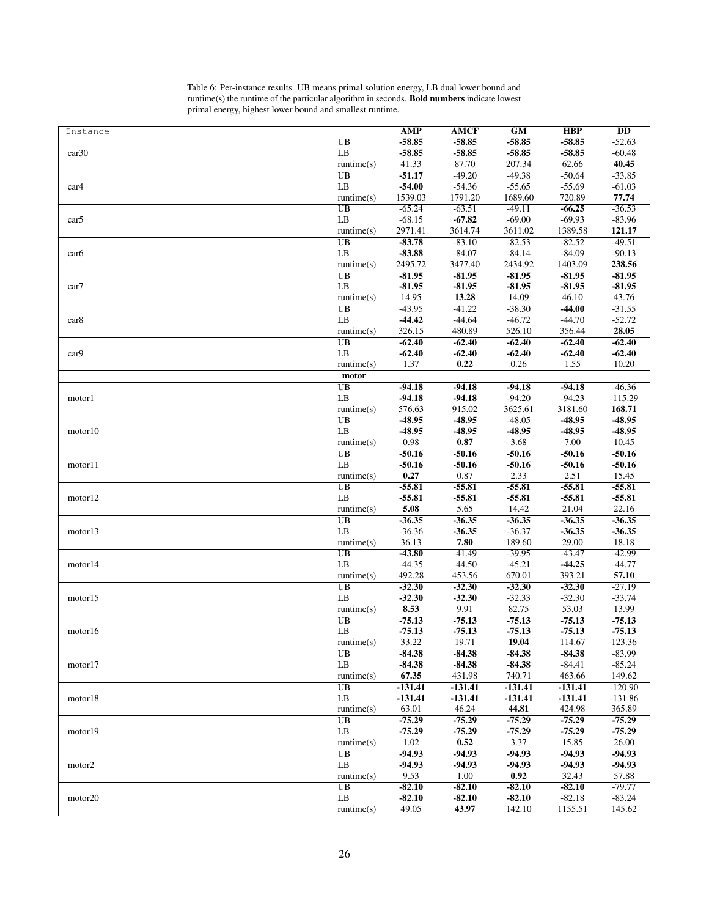Table 6: Per-instance results. UB means primal solution energy, LB dual lower bound and runtime(s) the runtime of the particular algorithm in seconds. **Bold numbers** indicate lowest primal energy, highest lower bound and smallest runtime.

| Instance | | AMP | AMCF | GM | HBP | DD |
|---|---|---|---|---|---|---|
| car30 | UB | **-58.85** | **-58.85** | **-58.85** | **-58.85** | -52.63 |
| | LB | **-58.85** | **-58.85** | **-58.85** | **-58.85** | -60.48 |
| | runtime(s) | 41.33 | 87.70 | 207.34 | 62.66 | **40.45** |
| car4 | UB | **-51.17** | -49.20 | -49.38 | -50.64 | -33.85 |
| | LB | **-54.00** | -54.36 | -55.65 | -55.69 | -61.03 |
| | runtime(s) | 1539.03 | 1791.20 | 1689.60 | 720.89 | **77.74** |
| car5 | UB | -65.24 | -63.51 | -49.11 | **-66.25** | -36.53 |
| | LB | -68.15 | **-67.82** | -69.00 | -69.93 | -83.96 |
| | runtime(s) | 2971.41 | 3614.74 | 3611.02 | 1389.58 | **121.17** |
| car6 | UB | **-83.78** | -83.10 | -82.53 | -82.52 | -49.51 |
| | LB | **-83.88** | -84.07 | -84.14 | -84.09 | -90.13 |
| | runtime(s) | 2495.72 | 3477.40 | 2434.92 | 1403.09 | **238.56** |
| car7 | UB | **-81.95** | **-81.95** | **-81.95** | **-81.95** | **-81.95** |
| | LB | **-81.95** | **-81.95** | **-81.95** | **-81.95** | **-81.95** |
| | runtime(s) | 14.95 | **13.28** | 14.09 | 46.10 | 43.76 |
| car8 | UB | -43.95 | -41.22 | -38.30 | **-44.00** | -31.55 |
| | LB | **-44.42** | -44.64 | -46.72 | -44.70 | -52.72 |
| | runtime(s) | 326.15 | 480.89 | 526.10 | 356.44 | **28.05** |
| car9 | UB | **-62.40** | **-62.40** | **-62.40** | **-62.40** | **-62.40** |
| | LB | **-62.40** | **-62.40** | **-62.40** | **-62.40** | **-62.40** |
| | runtime(s) | 1.37 | **0.22** | 0.26 | 1.55 | 10.20 |
| | **motor** | | | | | |
| motor1 | UB | **-94.18** | **-94.18** | **-94.18** | **-94.18** | -46.36 |
| | LB | **-94.18** | **-94.18** | -94.20 | -94.23 | -115.29 |
| | runtime(s) | 576.63 | 915.02 | 3625.61 | 3181.60 | **168.71** |
| motor10 | UB | **-48.95** | **-48.95** | -48.05 | **-48.95** | **-48.95** |
| | LB | **-48.95** | **-48.95** | **-48.95** | **-48.95** | **-48.95** |
| | runtime(s) | 0.98 | **0.87** | 3.68 | 7.00 | 10.45 |
| motor11 | UB | **-50.16** | **-50.16** | **-50.16** | **-50.16** | **-50.16** |
| | LB | **-50.16** | **-50.16** | **-50.16** | **-50.16** | **-50.16** |
| | runtime(s) | **0.27** | 0.87 | 2.33 | 2.51 | 15.45 |
| motor12 | UB | **-55.81** | **-55.81** | **-55.81** | **-55.81** | **-55.81** |
| | LB | **-55.81** | **-55.81** | **-55.81** | **-55.81** | **-55.81** |
| | runtime(s) | **5.08** | 5.65 | 14.42 | 21.04 | 22.16 |
| motor13 | UB | **-36.35** | **-36.35** | **-36.35** | **-36.35** | **-36.35** |
| | LB | -36.36 | **-36.35** | -36.37 | **-36.35** | **-36.35** |
| | runtime(s) | 36.13 | **7.80** | 189.60 | 29.00 | 18.18 |
| motor14 | UB | **-43.80** | -41.49 | -39.95 | -43.47 | -42.99 |
| | LB | -44.35 | -44.50 | -45.21 | **-44.25** | -44.77 |
| | runtime(s) | 492.28 | 453.56 | 670.01 | 393.21 | **57.10** |
| motor15 | UB | **-32.30** | **-32.30** | **-32.30** | **-32.30** | -27.19 |
| | LB | **-32.30** | **-32.30** | -32.33 | -32.30 | -33.74 |
| | runtime(s) | **8.53** | 9.91 | 82.75 | 53.03 | 13.99 |
| motor16 | UB | **-75.13** | **-75.13** | **-75.13** | **-75.13** | **-75.13** |
| | LB | **-75.13** | **-75.13** | **-75.13** | **-75.13** | **-75.13** |
| | runtime(s) | 33.22 | 19.71 | **19.04** | 114.67 | 123.36 |
| motor17 | UB | **-84.38** | **-84.38** | **-84.38** | **-84.38** | -83.99 |
| | LB | **-84.38** | **-84.38** | **-84.38** | -84.41 | -85.24 |
| | runtime(s) | **67.35** | 431.98 | 740.71 | 463.66 | 149.62 |
| motor18 | UB | **-131.41** | **-131.41** | **-131.41** | **-131.41** | -120.90 |
| | LB | **-131.41** | **-131.41** | **-131.41** | **-131.41** | -131.86 |
| | runtime(s) | 63.01 | 46.24 | **44.81** | 424.98 | 365.89 |
| motor19 | UB | **-75.29** | **-75.29** | **-75.29** | **-75.29** | **-75.29** |
| | LB | **-75.29** | **-75.29** | **-75.29** | **-75.29** | **-75.29** |
| | runtime(s) | 1.02 | **0.52** | 3.37 | 15.85 | 26.00 |
| motor2 | UB | **-94.93** | **-94.93** | **-94.93** | **-94.93** | **-94.93** |
| | LB | **-94.93** | **-94.93** | **-94.93** | **-94.93** | **-94.93** |
| | runtime(s) | 9.53 | 1.00 | **0.92** | 32.43 | 57.88 |
| motor20 | UB | **-82.10** | **-82.10** | **-82.10** | **-82.10** | -79.77 |
| | LB | **-82.10** | **-82.10** | **-82.10** | -82.18 | -83.24 |
| | runtime(s) | 49.05 | **43.97** | 142.10 | 1155.51 | 145.62 |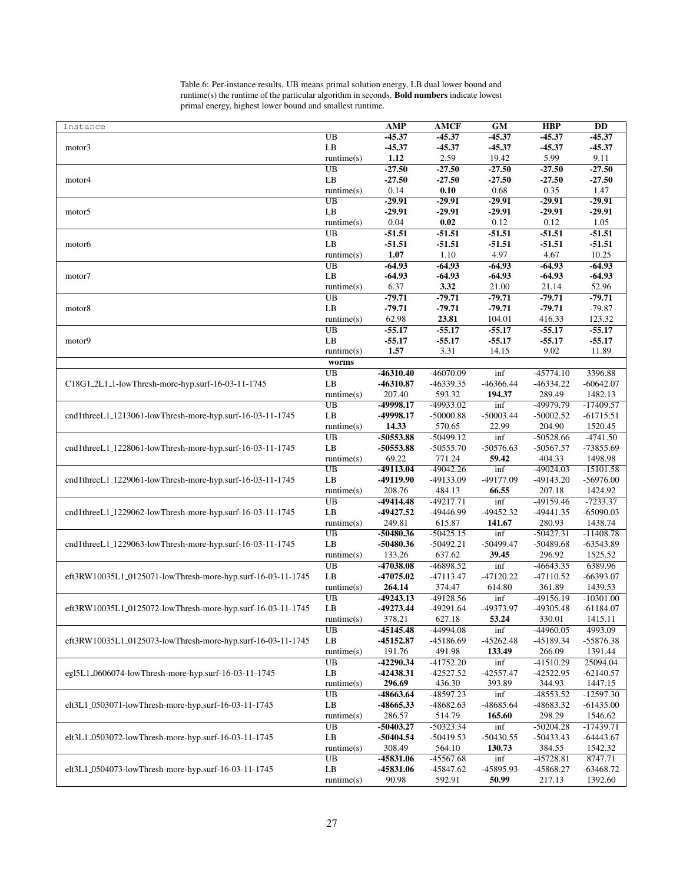Table 6: Per-instance results. UB means primal solution energy, LB dual lower bound and runtime(s) the runtime of the particular algorithm in seconds. **Bold numbers** indicate lowest primal energy, highest lower bound and smallest runtime.

| Instance | | AMP | AMCF | GM | HBP | DD |
|---|---|---|---|---|---|---|
| motor3 | UB | **-45.37** | **-45.37** | **-45.37** | **-45.37** | **-45.37** |
| | LB | **-45.37** | **-45.37** | **-45.37** | **-45.37** | **-45.37** |
| | runtime(s) | **1.12** | 2.59 | 19.42 | 5.99 | 9.11 |
| motor4 | UB | **-27.50** | **-27.50** | **-27.50** | **-27.50** | **-27.50** |
| | LB | **-27.50** | **-27.50** | **-27.50** | **-27.50** | **-27.50** |
| | runtime(s) | 0.14 | **0.10** | 0.68 | 0.35 | 1.47 |
| motor5 | UB | **-29.91** | **-29.91** | **-29.91** | **-29.91** | **-29.91** |
| | LB | **-29.91** | **-29.91** | **-29.91** | **-29.91** | **-29.91** |
| | runtime(s) | 0.04 | **0.02** | 0.12 | 0.12 | 1.05 |
| motor6 | UB | **-51.51** | **-51.51** | **-51.51** | **-51.51** | **-51.51** |
| | LB | **-51.51** | **-51.51** | **-51.51** | **-51.51** | **-51.51** |
| | runtime(s) | **1.07** | 1.10 | 4.97 | 4.67 | 10.25 |
| motor7 | UB | **-64.93** | **-64.93** | **-64.93** | **-64.93** | **-64.93** |
| | LB | **-64.93** | **-64.93** | **-64.93** | **-64.93** | **-64.93** |
| | runtime(s) | 6.37 | **3.32** | 21.00 | 21.14 | 52.96 |
| motor8 | UB | **-79.71** | **-79.71** | **-79.71** | **-79.71** | **-79.71** |
| | LB | **-79.71** | **-79.71** | **-79.71** | **-79.71** | -79.87 |
| | runtime(s) | 62.98 | **23.81** | 104.01 | 416.33 | 123.32 |
| motor9 | UB | **-55.17** | **-55.17** | **-55.17** | **-55.17** | **-55.17** |
| | LB | **-55.17** | **-55.17** | **-55.17** | **-55.17** | **-55.17** |
| | runtime(s) | **1.57** | 3.31 | 14.15 | 9.02 | 11.89 |
| | **worms** | | | | | |
| C18G1_2L1_1-lowThresh-more-hyp.surf-16-03-11-1745 | UB | **-46310.40** | -46070.09 | inf | -45774.10 | 3396.88 |
| | LB | **-46310.87** | -46339.35 | -46366.44 | -46334.22 | -60642.07 |
| | runtime(s) | 207.40 | 593.32 | **194.37** | 289.49 | 1482.13 |
| cnd1threeL1_1213061-lowThresh-more-hyp.surf-16-03-11-1745 | UB | **-49998.17** | -49933.02 | inf | -49979.79 | -17409.57 |
| | LB | **-49998.17** | -50000.88 | -50003.44 | -50002.52 | -61715.51 |
| | runtime(s) | **14.33** | 570.65 | 22.99 | 204.90 | 1520.45 |
| cnd1threeL1_1228061-lowThresh-more-hyp.surf-16-03-11-1745 | UB | **-50553.88** | -50499.12 | inf | -50528.66 | -4741.50 |
| | LB | **-50553.88** | -50555.70 | -50576.63 | -50567.57 | -73855.69 |
| | runtime(s) | 69.22 | 771.24 | **59.42** | 404.33 | 1498.98 |
| cnd1threeL1_1229061-lowThresh-more-hyp.surf-16-03-11-1745 | UB | **-49113.04** | -49042.26 | inf | -49024.03 | -15101.58 |
| | LB | **-49119.90** | -49133.09 | -49177.09 | -49143.20 | -56976.00 |
| | runtime(s) | 208.76 | 484.13 | **66.55** | 207.18 | 1424.92 |
| cnd1threeL1_1229062-lowThresh-more-hyp.surf-16-03-11-1745 | UB | **-49414.48** | -49217.71 | inf | -49159.46 | -7233.37 |
| | LB | **-49427.52** | -49446.99 | -49452.32 | -49441.35 | -65090.03 |
| | runtime(s) | 249.81 | 615.87 | **141.67** | 280.93 | 1438.74 |
| cnd1threeL1_1229063-lowThresh-more-hyp.surf-16-03-11-1745 | UB | **-50480.36** | -50425.15 | inf | -50427.31 | -11408.78 |
| | LB | **-50480.36** | -50492.21 | -50499.47 | -50489.68 | -63543.89 |
| | runtime(s) | 133.26 | 637.62 | **39.45** | 296.92 | 1525.52 |
| eft3RW10035L1_0125071-lowThresh-more-hyp.surf-16-03-11-1745 | UB | **-47038.08** | -46898.52 | inf | -46643.35 | 6389.96 |
| | LB | **-47075.02** | -47113.47 | -47120.22 | -47110.52 | -66393.07 |
| | runtime(s) | **264.14** | 374.47 | 614.80 | 361.89 | 1439.53 |
| eft3RW10035L1_0125072-lowThresh-more-hyp.surf-16-03-11-1745 | UB | **-49243.13** | -49128.56 | inf | -49156.19 | -10301.00 |
| | LB | **-49273.44** | -49291.64 | -49373.97 | -49305.48 | -61184.07 |
| | runtime(s) | 378.21 | 627.18 | **53.24** | 330.01 | 1415.11 |
| eft3RW10035L1_0125073-lowThresh-more-hyp.surf-16-03-11-1745 | UB | **-45145.48** | -44994.08 | inf | -44960.05 | 4993.09 |
| | LB | **-45152.87** | -45186.69 | -45262.48 | -45189.34 | -55876.38 |
| | runtime(s) | 191.76 | 491.98 | **133.49** | 266.09 | 1391.44 |
| egl5L1_0606074-lowThresh-more-hyp.surf-16-03-11-1745 | UB | **-42290.34** | -41752.20 | inf | -41510.29 | 25094.04 |
| | LB | **-42438.31** | -42527.52 | -42557.47 | -42522.95 | -62140.57 |
| | runtime(s) | **296.69** | 436.30 | 393.89 | 344.93 | 1447.15 |
| elt3L1_0503071-lowThresh-more-hyp.surf-16-03-11-1745 | UB | **-48663.64** | -48597.23 | inf | -48553.52 | -12597.30 |
| | LB | **-48665.33** | -48682.63 | -48685.64 | -48683.32 | -61435.00 |
| | runtime(s) | 286.57 | 514.79 | **165.60** | 298.29 | 1546.62 |
| elt3L1_0503072-lowThresh-more-hyp.surf-16-03-11-1745 | UB | **-50403.27** | -50323.34 | inf | -50204.28 | -17439.71 |
| | LB | **-50404.54** | -50419.53 | -50430.55 | -50433.43 | -64443.67 |
| | runtime(s) | 308.49 | 564.10 | **130.73** | 384.55 | 1542.32 |
| elt3L1_0504073-lowThresh-more-hyp.surf-16-03-11-1745 | UB | **-45831.06** | -45567.68 | inf | -45728.81 | 8747.71 |
| | LB | **-45831.06** | -45847.62 | -45895.93 | -45868.27 | -63468.72 |
| | runtime(s) | 90.98 | 592.91 | **50.99** | 217.13 | 1392.60 |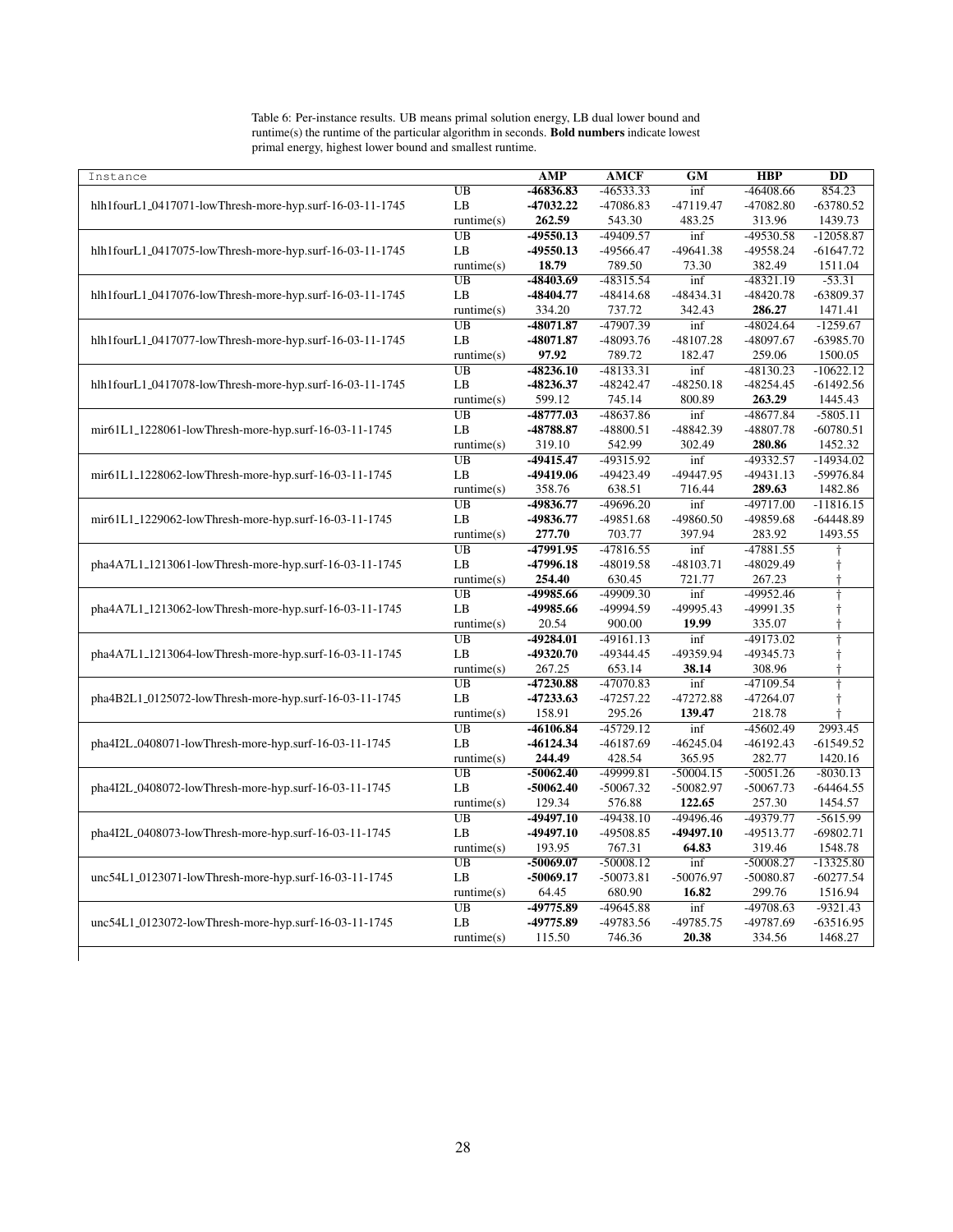Table 6: Per-instance results. UB means primal solution energy, LB dual lower bound and runtime(s) the runtime of the particular algorithm in seconds. **Bold numbers** indicate lowest primal energy, highest lower bound and smallest runtime.

| Instance | | AMP | AMCF | GM | HBP | DD |
|---|---|---|---|---|---|---|
| hlh1fourL1_0417071-lowThresh-more-hyp.surf-16-03-11-1745 | UB | **-46836.83** | -46533.33 | inf | -46408.66 | 854.23 |
| | LB | **-47032.22** | -47086.83 | -47119.47 | -47082.80 | -63780.52 |
| | runtime(s) | **262.59** | 543.30 | 483.25 | 313.96 | 1439.73 |
| hlh1fourL1_0417075-lowThresh-more-hyp.surf-16-03-11-1745 | UB | **-49550.13** | -49409.57 | inf | -49530.58 | -12058.87 |
| | LB | **-49550.13** | -49566.47 | -49641.38 | -49558.24 | -61647.72 |
| | runtime(s) | **18.79** | 789.50 | 73.30 | 382.49 | 1511.04 |
| hlh1fourL1_0417076-lowThresh-more-hyp.surf-16-03-11-1745 | UB | **-48403.69** | -48315.54 | inf | -48321.19 | -53.31 |
| | LB | **-48404.77** | -48414.68 | -48434.31 | -48420.78 | -63809.37 |
| | runtime(s) | 334.20 | 737.72 | 342.43 | **286.27** | 1471.41 |
| hlh1fourL1_0417077-lowThresh-more-hyp.surf-16-03-11-1745 | UB | **-48071.87** | -47907.39 | inf | -48024.64 | -1259.67 |
| | LB | **-48071.87** | -48093.76 | -48107.28 | -48097.67 | -63985.70 |
| | runtime(s) | **97.92** | 789.72 | 182.47 | 259.06 | 1500.05 |
| hlh1fourL1_0417078-lowThresh-more-hyp.surf-16-03-11-1745 | UB | **-48236.10** | -48133.31 | inf | -48130.23 | -10622.12 |
| | LB | **-48236.37** | -48242.47 | -48250.18 | -48254.45 | -61492.56 |
| | runtime(s) | 599.12 | 745.14 | 800.89 | **263.29** | 1445.43 |
| mir61L1_1228061-lowThresh-more-hyp.surf-16-03-11-1745 | UB | **-48777.03** | -48637.86 | inf | -48677.84 | -5805.11 |
| | LB | **-48788.87** | -48800.51 | -48842.39 | -48807.78 | -60780.51 |
| | runtime(s) | 319.10 | 542.99 | 302.49 | **280.86** | 1452.32 |
| mir61L1_1228062-lowThresh-more-hyp.surf-16-03-11-1745 | UB | **-49415.47** | -49315.92 | inf | -49332.57 | -14934.02 |
| | LB | **-49419.06** | -49423.49 | -49447.95 | -49431.13 | -59976.84 |
| | runtime(s) | 358.76 | 638.51 | 716.44 | **289.63** | 1482.86 |
| mir61L1_1229062-lowThresh-more-hyp.surf-16-03-11-1745 | UB | **-49836.77** | -49696.20 | inf | -49717.00 | -11816.15 |
| | LB | **-49836.77** | -49851.68 | -49860.50 | -49859.68 | -64448.89 |
| | runtime(s) | **277.70** | 703.77 | 397.94 | 283.92 | 1493.55 |
| pha4A7L1_1213061-lowThresh-more-hyp.surf-16-03-11-1745 | UB | **-47991.95** | -47816.55 | inf | -47881.55 | † |
| | LB | **-47996.18** | -48019.58 | -48103.71 | -48029.49 | † |
| | runtime(s) | **254.40** | 630.45 | 721.77 | 267.23 | † |
| pha4A7L1_1213062-lowThresh-more-hyp.surf-16-03-11-1745 | UB | **-49985.66** | -49909.30 | inf | -49952.46 | † |
| | LB | **-49985.66** | -49994.59 | -49995.43 | -49991.35 | † |
| | runtime(s) | 20.54 | 900.00 | **19.99** | 335.07 | † |
| pha4A7L1_1213064-lowThresh-more-hyp.surf-16-03-11-1745 | UB | **-49284.01** | -49161.13 | inf | -49173.02 | † |
| | LB | **-49320.70** | -49344.45 | -49359.94 | -49345.73 | † |
| | runtime(s) | 267.25 | 653.14 | **38.14** | 308.96 | † |
| pha4B2L1_0125072-lowThresh-more-hyp.surf-16-03-11-1745 | UB | **-47230.88** | -47070.83 | inf | -47109.54 | † |
| | LB | **-47233.63** | -47257.22 | -47272.88 | -47264.07 | † |
| | runtime(s) | 158.91 | 295.26 | **139.47** | 218.78 | † |
| pha4I2L_0408071-lowThresh-more-hyp.surf-16-03-11-1745 | UB | **-46106.84** | -45729.12 | inf | -45602.49 | 2993.45 |
| | LB | **-46124.34** | -46187.69 | -46245.04 | -46192.43 | -61549.52 |
| | runtime(s) | **244.49** | 428.54 | 365.95 | 282.77 | 1420.16 |
| pha4I2L_0408072-lowThresh-more-hyp.surf-16-03-11-1745 | UB | **-50062.40** | -49999.81 | -50004.15 | -50051.26 | -8030.13 |
| | LB | **-50062.40** | -50067.32 | -50082.97 | -50067.73 | -64464.55 |
| | runtime(s) | 129.34 | 576.88 | **122.65** | 257.30 | 1454.57 |
| pha4I2L_0408073-lowThresh-more-hyp.surf-16-03-11-1745 | UB | **-49497.10** | -49438.10 | -49496.46 | -49379.77 | -5615.99 |
| | LB | **-49497.10** | -49508.85 | **-49497.10** | -49513.77 | -69802.71 |
| | runtime(s) | 193.95 | 767.31 | **64.83** | 319.46 | 1548.78 |
| unc54L1_0123071-lowThresh-more-hyp.surf-16-03-11-1745 | UB | **-50069.07** | -50008.12 | inf | -50008.27 | -13325.80 |
| | LB | **-50069.17** | -50073.81 | -50076.97 | -50080.87 | -60277.54 |
| | runtime(s) | 64.45 | 680.90 | **16.82** | 299.76 | 1516.94 |
| unc54L1_0123072-lowThresh-more-hyp.surf-16-03-11-1745 | UB | **-49775.89** | -49645.88 | inf | -49708.63 | -9321.43 |
| | LB | **-49775.89** | -49783.56 | -49785.75 | -49787.69 | -63516.95 |
| | runtime(s) | 115.50 | 746.36 | **20.38** | 334.56 | 1468.27 |